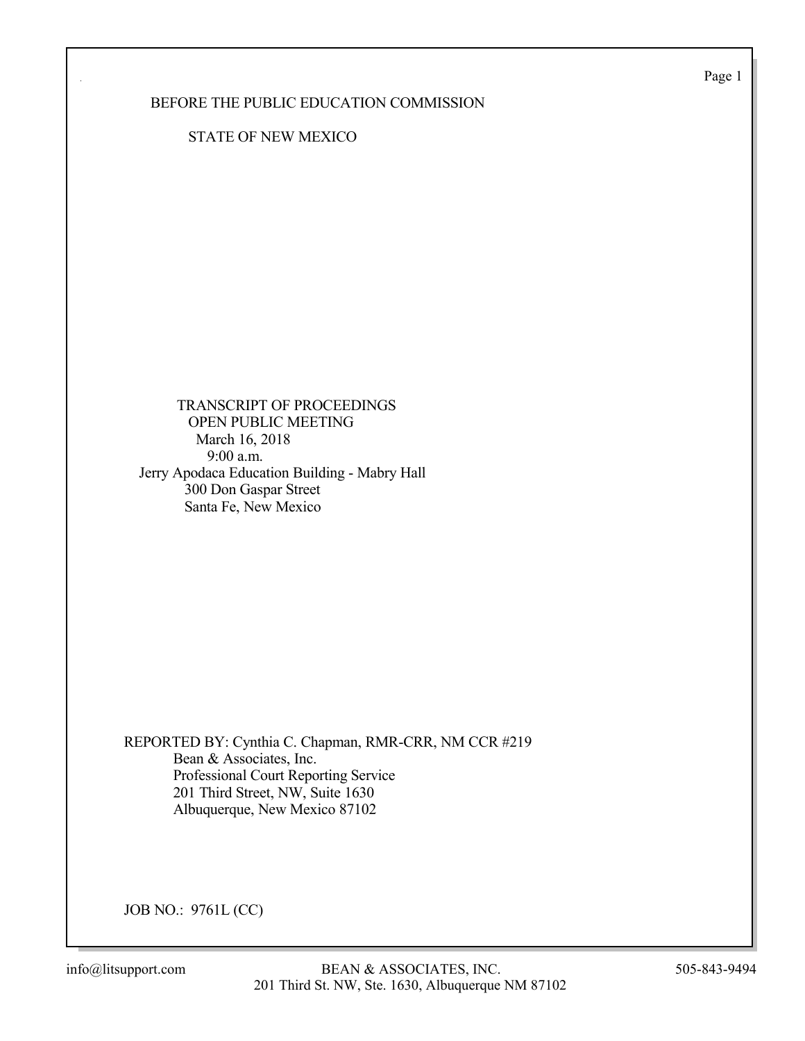BEFORE THE PUBLIC EDUCATION COMMISSION

STATE OF NEW MEXICO

TRANSCRIPT OF PROCEEDINGS
OPEN PUBLIC MEETING
March 16, 2018
9:00 a.m.
Jerry Apodaca Education Building - Mabry Hall
300 Don Gaspar Street
Santa Fe, New Mexico

REPORTED BY: Cynthia C. Chapman, RMR-CRR, NM CCR #219
Bean & Associates, Inc.
Professional Court Reporting Service
201 Third Street, NW, Suite 1630
Albuquerque, New Mexico 87102

JOB NO.: 9761L (CC)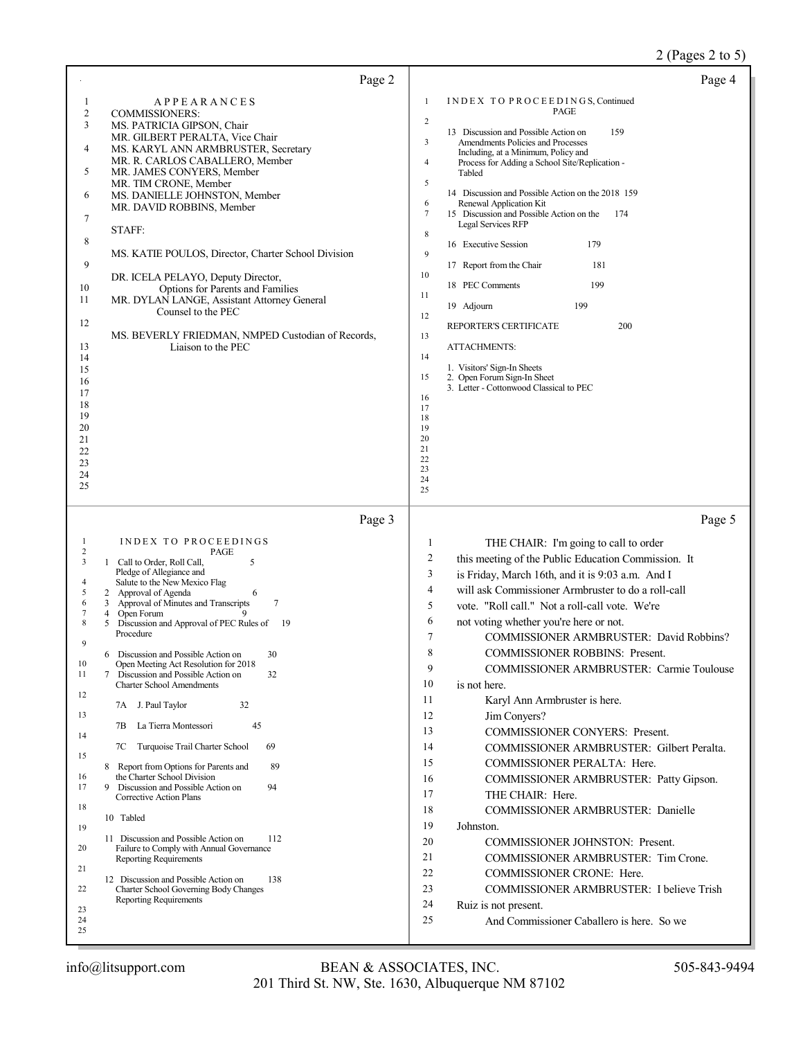## Page 2

APPEARANCES

COMMISSIONERS:

MS. PATRICIA GIPSON, Chair
MR. GILBERT PERALTA, Vice Chair
MS. KARYL ANN ARMBRUSTER, Secretary
MR. R. CARLOS CABALLERO, Member
MR. JAMES CONYERS, Member
MR. TIM CRONE, Member
MS. DANIELLE JOHNSTON, Member
MR. DAVID ROBBINS, Member

STAFF:

MS. KATIE POULOS, Director, Charter School Division

DR. ICELA PELAYO, Deputy Director, Options for Parents and Families

MR. DYLAN LANGE, Assistant Attorney General Counsel to the PEC

MS. BEVERLY FRIEDMAN, NMPED Custodian of Records, Liaison to the PEC

## Page 3

INDEX TO PROCEEDINGS

| | PAGE |
|---|---|
| 1 Call to Order, Roll Call, Pledge of Allegiance and Salute to the New Mexico Flag | 5 |
| 2 Approval of Agenda | 6 |
| 3 Approval of Minutes and Transcripts | 7 |
| 4 Open Forum | 9 |
| 5 Discussion and Approval of PEC Rules of Procedure | 19 |
| 6 Discussion and Possible Action on Open Meeting Act Resolution for 2018 | 30 |
| 7 Discussion and Possible Action on Charter School Amendments | 32 |
| 7A J. Paul Taylor | 32 |
| 7B La Tierra Montessori | 45 |
| 7C Turquoise Trail Charter School | 69 |
| 8 Report from Options for Parents and the Charter School Division | 89 |
| 9 Discussion and Possible Action on Corrective Action Plans | 94 |
| 10 Tabled | |
| 11 Discussion and Possible Action on Failure to Comply with Annual Governance Reporting Requirements | 112 |
| 12 Discussion and Possible Action on Charter School Governing Body Changes Reporting Requirements | 138 |

## Page 4

INDEX TO PROCEEDINGS, Continued

| | PAGE |
|---|---|
| 13 Discussion and Possible Action on Amendments Policies and Processes Including, at a Minimum, Policy and Process for Adding a School Site/Replication - Tabled | 159 |
| 14 Discussion and Possible Action on the 2018 Renewal Application Kit | 159 |
| 15 Discussion and Possible Action on the Legal Services RFP | 174 |
| 16 Executive Session | 179 |
| 17 Report from the Chair | 181 |
| 18 PEC Comments | 199 |
| 19 Adjourn | 199 |
| REPORTER'S CERTIFICATE | 200 |

ATTACHMENTS:

1. Visitors' Sign-In Sheets
2. Open Forum Sign-In Sheet
3. Letter - Cottonwood Classical to PEC

## Page 5

1 THE CHAIR: I'm going to call to order
2 this meeting of the Public Education Commission. It
3 is Friday, March 16th, and it is 9:03 a.m. And I
4 will ask Commissioner Armbruster to do a roll-call
5 vote. "Roll call." Not a roll-call vote. We're
6 not voting whether you're here or not.
7 COMMISSIONER ARMBRUSTER: David Robbins?
8 COMMISSIONER ROBBINS: Present.
9 COMMISSIONER ARMBRUSTER: Carmie Toulouse
10 is not here.
11 Karyl Ann Armbruster is here.
12 Jim Conyers?
13 COMMISSIONER CONYERS: Present.
14 COMMISSIONER ARMBRUSTER: Gilbert Peralta.
15 COMMISSIONER PERALTA: Here.
16 COMMISSIONER ARMBRUSTER: Patty Gipson.
17 THE CHAIR: Here.
18 COMMISSIONER ARMBRUSTER: Danielle
19 Johnston.
20 COMMISSIONER JOHNSTON: Present.
21 COMMISSIONER ARMBRUSTER: Tim Crone.
22 COMMISSIONER CRONE: Here.
23 COMMISSIONER ARMBRUSTER: I believe Trish
24 Ruiz is not present.
25 And Commissioner Caballero is here. So we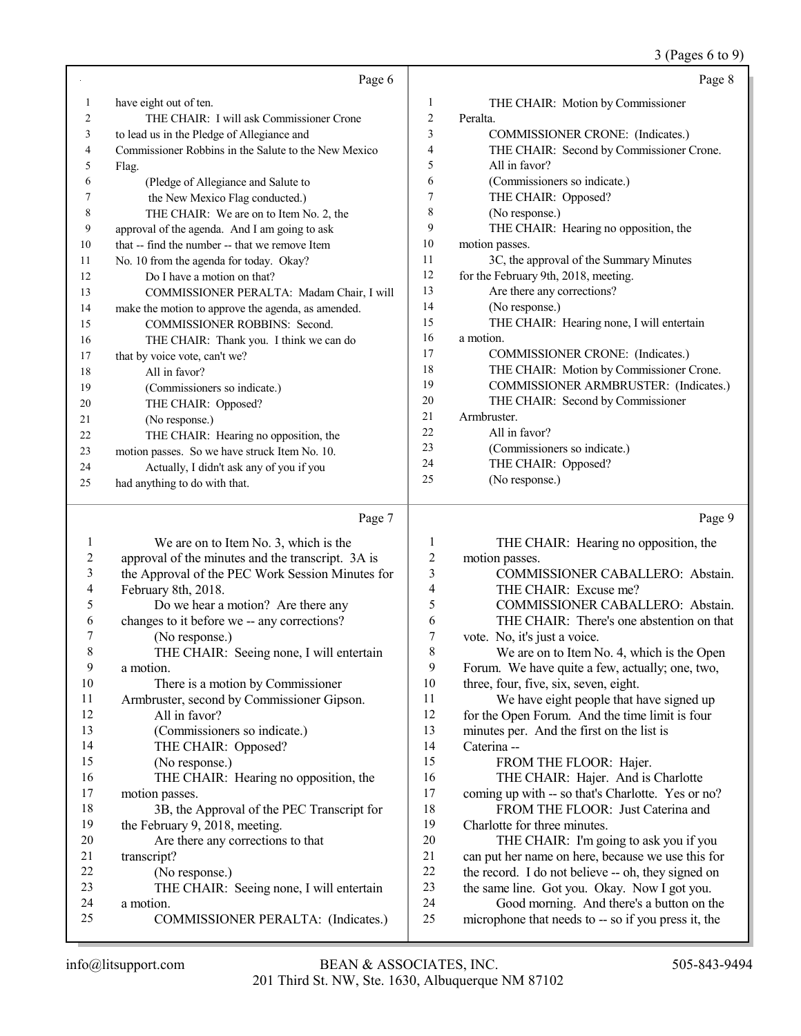Page 6

1 have eight out of ten.
2 THE CHAIR: I will ask Commissioner Crone
3 to lead us in the Pledge of Allegiance and
4 Commissioner Robbins in the Salute to the New Mexico
5 Flag.
6 (Pledge of Allegiance and Salute to
7 the New Mexico Flag conducted.)
8 THE CHAIR: We are on to Item No. 2, the
9 approval of the agenda. And I am going to ask
10 that -- find the number -- that we remove Item
11 No. 10 from the agenda for today. Okay?
12 Do I have a motion on that?
13 COMMISSIONER PERALTA: Madam Chair, I will
14 make the motion to approve the agenda, as amended.
15 COMMISSIONER ROBBINS: Second.
16 THE CHAIR: Thank you. I think we can do
17 that by voice vote, can't we?
18 All in favor?
19 (Commissioners so indicate.)
20 THE CHAIR: Opposed?
21 (No response.)
22 THE CHAIR: Hearing no opposition, the
23 motion passes. So we have struck Item No. 10.
24 Actually, I didn't ask any of you if you
25 had anything to do with that.

Page 7

1 We are on to Item No. 3, which is the
2 approval of the minutes and the transcript. 3A is
3 the Approval of the PEC Work Session Minutes for
4 February 8th, 2018.
5 Do we hear a motion? Are there any
6 changes to it before we -- any corrections?
7 (No response.)
8 THE CHAIR: Seeing none, I will entertain
9 a motion.
10 There is a motion by Commissioner
11 Armbruster, second by Commissioner Gipson.
12 All in favor?
13 (Commissioners so indicate.)
14 THE CHAIR: Opposed?
15 (No response.)
16 THE CHAIR: Hearing no opposition, the
17 motion passes.
18 3B, the Approval of the PEC Transcript for
19 the February 9, 2018, meeting.
20 Are there any corrections to that
21 transcript?
22 (No response.)
23 THE CHAIR: Seeing none, I will entertain
24 a motion.
25 COMMISSIONER PERALTA: (Indicates.)

Page 8

1 THE CHAIR: Motion by Commissioner
2 Peralta.
3 COMMISSIONER CRONE: (Indicates.)
4 THE CHAIR: Second by Commissioner Crone.
5 All in favor?
6 (Commissioners so indicate.)
7 THE CHAIR: Opposed?
8 (No response.)
9 THE CHAIR: Hearing no opposition, the
10 motion passes.
11 3C, the approval of the Summary Minutes
12 for the February 9th, 2018, meeting.
13 Are there any corrections?
14 (No response.)
15 THE CHAIR: Hearing none, I will entertain
16 a motion.
17 COMMISSIONER CRONE: (Indicates.)
18 THE CHAIR: Motion by Commissioner Crone.
19 COMMISSIONER ARMBRUSTER: (Indicates.)
20 THE CHAIR: Second by Commissioner
21 Armbruster.
22 All in favor?
23 (Commissioners so indicate.)
24 THE CHAIR: Opposed?
25 (No response.)

Page 9

1 THE CHAIR: Hearing no opposition, the
2 motion passes.
3 COMMISSIONER CABALLERO: Abstain.
4 THE CHAIR: Excuse me?
5 COMMISSIONER CABALLERO: Abstain.
6 THE CHAIR: There's one abstention on that
7 vote. No, it's just a voice.
8 We are on to Item No. 4, which is the Open
9 Forum. We have quite a few, actually; one, two,
10 three, four, five, six, seven, eight.
11 We have eight people that have signed up
12 for the Open Forum. And the time limit is four
13 minutes per. And the first on the list is
14 Caterina --
15 FROM THE FLOOR: Hajer.
16 THE CHAIR: Hajer. And is Charlotte
17 coming up with -- so that's Charlotte. Yes or no?
18 FROM THE FLOOR: Just Caterina and
19 Charlotte for three minutes.
20 THE CHAIR: I'm going to ask you if you
21 can put her name on here, because we use this for
22 the record. I do not believe -- oh, they signed on
23 the same line. Got you. Okay. Now I got you.
24 Good morning. And there's a button on the
25 microphone that needs to -- so if you press it, the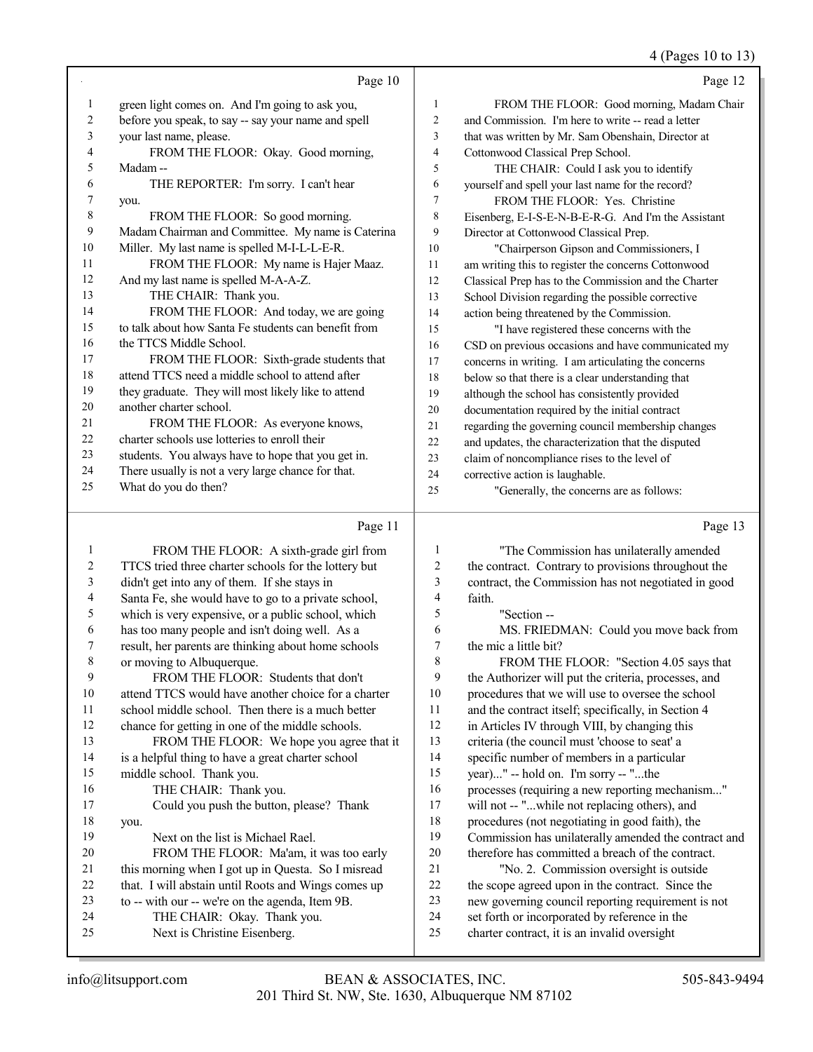Page 10

1 green light comes on. And I'm going to ask you,
2 before you speak, to say -- say your name and spell
3 your last name, please.
4 FROM THE FLOOR: Okay. Good morning,
5 Madam --
6 THE REPORTER: I'm sorry. I can't hear
7 you.
8 FROM THE FLOOR: So good morning.
9 Madam Chairman and Committee. My name is Caterina
10 Miller. My last name is spelled M-I-L-L-E-R.
11 FROM THE FLOOR: My name is Hajer Maaz.
12 And my last name is spelled M-A-A-Z.
13 THE CHAIR: Thank you.
14 FROM THE FLOOR: And today, we are going
15 to talk about how Santa Fe students can benefit from
16 the TTCS Middle School.
17 FROM THE FLOOR: Sixth-grade students that
18 attend TTCS need a middle school to attend after
19 they graduate. They will most likely like to attend
20 another charter school.
21 FROM THE FLOOR: As everyone knows,
22 charter schools use lotteries to enroll their
23 students. You always have to hope that you get in.
24 There usually is not a very large chance for that.
25 What do you do then?

Page 11

1 FROM THE FLOOR: A sixth-grade girl from
2 TTCS tried three charter schools for the lottery but
3 didn't get into any of them. If she stays in
4 Santa Fe, she would have to go to a private school,
5 which is very expensive, or a public school, which
6 has too many people and isn't doing well. As a
7 result, her parents are thinking about home schools
8 or moving to Albuquerque.
9 FROM THE FLOOR: Students that don't
10 attend TTCS would have another choice for a charter
11 school middle school. Then there is a much better
12 chance for getting in one of the middle schools.
13 FROM THE FLOOR: We hope you agree that it
14 is a helpful thing to have a great charter school
15 middle school. Thank you.
16 THE CHAIR: Thank you.
17 Could you push the button, please? Thank
18 you.
19 Next on the list is Michael Rael.
20 FROM THE FLOOR: Ma'am, it was too early
21 this morning when I got up in Questa. So I misread
22 that. I will abstain until Roots and Wings comes up
23 to -- with our -- we're on the agenda, Item 9B.
24 THE CHAIR: Okay. Thank you.
25 Next is Christine Eisenberg.

Page 12

1 FROM THE FLOOR: Good morning, Madam Chair
2 and Commission. I'm here to write -- read a letter
3 that was written by Mr. Sam Obenshain, Director at
4 Cottonwood Classical Prep School.
5 THE CHAIR: Could I ask you to identify
6 yourself and spell your last name for the record?
7 FROM THE FLOOR: Yes. Christine
8 Eisenberg, E-I-S-E-N-B-E-R-G. And I'm the Assistant
9 Director at Cottonwood Classical Prep.
10 "Chairperson Gipson and Commissioners, I
11 am writing this to register the concerns Cottonwood
12 Classical Prep has to the Commission and the Charter
13 School Division regarding the possible corrective
14 action being threatened by the Commission.
15 "I have registered these concerns with the
16 CSD on previous occasions and have communicated my
17 concerns in writing. I am articulating the concerns
18 below so that there is a clear understanding that
19 although the school has consistently provided
20 documentation required by the initial contract
21 regarding the governing council membership changes
22 and updates, the characterization that the disputed
23 claim of noncompliance rises to the level of
24 corrective action is laughable.
25 "Generally, the concerns are as follows:

Page 13

1 "The Commission has unilaterally amended
2 the contract. Contrary to provisions throughout the
3 contract, the Commission has not negotiated in good
4 faith.
5 "Section --
6 MS. FRIEDMAN: Could you move back from
7 the mic a little bit?
8 FROM THE FLOOR: "Section 4.05 says that
9 the Authorizer will put the criteria, processes, and
10 procedures that we will use to oversee the school
11 and the contract itself; specifically, in Section 4
12 in Articles IV through VIII, by changing this
13 criteria (the council must 'choose to seat' a
14 specific number of members in a particular
15 year)..." -- hold on. I'm sorry -- "...the
16 processes (requiring a new reporting mechanism..."
17 will not -- "...while not replacing others), and
18 procedures (not negotiating in good faith), the
19 Commission has unilaterally amended the contract and
20 therefore has committed a breach of the contract.
21 "No. 2. Commission oversight is outside
22 the scope agreed upon in the contract. Since the
23 new governing council reporting requirement is not
24 set forth or incorporated by reference in the
25 charter contract, it is an invalid oversight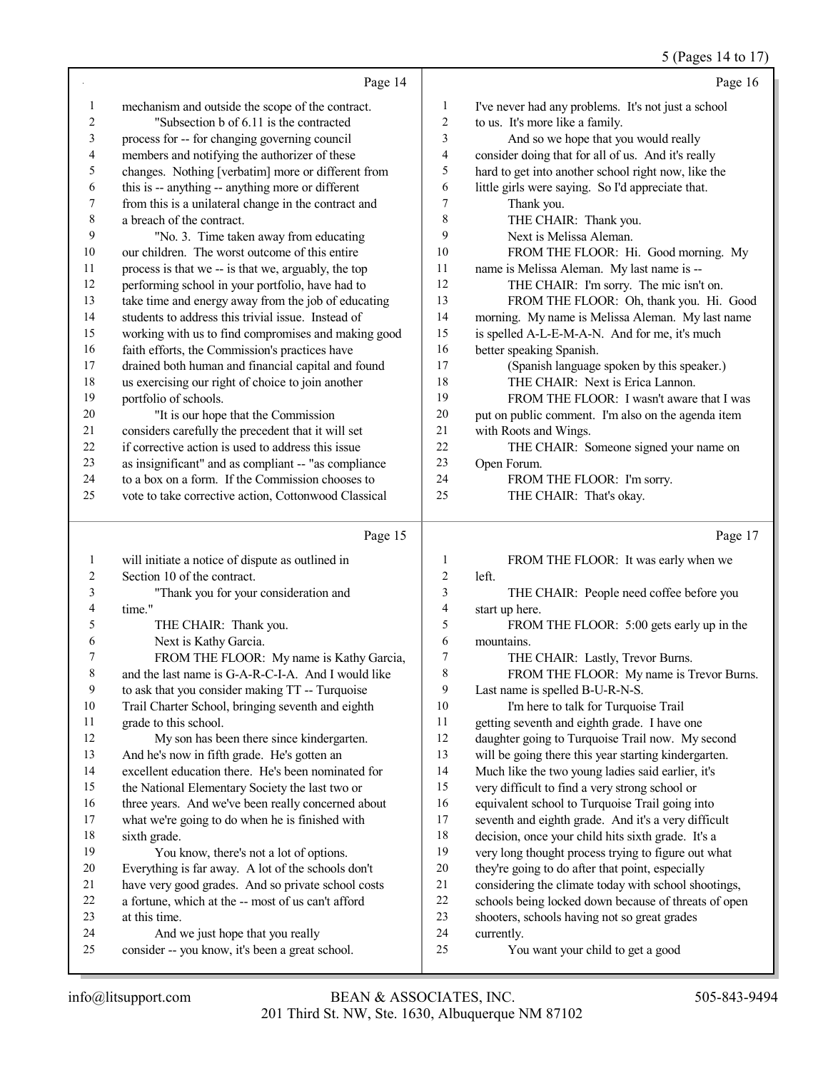## Page 14

1 mechanism and outside the scope of the contract.
2 "Subsection b of 6.11 is the contracted
3 process for -- for changing governing council
4 members and notifying the authorizer of these
5 changes. Nothing [verbatim] more or different from
6 this is -- anything -- anything more or different
7 from this is a unilateral change in the contract and
8 a breach of the contract.
9 "No. 3. Time taken away from educating
10 our children. The worst outcome of this entire
11 process is that we -- is that we, arguably, the top
12 performing school in your portfolio, have had to
13 take time and energy away from the job of educating
14 students to address this trivial issue. Instead of
15 working with us to find compromises and making good
16 faith efforts, the Commission's practices have
17 drained both human and financial capital and found
18 us exercising our right of choice to join another
19 portfolio of schools.
20 "It is our hope that the Commission
21 considers carefully the precedent that it will set
22 if corrective action is used to address this issue
23 as insignificant" and as compliant -- "as compliance
24 to a box on a form. If the Commission chooses to
25 vote to take corrective action, Cottonwood Classical

## Page 15

1 will initiate a notice of dispute as outlined in
2 Section 10 of the contract.
3 "Thank you for your consideration and
4 time."
5 THE CHAIR: Thank you.
6 Next is Kathy Garcia.
7 FROM THE FLOOR: My name is Kathy Garcia,
8 and the last name is G-A-R-C-I-A. And I would like
9 to ask that you consider making TT -- Turquoise
10 Trail Charter School, bringing seventh and eighth
11 grade to this school.
12 My son has been there since kindergarten.
13 And he's now in fifth grade. He's gotten an
14 excellent education there. He's been nominated for
15 the National Elementary Society the last two or
16 three years. And we've been really concerned about
17 what we're going to do when he is finished with
18 sixth grade.
19 You know, there's not a lot of options.
20 Everything is far away. A lot of the schools don't
21 have very good grades. And so private school costs
22 a fortune, which at the -- most of us can't afford
23 at this time.
24 And we just hope that you really
25 consider -- you know, it's been a great school.

## Page 16

1 I've never had any problems. It's not just a school
2 to us. It's more like a family.
3 And so we hope that you would really
4 consider doing that for all of us. And it's really
5 hard to get into another school right now, like the
6 little girls were saying. So I'd appreciate that.
7 Thank you.
8 THE CHAIR: Thank you.
9 Next is Melissa Aleman.
10 FROM THE FLOOR: Hi. Good morning. My
11 name is Melissa Aleman. My last name is --
12 THE CHAIR: I'm sorry. The mic isn't on.
13 FROM THE FLOOR: Oh, thank you. Hi. Good
14 morning. My name is Melissa Aleman. My last name
15 is spelled A-L-E-M-A-N. And for me, it's much
16 better speaking Spanish.
17 (Spanish language spoken by this speaker.)
18 THE CHAIR: Next is Erica Lannon.
19 FROM THE FLOOR: I wasn't aware that I was
20 put on public comment. I'm also on the agenda item
21 with Roots and Wings.
22 THE CHAIR: Someone signed your name on
23 Open Forum.
24 FROM THE FLOOR: I'm sorry.
25 THE CHAIR: That's okay.

## Page 17

1 FROM THE FLOOR: It was early when we
2 left.
3 THE CHAIR: People need coffee before you
4 start up here.
5 FROM THE FLOOR: 5:00 gets early up in the
6 mountains.
7 THE CHAIR: Lastly, Trevor Burns.
8 FROM THE FLOOR: My name is Trevor Burns.
9 Last name is spelled B-U-R-N-S.
10 I'm here to talk for Turquoise Trail
11 getting seventh and eighth grade. I have one
12 daughter going to Turquoise Trail now. My second
13 will be going there this year starting kindergarten.
14 Much like the two young ladies said earlier, it's
15 very difficult to find a very strong school or
16 equivalent school to Turquoise Trail going into
17 seventh and eighth grade. And it's a very difficult
18 decision, once your child hits sixth grade. It's a
19 very long thought process trying to figure out what
20 they're going to do after that point, especially
21 considering the climate today with school shootings,
22 schools being locked down because of threats of open
23 shooters, schools having not so great grades
24 currently.
25 You want your child to get a good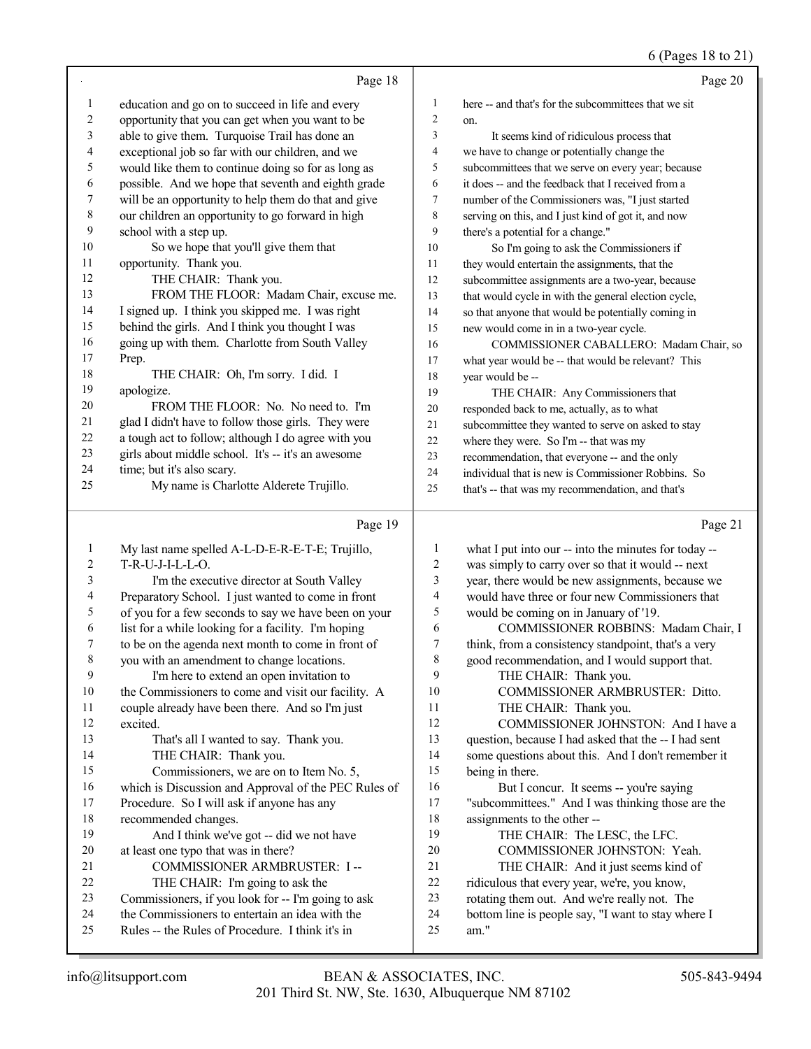Page 18

education and go on to succeed in life and every opportunity that you can get when you want to be able to give them. Turquoise Trail has done an exceptional job so far with our children, and we would like them to continue doing so for as long as possible. And we hope that seventh and eighth grade will be an opportunity to help them do that and give our children an opportunity to go forward in high school with a step up.

So we hope that you'll give them that opportunity. Thank you.

THE CHAIR: Thank you.

FROM THE FLOOR: Madam Chair, excuse me. I signed up. I think you skipped me. I was right behind the girls. And I think you thought I was going up with them. Charlotte from South Valley Prep.

THE CHAIR: Oh, I'm sorry. I did. I apologize.

FROM THE FLOOR: No. No need to. I'm glad I didn't have to follow those girls. They were a tough act to follow; although I do agree with you girls about middle school. It's -- it's an awesome time; but it's also scary.

My name is Charlotte Alderete Trujillo.

Page 19

My last name spelled A-L-D-E-R-E-T-E; Trujillo, T-R-U-J-I-L-L-O.

I'm the executive director at South Valley Preparatory School. I just wanted to come in front of you for a few seconds to say we have been on your list for a while looking for a facility. I'm hoping to be on the agenda next month to come in front of you with an amendment to change locations.

I'm here to extend an open invitation to the Commissioners to come and visit our facility. A couple already have been there. And so I'm just excited.

That's all I wanted to say. Thank you.

THE CHAIR: Thank you.

Commissioners, we are on to Item No. 5, which is Discussion and Approval of the PEC Rules of Procedure. So I will ask if anyone has any recommended changes.

And I think we've got -- did we not have at least one typo that was in there?

COMMISSIONER ARMBRUSTER: I --

THE CHAIR: I'm going to ask the Commissioners, if you look for -- I'm going to ask the Commissioners to entertain an idea with the Rules -- the Rules of Procedure. I think it's in

Page 20

here -- and that's for the subcommittees that we sit on.

It seems kind of ridiculous process that we have to change or potentially change the subcommittees that we serve on every year; because it does -- and the feedback that I received from a number of the Commissioners was, "I just started serving on this, and I just kind of got it, and now there's a potential for a change."

So I'm going to ask the Commissioners if they would entertain the assignments, that the subcommittee assignments are a two-year, because that would cycle in with the general election cycle, so that anyone that would be potentially coming in new would come in in a two-year cycle.

COMMISSIONER CABALLERO: Madam Chair, so what year would be -- that would be relevant? This year would be --

THE CHAIR: Any Commissioners that responded back to me, actually, as to what subcommittee they wanted to serve on asked to stay where they were. So I'm -- that was my recommendation, that everyone -- and the only individual that is new is Commissioner Robbins. So that's -- that was my recommendation, and that's

Page 21

what I put into our -- into the minutes for today -- was simply to carry over so that it would -- next year, there would be new assignments, because we would have three or four new Commissioners that would be coming on in January of '19.

COMMISSIONER ROBBINS: Madam Chair, I think, from a consistency standpoint, that's a very good recommendation, and I would support that.

THE CHAIR: Thank you.

COMMISSIONER ARMBRUSTER: Ditto.

THE CHAIR: Thank you.

COMMISSIONER JOHNSTON: And I have a question, because I had asked that the -- I had sent some questions about this. And I don't remember it being in there.

But I concur. It seems -- you're saying "subcommittees." And I was thinking those are the assignments to the other --

THE CHAIR: The LESC, the LFC.

COMMISSIONER JOHNSTON: Yeah.

THE CHAIR: And it just seems kind of ridiculous that every year, we're, you know, rotating them out. And we're really not. The bottom line is people say, "I want to stay where I am."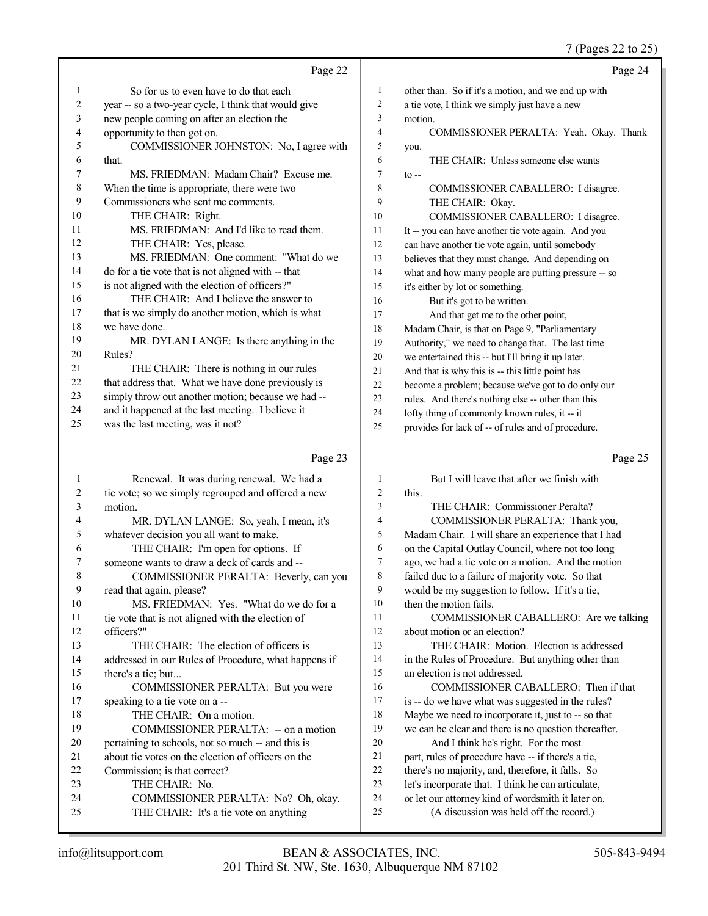Page 22

1 So for us to even have to do that each
2 year -- so a two-year cycle, I think that would give
3 new people coming on after an election the
4 opportunity to then got on.
5 COMMISSIONER JOHNSTON: No, I agree with
6 that.
7 MS. FRIEDMAN: Madam Chair? Excuse me.
8 When the time is appropriate, there were two
9 Commissioners who sent me comments.
10 THE CHAIR: Right.
11 MS. FRIEDMAN: And I'd like to read them.
12 THE CHAIR: Yes, please.
13 MS. FRIEDMAN: One comment: "What do we
14 do for a tie vote that is not aligned with -- that
15 is not aligned with the election of officers?"
16 THE CHAIR: And I believe the answer to
17 that is we simply do another motion, which is what
18 we have done.
19 MR. DYLAN LANGE: Is there anything in the
20 Rules?
21 THE CHAIR: There is nothing in our rules
22 that address that. What we have done previously is
23 simply throw out another motion; because we had --
24 and it happened at the last meeting. I believe it
25 was the last meeting, was it not?

Page 23

1 Renewal. It was during renewal. We had a
2 tie vote; so we simply regrouped and offered a new
3 motion.
4 MR. DYLAN LANGE: So, yeah, I mean, it's
5 whatever decision you all want to make.
6 THE CHAIR: I'm open for options. If
7 someone wants to draw a deck of cards and --
8 COMMISSIONER PERALTA: Beverly, can you
9 read that again, please?
10 MS. FRIEDMAN: Yes. "What do we do for a
11 tie vote that is not aligned with the election of
12 officers?"
13 THE CHAIR: The election of officers is
14 addressed in our Rules of Procedure, what happens if
15 there's a tie; but...
16 COMMISSIONER PERALTA: But you were
17 speaking to a tie vote on a --
18 THE CHAIR: On a motion.
19 COMMISSIONER PERALTA: -- on a motion
20 pertaining to schools, not so much -- and this is
21 about tie votes on the election of officers on the
22 Commission; is that correct?
23 THE CHAIR: No.
24 COMMISSIONER PERALTA: No? Oh, okay.
25 THE CHAIR: It's a tie vote on anything

Page 24

1 other than. So if it's a motion, and we end up with
2 a tie vote, I think we simply just have a new
3 motion.
4 COMMISSIONER PERALTA: Yeah. Okay. Thank
5 you.
6 THE CHAIR: Unless someone else wants
7 to --
8 COMMISSIONER CABALLERO: I disagree.
9 THE CHAIR: Okay.
10 COMMISSIONER CABALLERO: I disagree.
11 It -- you can have another tie vote again. And you
12 can have another tie vote again, until somebody
13 believes that they must change. And depending on
14 what and how many people are putting pressure -- so
15 it's either by lot or something.
16 But it's got to be written.
17 And that get me to the other point,
18 Madam Chair, is that on Page 9, "Parliamentary
19 Authority," we need to change that. The last time
20 we entertained this -- but I'll bring it up later.
21 And that is why this is -- this little point has
22 become a problem; because we've got to do only our
23 rules. And there's nothing else -- other than this
24 lofty thing of commonly known rules, it -- it
25 provides for lack of -- of rules and of procedure.

Page 25

1 But I will leave that after we finish with
2 this.
3 THE CHAIR: Commissioner Peralta?
4 COMMISSIONER PERALTA: Thank you,
5 Madam Chair. I will share an experience that I had
6 on the Capital Outlay Council, where not too long
7 ago, we had a tie vote on a motion. And the motion
8 failed due to a failure of majority vote. So that
9 would be my suggestion to follow. If it's a tie,
10 then the motion fails.
11 COMMISSIONER CABALLERO: Are we talking
12 about motion or an election?
13 THE CHAIR: Motion. Election is addressed
14 in the Rules of Procedure. But anything other than
15 an election is not addressed.
16 COMMISSIONER CABALLERO: Then if that
17 is -- do we have what was suggested in the rules?
18 Maybe we need to incorporate it, just to -- so that
19 we can be clear and there is no question thereafter.
20 And I think he's right. For the most
21 part, rules of procedure have -- if there's a tie,
22 there's no majority, and, therefore, it falls. So
23 let's incorporate that. I think he can articulate,
24 or let our attorney kind of wordsmith it later on.
25 (A discussion was held off the record.)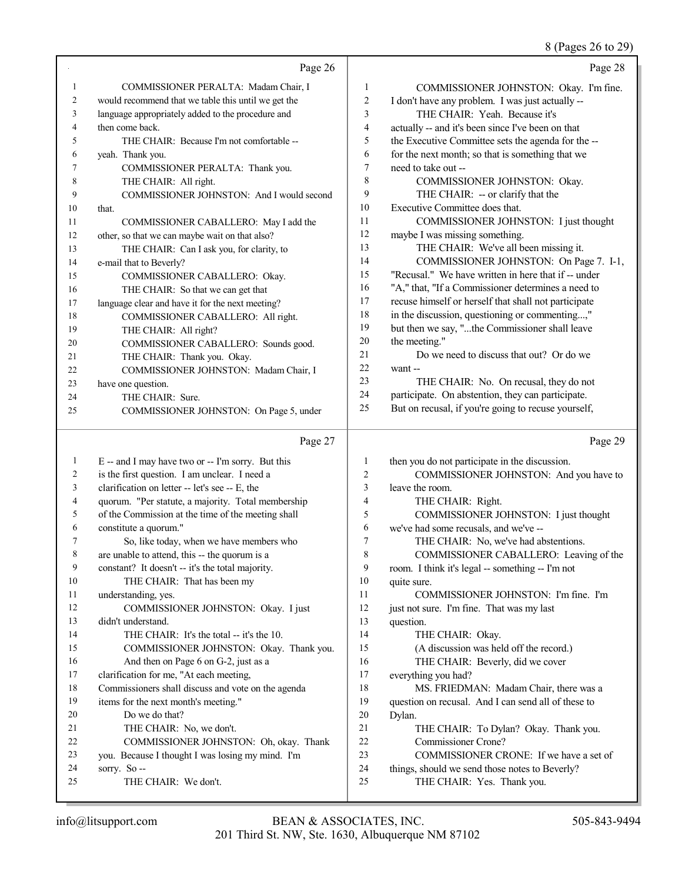Page 26

1 COMMISSIONER PERALTA: Madam Chair, I
2 would recommend that we table this until we get the
3 language appropriately added to the procedure and
4 then come back.
5 THE CHAIR: Because I'm not comfortable --
6 yeah. Thank you.
7 COMMISSIONER PERALTA: Thank you.
8 THE CHAIR: All right.
9 COMMISSIONER JOHNSTON: And I would second
10 that.
11 COMMISSIONER CABALLERO: May I add the
12 other, so that we can maybe wait on that also?
13 THE CHAIR: Can I ask you, for clarity, to
14 e-mail that to Beverly?
15 COMMISSIONER CABALLERO: Okay.
16 THE CHAIR: So that we can get that
17 language clear and have it for the next meeting?
18 COMMISSIONER CABALLERO: All right.
19 THE CHAIR: All right?
20 COMMISSIONER CABALLERO: Sounds good.
21 THE CHAIR: Thank you. Okay.
22 COMMISSIONER JOHNSTON: Madam Chair, I
23 have one question.
24 THE CHAIR: Sure.
25 COMMISSIONER JOHNSTON: On Page 5, under

Page 27

1 E -- and I may have two or -- I'm sorry. But this
2 is the first question. I am unclear. I need a
3 clarification on letter -- let's see -- E, the
4 quorum. "Per statute, a majority. Total membership
5 of the Commission at the time of the meeting shall
6 constitute a quorum."
7 So, like today, when we have members who
8 are unable to attend, this -- the quorum is a
9 constant? It doesn't -- it's the total majority.
10 THE CHAIR: That has been my
11 understanding, yes.
12 COMMISSIONER JOHNSTON: Okay. I just
13 didn't understand.
14 THE CHAIR: It's the total -- it's the 10.
15 COMMISSIONER JOHNSTON: Okay. Thank you.
16 And then on Page 6 on G-2, just as a
17 clarification for me, "At each meeting,
18 Commissioners shall discuss and vote on the agenda
19 items for the next month's meeting."
20 Do we do that?
21 THE CHAIR: No, we don't.
22 COMMISSIONER JOHNSTON: Oh, okay. Thank
23 you. Because I thought I was losing my mind. I'm
24 sorry. So --
25 THE CHAIR: We don't.

Page 28

1 COMMISSIONER JOHNSTON: Okay. I'm fine.
2 I don't have any problem. I was just actually --
3 THE CHAIR: Yeah. Because it's
4 actually -- and it's been since I've been on that
5 the Executive Committee sets the agenda for the --
6 for the next month; so that is something that we
7 need to take out --
8 COMMISSIONER JOHNSTON: Okay.
9 THE CHAIR: -- or clarify that the
10 Executive Committee does that.
11 COMMISSIONER JOHNSTON: I just thought
12 maybe I was missing something.
13 THE CHAIR: We've all been missing it.
14 COMMISSIONER JOHNSTON: On Page 7. I-1,
15 "Recusal." We have written in here that if -- under
16 "A," that, "If a Commissioner determines a need to
17 recuse himself or herself that shall not participate
18 in the discussion, questioning or commenting...,"
19 but then we say, "...the Commissioner shall leave
20 the meeting."
21 Do we need to discuss that out? Or do we
22 want --
23 THE CHAIR: No. On recusal, they do not
24 participate. On abstention, they can participate.
25 But on recusal, if you're going to recuse yourself,

Page 29

1 then you do not participate in the discussion.
2 COMMISSIONER JOHNSTON: And you have to
3 leave the room.
4 THE CHAIR: Right.
5 COMMISSIONER JOHNSTON: I just thought
6 we've had some recusals, and we've --
7 THE CHAIR: No, we've had abstentions.
8 COMMISSIONER CABALLERO: Leaving of the
9 room. I think it's legal -- something -- I'm not
10 quite sure.
11 COMMISSIONER JOHNSTON: I'm fine. I'm
12 just not sure. I'm fine. That was my last
13 question.
14 THE CHAIR: Okay.
15 (A discussion was held off the record.)
16 THE CHAIR: Beverly, did we cover
17 everything you had?
18 MS. FRIEDMAN: Madam Chair, there was a
19 question on recusal. And I can send all of these to
20 Dylan.
21 THE CHAIR: To Dylan? Okay. Thank you.
22 Commissioner Crone?
23 COMMISSIONER CRONE: If we have a set of
24 things, should we send those notes to Beverly?
25 THE CHAIR: Yes. Thank you.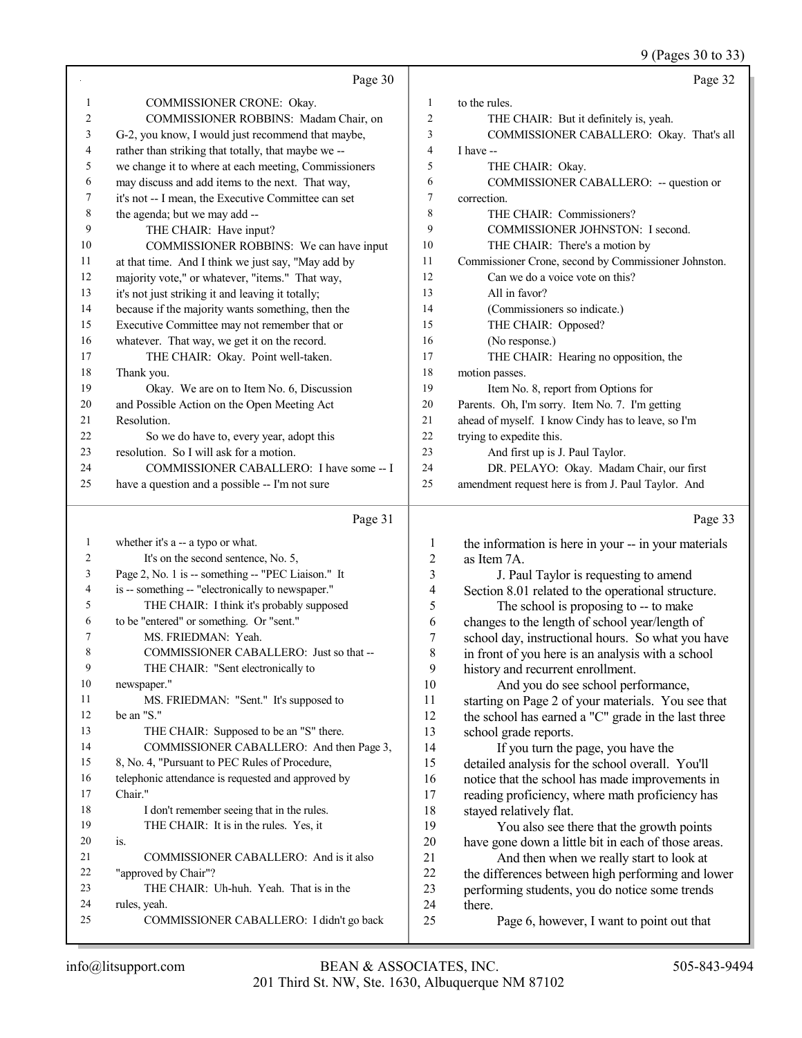Page 30

1 COMMISSIONER CRONE: Okay.
2 COMMISSIONER ROBBINS: Madam Chair, on
3 G-2, you know, I would just recommend that maybe,
4 rather than striking that totally, that maybe we --
5 we change it to where at each meeting, Commissioners
6 may discuss and add items to the next. That way,
7 it's not -- I mean, the Executive Committee can set
8 the agenda; but we may add --
9 THE CHAIR: Have input?
10 COMMISSIONER ROBBINS: We can have input
11 at that time. And I think we just say, "May add by
12 majority vote," or whatever, "items." That way,
13 it's not just striking it and leaving it totally;
14 because if the majority wants something, then the
15 Executive Committee may not remember that or
16 whatever. That way, we get it on the record.
17 THE CHAIR: Okay. Point well-taken.
18 Thank you.
19 Okay. We are on to Item No. 6, Discussion
20 and Possible Action on the Open Meeting Act
21 Resolution.
22 So we do have to, every year, adopt this
23 resolution. So I will ask for a motion.
24 COMMISSIONER CABALLERO: I have some -- I
25 have a question and a possible -- I'm not sure

Page 31

1 whether it's a -- a typo or what.
2 It's on the second sentence, No. 5,
3 Page 2, No. 1 is -- something -- "PEC Liaison." It
4 is -- something -- "electronically to newspaper."
5 THE CHAIR: I think it's probably supposed
6 to be "entered" or something. Or "sent."
7 MS. FRIEDMAN: Yeah.
8 COMMISSIONER CABALLERO: Just so that --
9 THE CHAIR: "Sent electronically to
10 newspaper."
11 MS. FRIEDMAN: "Sent." It's supposed to
12 be an "S."
13 THE CHAIR: Supposed to be an "S" there.
14 COMMISSIONER CABALLERO: And then Page 3,
15 8, No. 4, "Pursuant to PEC Rules of Procedure,
16 telephonic attendance is requested and approved by
17 Chair."
18 I don't remember seeing that in the rules.
19 THE CHAIR: It is in the rules. Yes, it
20 is.
21 COMMISSIONER CABALLERO: And is it also
22 "approved by Chair"?
23 THE CHAIR: Uh-huh. Yeah. That is in the
24 rules, yeah.
25 COMMISSIONER CABALLERO: I didn't go back

Page 32

1 to the rules.
2 THE CHAIR: But it definitely is, yeah.
3 COMMISSIONER CABALLERO: Okay. That's all
4 I have --
5 THE CHAIR: Okay.
6 COMMISSIONER CABALLERO: -- question or
7 correction.
8 THE CHAIR: Commissioners?
9 COMMISSIONER JOHNSTON: I second.
10 THE CHAIR: There's a motion by
11 Commissioner Crone, second by Commissioner Johnston.
12 Can we do a voice vote on this?
13 All in favor?
14 (Commissioners so indicate.)
15 THE CHAIR: Opposed?
16 (No response.)
17 THE CHAIR: Hearing no opposition, the
18 motion passes.
19 Item No. 8, report from Options for
20 Parents. Oh, I'm sorry. Item No. 7. I'm getting
21 ahead of myself. I know Cindy has to leave, so I'm
22 trying to expedite this.
23 And first up is J. Paul Taylor.
24 DR. PELAYO: Okay. Madam Chair, our first
25 amendment request here is from J. Paul Taylor. And

Page 33

1 the information is here in your -- in your materials
2 as Item 7A.
3 J. Paul Taylor is requesting to amend
4 Section 8.01 related to the operational structure.
5 The school is proposing to -- to make
6 changes to the length of school year/length of
7 school day, instructional hours. So what you have
8 in front of you here is an analysis with a school
9 history and recurrent enrollment.
10 And you do see school performance,
11 starting on Page 2 of your materials. You see that
12 the school has earned a "C" grade in the last three
13 school grade reports.
14 If you turn the page, you have the
15 detailed analysis for the school overall. You'll
16 notice that the school has made improvements in
17 reading proficiency, where math proficiency has
18 stayed relatively flat.
19 You also see there that the growth points
20 have gone down a little bit in each of those areas.
21 And then when we really start to look at
22 the differences between high performing and lower
23 performing students, you do notice some trends
24 there.
25 Page 6, however, I want to point out that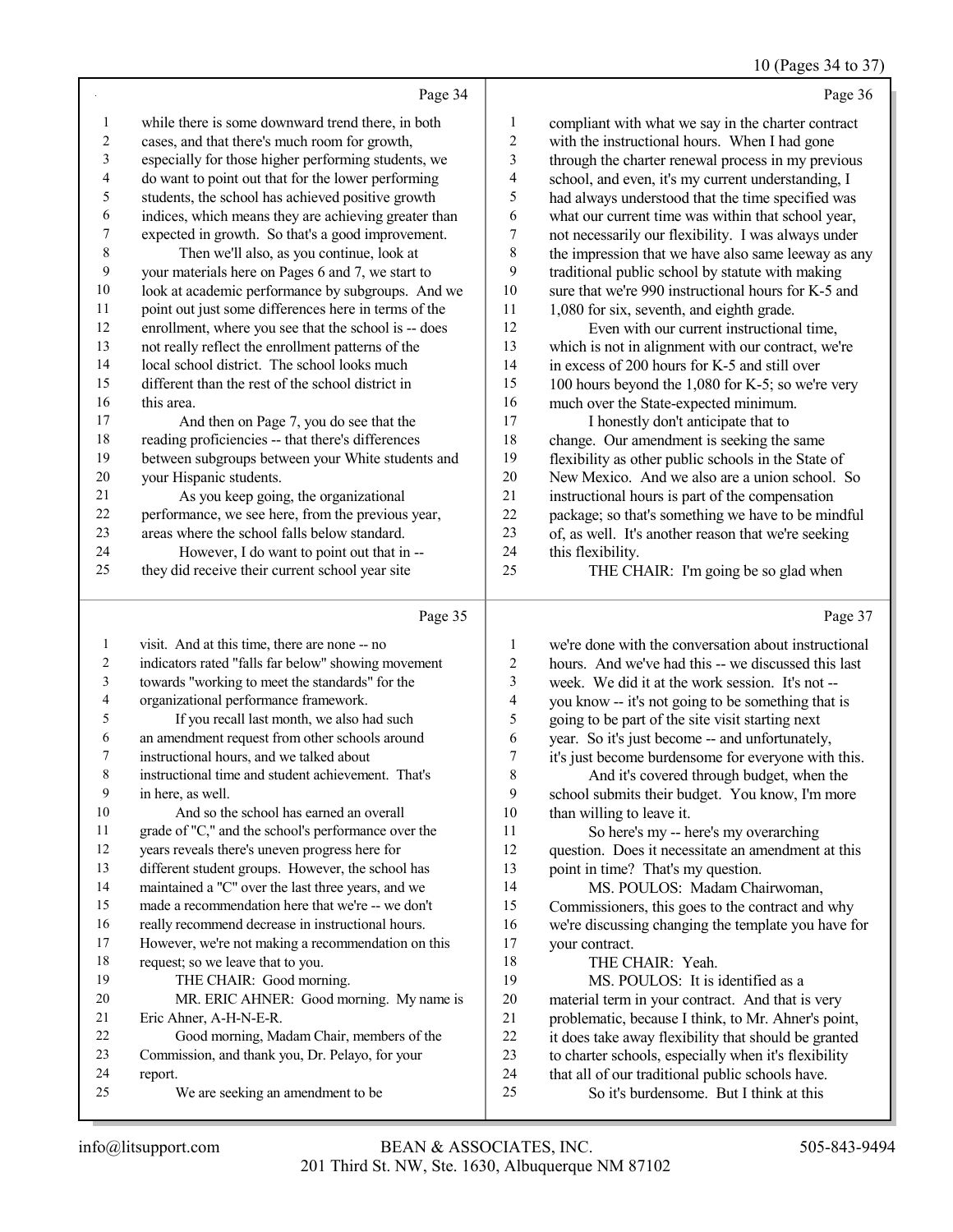Page 34

1 while there is some downward trend there, in both
2 cases, and that there's much room for growth,
3 especially for those higher performing students, we
4 do want to point out that for the lower performing
5 students, the school has achieved positive growth
6 indices, which means they are achieving greater than
7 expected in growth. So that's a good improvement.
8 Then we'll also, as you continue, look at
9 your materials here on Pages 6 and 7, we start to
10 look at academic performance by subgroups. And we
11 point out just some differences here in terms of the
12 enrollment, where you see that the school is -- does
13 not really reflect the enrollment patterns of the
14 local school district. The school looks much
15 different than the rest of the school district in
16 this area.
17 And then on Page 7, you do see that the
18 reading proficiencies -- that there's differences
19 between subgroups between your White students and
20 your Hispanic students.
21 As you keep going, the organizational
22 performance, we see here, from the previous year,
23 areas where the school falls below standard.
24 However, I do want to point out that in --
25 they did receive their current school year site

Page 35

1 visit. And at this time, there are none -- no
2 indicators rated "falls far below" showing movement
3 towards "working to meet the standards" for the
4 organizational performance framework.
5 If you recall last month, we also had such
6 an amendment request from other schools around
7 instructional hours, and we talked about
8 instructional time and student achievement. That's
9 in here, as well.
10 And so the school has earned an overall
11 grade of "C," and the school's performance over the
12 years reveals there's uneven progress here for
13 different student groups. However, the school has
14 maintained a "C" over the last three years, and we
15 made a recommendation here that we're -- we don't
16 really recommend decrease in instructional hours.
17 However, we're not making a recommendation on this
18 request; so we leave that to you.
19 THE CHAIR: Good morning.
20 MR. ERIC AHNER: Good morning. My name is
21 Eric Ahner, A-H-N-E-R.
22 Good morning, Madam Chair, members of the
23 Commission, and thank you, Dr. Pelayo, for your
24 report.
25 We are seeking an amendment to be

Page 36

1 compliant with what we say in the charter contract
2 with the instructional hours. When I had gone
3 through the charter renewal process in my previous
4 school, and even, it's my current understanding, I
5 had always understood that the time specified was
6 what our current time was within that school year,
7 not necessarily our flexibility. I was always under
8 the impression that we have also same leeway as any
9 traditional public school by statute with making
10 sure that we're 990 instructional hours for K-5 and
11 1,080 for six, seventh, and eighth grade.
12 Even with our current instructional time,
13 which is not in alignment with our contract, we're
14 in excess of 200 hours for K-5 and still over
15 100 hours beyond the 1,080 for K-5; so we're very
16 much over the State-expected minimum.
17 I honestly don't anticipate that to
18 change. Our amendment is seeking the same
19 flexibility as other public schools in the State of
20 New Mexico. And we also are a union school. So
21 instructional hours is part of the compensation
22 package; so that's something we have to be mindful
23 of, as well. It's another reason that we're seeking
24 this flexibility.
25 THE CHAIR: I'm going be so glad when

Page 37

1 we're done with the conversation about instructional
2 hours. And we've had this -- we discussed this last
3 week. We did it at the work session. It's not --
4 you know -- it's not going to be something that is
5 going to be part of the site visit starting next
6 year. So it's just become -- and unfortunately,
7 it's just become burdensome for everyone with this.
8 And it's covered through budget, when the
9 school submits their budget. You know, I'm more
10 than willing to leave it.
11 So here's my -- here's my overarching
12 question. Does it necessitate an amendment at this
13 point in time? That's my question.
14 MS. POULOS: Madam Chairwoman,
15 Commissioners, this goes to the contract and why
16 we're discussing changing the template you have for
17 your contract.
18 THE CHAIR: Yeah.
19 MS. POULOS: It is identified as a
20 material term in your contract. And that is very
21 problematic, because I think, to Mr. Ahner's point,
22 it does take away flexibility that should be granted
23 to charter schools, especially when it's flexibility
24 that all of our traditional public schools have.
25 So it's burdensome. But I think at this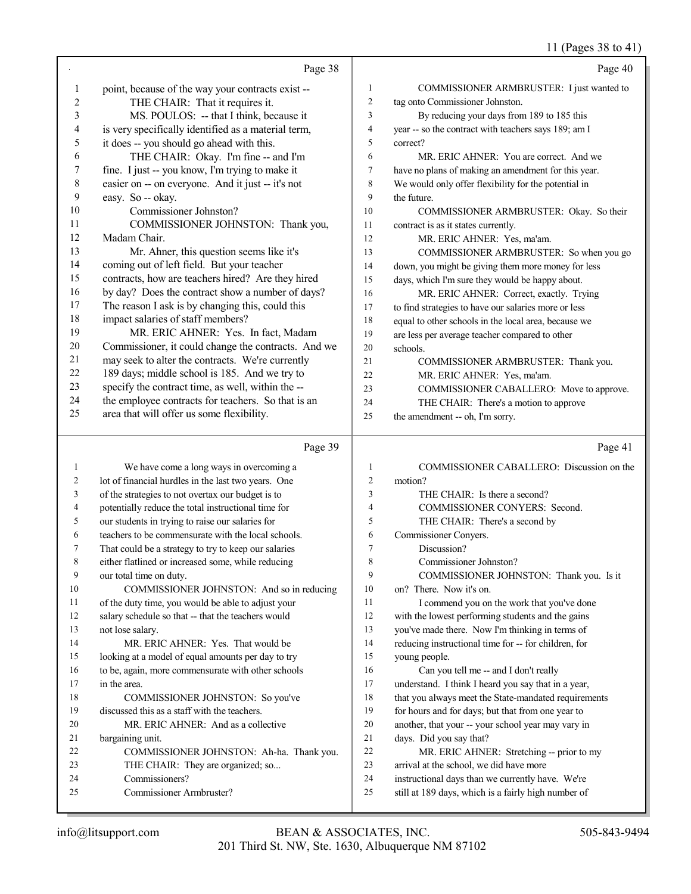Page 38

1 point, because of the way your contracts exist --
2 THE CHAIR: That it requires it.
3 MS. POULOS: -- that I think, because it
4 is very specifically identified as a material term,
5 it does -- you should go ahead with this.
6 THE CHAIR: Okay. I'm fine -- and I'm
7 fine. I just -- you know, I'm trying to make it
8 easier on -- on everyone. And it just -- it's not
9 easy. So -- okay.
10 Commissioner Johnston?
11 COMMISSIONER JOHNSTON: Thank you,
12 Madam Chair.
13 Mr. Ahner, this question seems like it's
14 coming out of left field. But your teacher
15 contracts, how are teachers hired? Are they hired
16 by day? Does the contract show a number of days?
17 The reason I ask is by changing this, could this
18 impact salaries of staff members?
19 MR. ERIC AHNER: Yes. In fact, Madam
20 Commissioner, it could change the contracts. And we
21 may seek to alter the contracts. We're currently
22 189 days; middle school is 185. And we try to
23 specify the contract time, as well, within the --
24 the employee contracts for teachers. So that is an
25 area that will offer us some flexibility.

Page 39

1 We have come a long ways in overcoming a
2 lot of financial hurdles in the last two years. One
3 of the strategies to not overtax our budget is to
4 potentially reduce the total instructional time for
5 our students in trying to raise our salaries for
6 teachers to be commensurate with the local schools.
7 That could be a strategy to try to keep our salaries
8 either flatlined or increased some, while reducing
9 our total time on duty.
10 COMMISSIONER JOHNSTON: And so in reducing
11 of the duty time, you would be able to adjust your
12 salary schedule so that -- that the teachers would
13 not lose salary.
14 MR. ERIC AHNER: Yes. That would be
15 looking at a model of equal amounts per day to try
16 to be, again, more commensurate with other schools
17 in the area.
18 COMMISSIONER JOHNSTON: So you've
19 discussed this as a staff with the teachers.
20 MR. ERIC AHNER: And as a collective
21 bargaining unit.
22 COMMISSIONER JOHNSTON: Ah-ha. Thank you.
23 THE CHAIR: They are organized; so...
24 Commissioners?
25 Commissioner Armbruster?

Page 40

1 COMMISSIONER ARMBRUSTER: I just wanted to
2 tag onto Commissioner Johnston.
3 By reducing your days from 189 to 185 this
4 year -- so the contract with teachers says 189; am I
5 correct?
6 MR. ERIC AHNER: You are correct. And we
7 have no plans of making an amendment for this year.
8 We would only offer flexibility for the potential in
9 the future.
10 COMMISSIONER ARMBRUSTER: Okay. So their
11 contract is as it states currently.
12 MR. ERIC AHNER: Yes, ma'am.
13 COMMISSIONER ARMBRUSTER: So when you go
14 down, you might be giving them more money for less
15 days, which I'm sure they would be happy about.
16 MR. ERIC AHNER: Correct, exactly. Trying
17 to find strategies to have our salaries more or less
18 equal to other schools in the local area, because we
19 are less per average teacher compared to other
20 schools.
21 COMMISSIONER ARMBRUSTER: Thank you.
22 MR. ERIC AHNER: Yes, ma'am.
23 COMMISSIONER CABALLERO: Move to approve.
24 THE CHAIR: There's a motion to approve
25 the amendment -- oh, I'm sorry.

Page 41

1 COMMISSIONER CABALLERO: Discussion on the
2 motion?
3 THE CHAIR: Is there a second?
4 COMMISSIONER CONYERS: Second.
5 THE CHAIR: There's a second by
6 Commissioner Conyers.
7 Discussion?
8 Commissioner Johnston?
9 COMMISSIONER JOHNSTON: Thank you. Is it
10 on? There. Now it's on.
11 I commend you on the work that you've done
12 with the lowest performing students and the gains
13 you've made there. Now I'm thinking in terms of
14 reducing instructional time for -- for children, for
15 young people.
16 Can you tell me -- and I don't really
17 understand. I think I heard you say that in a year,
18 that you always meet the State-mandated requirements
19 for hours and for days; but that from one year to
20 another, that your -- your school year may vary in
21 days. Did you say that?
22 MR. ERIC AHNER: Stretching -- prior to my
23 arrival at the school, we did have more
24 instructional days than we currently have. We're
25 still at 189 days, which is a fairly high number of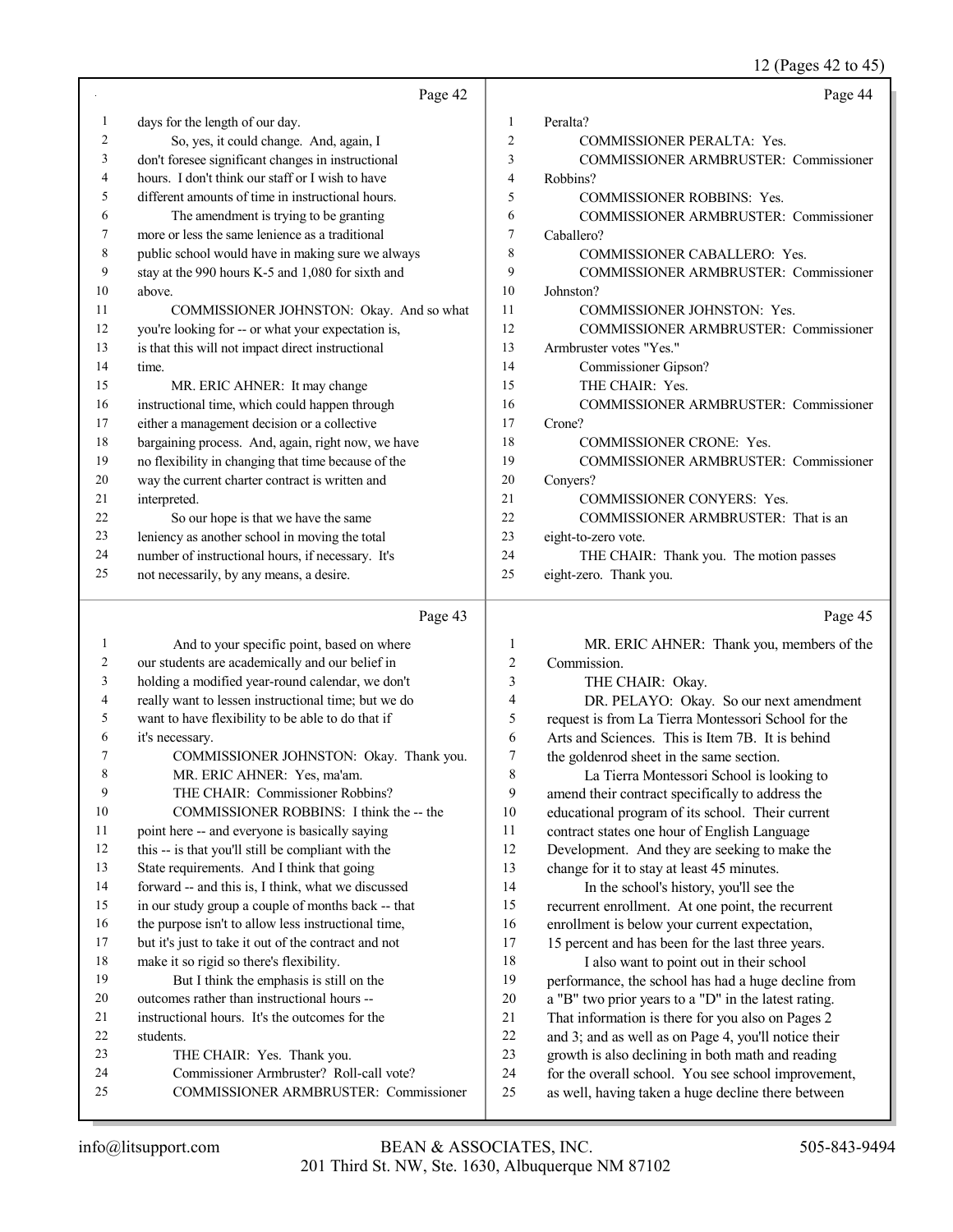Page 42

1 days for the length of our day.
2 So, yes, it could change. And, again, I
3 don't foresee significant changes in instructional
4 hours. I don't think our staff or I wish to have
5 different amounts of time in instructional hours.
6 The amendment is trying to be granting
7 more or less the same lenience as a traditional
8 public school would have in making sure we always
9 stay at the 990 hours K-5 and 1,080 for sixth and
10 above.
11 COMMISSIONER JOHNSTON: Okay. And so what
12 you're looking for -- or what your expectation is,
13 is that this will not impact direct instructional
14 time.
15 MR. ERIC AHNER: It may change
16 instructional time, which could happen through
17 either a management decision or a collective
18 bargaining process. And, again, right now, we have
19 no flexibility in changing that time because of the
20 way the current charter contract is written and
21 interpreted.
22 So our hope is that we have the same
23 leniency as another school in moving the total
24 number of instructional hours, if necessary. It's
25 not necessarily, by any means, a desire.

Page 43

1 And to your specific point, based on where
2 our students are academically and our belief in
3 holding a modified year-round calendar, we don't
4 really want to lessen instructional time; but we do
5 want to have flexibility to be able to do that if
6 it's necessary.
7 COMMISSIONER JOHNSTON: Okay. Thank you.
8 MR. ERIC AHNER: Yes, ma'am.
9 THE CHAIR: Commissioner Robbins?
10 COMMISSIONER ROBBINS: I think the -- the
11 point here -- and everyone is basically saying
12 this -- is that you'll still be compliant with the
13 State requirements. And I think that going
14 forward -- and this is, I think, what we discussed
15 in our study group a couple of months back -- that
16 the purpose isn't to allow less instructional time,
17 but it's just to take it out of the contract and not
18 make it so rigid so there's flexibility.
19 But I think the emphasis is still on the
20 outcomes rather than instructional hours --
21 instructional hours. It's the outcomes for the
22 students.
23 THE CHAIR: Yes. Thank you.
24 Commissioner Armbruster? Roll-call vote?
25 COMMISSIONER ARMBRUSTER: Commissioner

Page 44

1 Peralta?
2 COMMISSIONER PERALTA: Yes.
3 COMMISSIONER ARMBRUSTER: Commissioner
4 Robbins?
5 COMMISSIONER ROBBINS: Yes.
6 COMMISSIONER ARMBRUSTER: Commissioner
7 Caballero?
8 COMMISSIONER CABALLERO: Yes.
9 COMMISSIONER ARMBRUSTER: Commissioner
10 Johnston?
11 COMMISSIONER JOHNSTON: Yes.
12 COMMISSIONER ARMBRUSTER: Commissioner
13 Armbruster votes "Yes."
14 Commissioner Gipson?
15 THE CHAIR: Yes.
16 COMMISSIONER ARMBRUSTER: Commissioner
17 Crone?
18 COMMISSIONER CRONE: Yes.
19 COMMISSIONER ARMBRUSTER: Commissioner
20 Conyers?
21 COMMISSIONER CONYERS: Yes.
22 COMMISSIONER ARMBRUSTER: That is an
23 eight-to-zero vote.
24 THE CHAIR: Thank you. The motion passes
25 eight-zero. Thank you.

Page 45

1 MR. ERIC AHNER: Thank you, members of the
2 Commission.
3 THE CHAIR: Okay.
4 DR. PELAYO: Okay. So our next amendment
5 request is from La Tierra Montessori School for the
6 Arts and Sciences. This is Item 7B. It is behind
7 the goldenrod sheet in the same section.
8 La Tierra Montessori School is looking to
9 amend their contract specifically to address the
10 educational program of its school. Their current
11 contract states one hour of English Language
12 Development. And they are seeking to make the
13 change for it to stay at least 45 minutes.
14 In the school's history, you'll see the
15 recurrent enrollment. At one point, the recurrent
16 enrollment is below your current expectation,
17 15 percent and has been for the last three years.
18 I also want to point out in their school
19 performance, the school has had a huge decline from
20 a "B" two prior years to a "D" in the latest rating.
21 That information is there for you also on Pages 2
22 and 3; and as well as on Page 4, you'll notice their
23 growth is also declining in both math and reading
24 for the overall school. You see school improvement,
25 as well, having taken a huge decline there between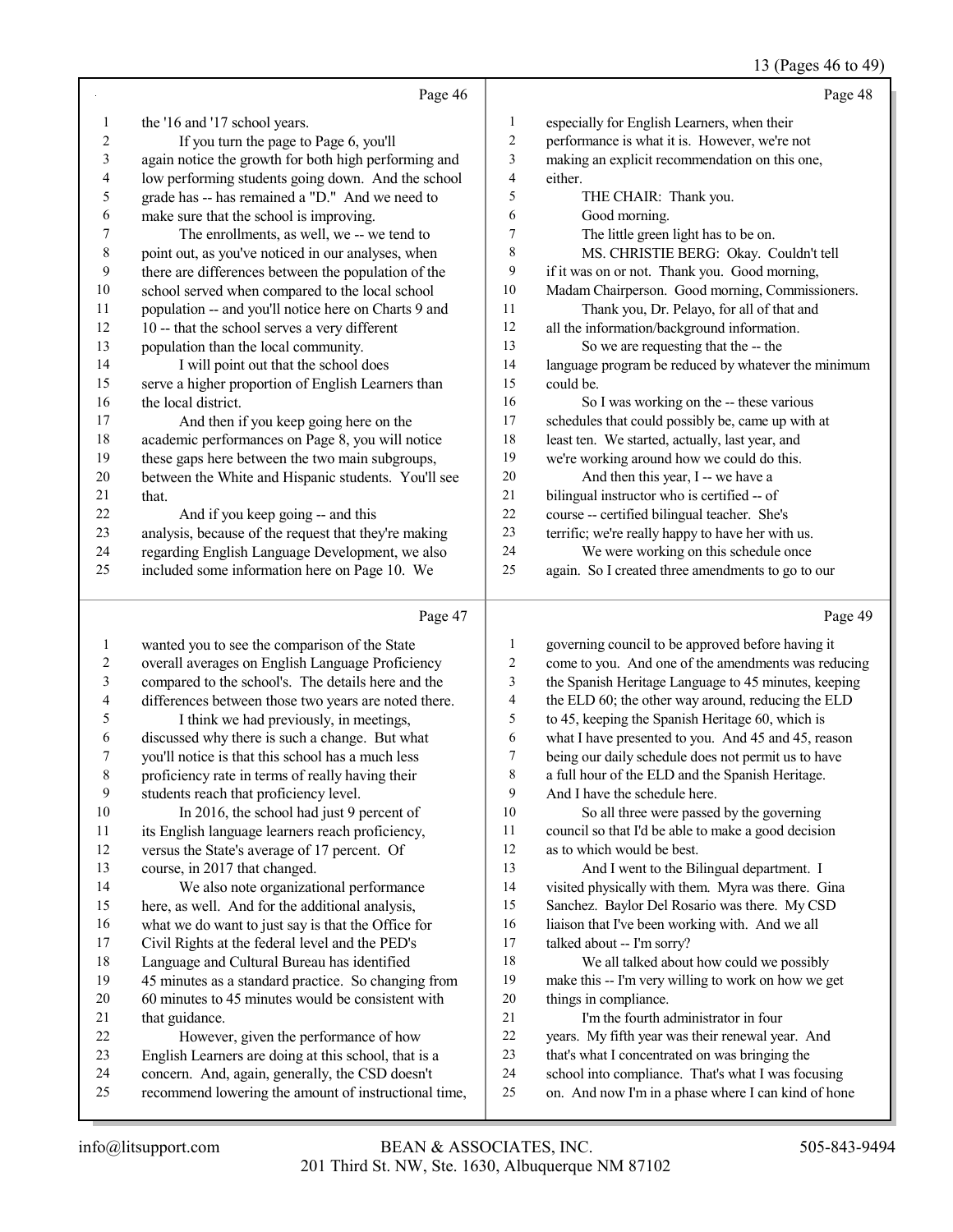13 (Pages 46 to 49)

Page 46

1 the '16 and '17 school years.
2 If you turn the page to Page 6, you'll
3 again notice the growth for both high performing and
4 low performing students going down. And the school
5 grade has -- has remained a "D." And we need to
6 make sure that the school is improving.
7 The enrollments, as well, we -- we tend to
8 point out, as you've noticed in our analyses, when
9 there are differences between the population of the
10 school served when compared to the local school
11 population -- and you'll notice here on Charts 9 and
12 10 -- that the school serves a very different
13 population than the local community.
14 I will point out that the school does
15 serve a higher proportion of English Learners than
16 the local district.
17 And then if you keep going here on the
18 academic performances on Page 8, you will notice
19 these gaps here between the two main subgroups,
20 between the White and Hispanic students. You'll see
21 that.
22 And if you keep going -- and this
23 analysis, because of the request that they're making
24 regarding English Language Development, we also
25 included some information here on Page 10. We

Page 47

1 wanted you to see the comparison of the State
2 overall averages on English Language Proficiency
3 compared to the school's. The details here and the
4 differences between those two years are noted there.
5 I think we had previously, in meetings,
6 discussed why there is such a change. But what
7 you'll notice is that this school has a much less
8 proficiency rate in terms of really having their
9 students reach that proficiency level.
10 In 2016, the school had just 9 percent of
11 its English language learners reach proficiency,
12 versus the State's average of 17 percent. Of
13 course, in 2017 that changed.
14 We also note organizational performance
15 here, as well. And for the additional analysis,
16 what we do want to just say is that the Office for
17 Civil Rights at the federal level and the PED's
18 Language and Cultural Bureau has identified
19 45 minutes as a standard practice. So changing from
20 60 minutes to 45 minutes would be consistent with
21 that guidance.
22 However, given the performance of how
23 English Learners are doing at this school, that is a
24 concern. And, again, generally, the CSD doesn't
25 recommend lowering the amount of instructional time,

Page 48

1 especially for English Learners, when their
2 performance is what it is. However, we're not
3 making an explicit recommendation on this one,
4 either.
5 THE CHAIR: Thank you.
6 Good morning.
7 The little green light has to be on.
8 MS. CHRISTIE BERG: Okay. Couldn't tell
9 if it was on or not. Thank you. Good morning,
10 Madam Chairperson. Good morning, Commissioners.
11 Thank you, Dr. Pelayo, for all of that and
12 all the information/background information.
13 So we are requesting that the -- the
14 language program be reduced by whatever the minimum
15 could be.
16 So I was working on the -- these various
17 schedules that could possibly be, came up with at
18 least ten. We started, actually, last year, and
19 we're working around how we could do this.
20 And then this year, I -- we have a
21 bilingual instructor who is certified -- of
22 course -- certified bilingual teacher. She's
23 terrific; we're really happy to have her with us.
24 We were working on this schedule once
25 again. So I created three amendments to go to our

Page 49

1 governing council to be approved before having it
2 come to you. And one of the amendments was reducing
3 the Spanish Heritage Language to 45 minutes, keeping
4 the ELD 60; the other way around, reducing the ELD
5 to 45, keeping the Spanish Heritage 60, which is
6 what I have presented to you. And 45 and 45, reason
7 being our daily schedule does not permit us to have
8 a full hour of the ELD and the Spanish Heritage.
9 And I have the schedule here.
10 So all three were passed by the governing
11 council so that I'd be able to make a good decision
12 as to which would be best.
13 And I went to the Bilingual department. I
14 visited physically with them. Myra was there. Gina
15 Sanchez. Baylor Del Rosario was there. My CSD
16 liaison that I've been working with. And we all
17 talked about -- I'm sorry?
18 We all talked about how could we possibly
19 make this -- I'm very willing to work on how we get
20 things in compliance.
21 I'm the fourth administrator in four
22 years. My fifth year was their renewal year. And
23 that's what I concentrated on was bringing the
24 school into compliance. That's what I was focusing
25 on. And now I'm in a phase where I can kind of hone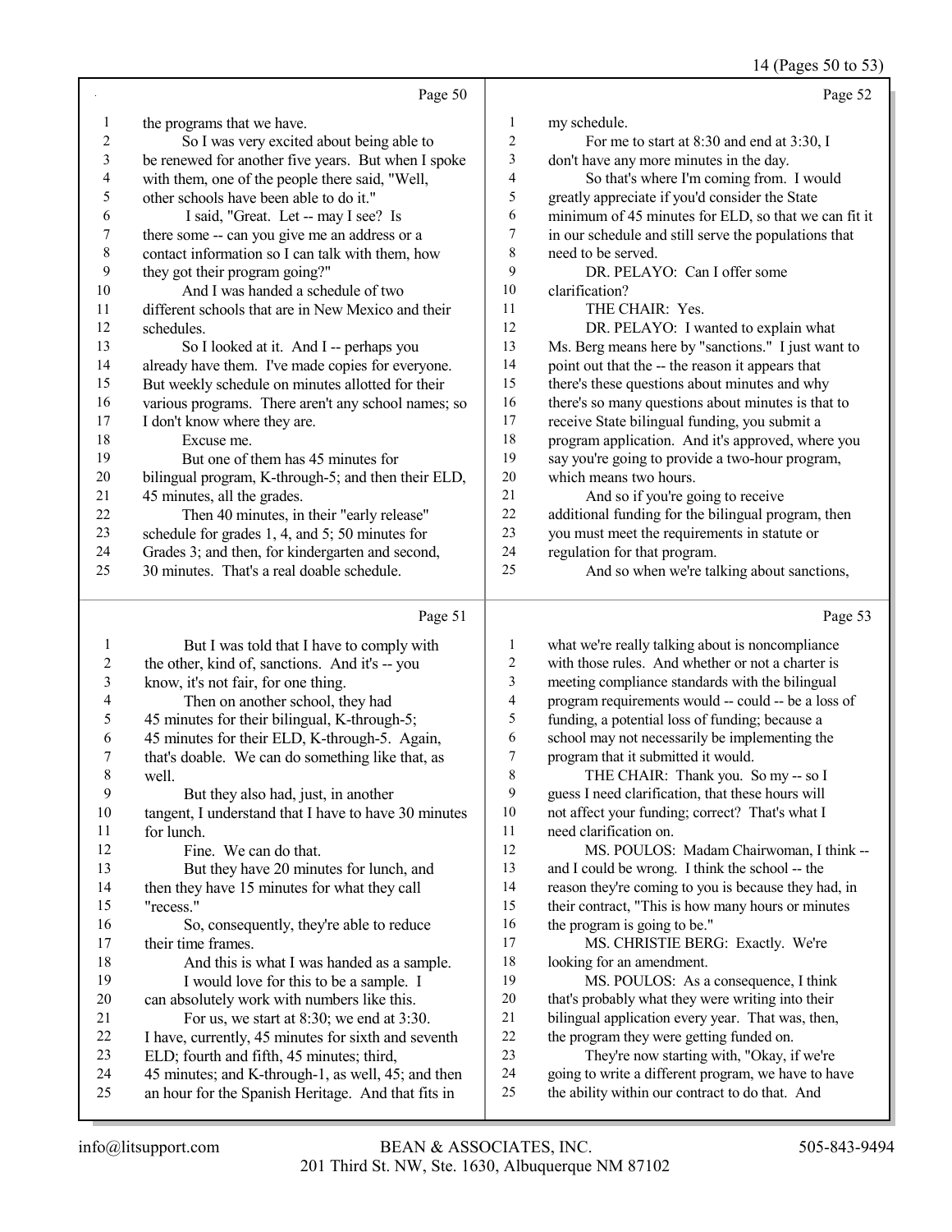Page 50

1 the programs that we have.
2 So I was very excited about being able to
3 be renewed for another five years. But when I spoke
4 with them, one of the people there said, "Well,
5 other schools have been able to do it."
6 I said, "Great. Let -- may I see? Is
7 there some -- can you give me an address or a
8 contact information so I can talk with them, how
9 they got their program going?"
10 And I was handed a schedule of two
11 different schools that are in New Mexico and their
12 schedules.
13 So I looked at it. And I -- perhaps you
14 already have them. I've made copies for everyone.
15 But weekly schedule on minutes allotted for their
16 various programs. There aren't any school names; so
17 I don't know where they are.
18 Excuse me.
19 But one of them has 45 minutes for
20 bilingual program, K-through-5; and then their ELD,
21 45 minutes, all the grades.
22 Then 40 minutes, in their "early release"
23 schedule for grades 1, 4, and 5; 50 minutes for
24 Grades 3; and then, for kindergarten and second,
25 30 minutes. That's a real doable schedule.

Page 51

1 But I was told that I have to comply with
2 the other, kind of, sanctions. And it's -- you
3 know, it's not fair, for one thing.
4 Then on another school, they had
5 45 minutes for their bilingual, K-through-5;
6 45 minutes for their ELD, K-through-5. Again,
7 that's doable. We can do something like that, as
8 well.
9 But they also had, just, in another
10 tangent, I understand that I have to have 30 minutes
11 for lunch.
12 Fine. We can do that.
13 But they have 20 minutes for lunch, and
14 then they have 15 minutes for what they call
15 "recess."
16 So, consequently, they're able to reduce
17 their time frames.
18 And this is what I was handed as a sample.
19 I would love for this to be a sample. I
20 can absolutely work with numbers like this.
21 For us, we start at 8:30; we end at 3:30.
22 I have, currently, 45 minutes for sixth and seventh
23 ELD; fourth and fifth, 45 minutes; third,
24 45 minutes; and K-through-1, as well, 45; and then
25 an hour for the Spanish Heritage. And that fits in

Page 52

1 my schedule.
2 For me to start at 8:30 and end at 3:30, I
3 don't have any more minutes in the day.
4 So that's where I'm coming from. I would
5 greatly appreciate if you'd consider the State
6 minimum of 45 minutes for ELD, so that we can fit it
7 in our schedule and still serve the populations that
8 need to be served.
9 DR. PELAYO: Can I offer some
10 clarification?
11 THE CHAIR: Yes.
12 DR. PELAYO: I wanted to explain what
13 Ms. Berg means here by "sanctions." I just want to
14 point out that the -- the reason it appears that
15 there's these questions about minutes and why
16 there's so many questions about minutes is that to
17 receive State bilingual funding, you submit a
18 program application. And it's approved, where you
19 say you're going to provide a two-hour program,
20 which means two hours.
21 And so if you're going to receive
22 additional funding for the bilingual program, then
23 you must meet the requirements in statute or
24 regulation for that program.
25 And so when we're talking about sanctions,

Page 53

1 what we're really talking about is noncompliance
2 with those rules. And whether or not a charter is
3 meeting compliance standards with the bilingual
4 program requirements would -- could -- be a loss of
5 funding, a potential loss of funding; because a
6 school may not necessarily be implementing the
7 program that it submitted it would.
8 THE CHAIR: Thank you. So my -- so I
9 guess I need clarification, that these hours will
10 not affect your funding; correct? That's what I
11 need clarification on.
12 MS. POULOS: Madam Chairwoman, I think --
13 and I could be wrong. I think the school -- the
14 reason they're coming to you is because they had, in
15 their contract, "This is how many hours or minutes
16 the program is going to be."
17 MS. CHRISTIE BERG: Exactly. We're
18 looking for an amendment.
19 MS. POULOS: As a consequence, I think
20 that's probably what they were writing into their
21 bilingual application every year. That was, then,
22 the program they were getting funded on.
23 They're now starting with, "Okay, if we're
24 going to write a different program, we have to have
25 the ability within our contract to do that. And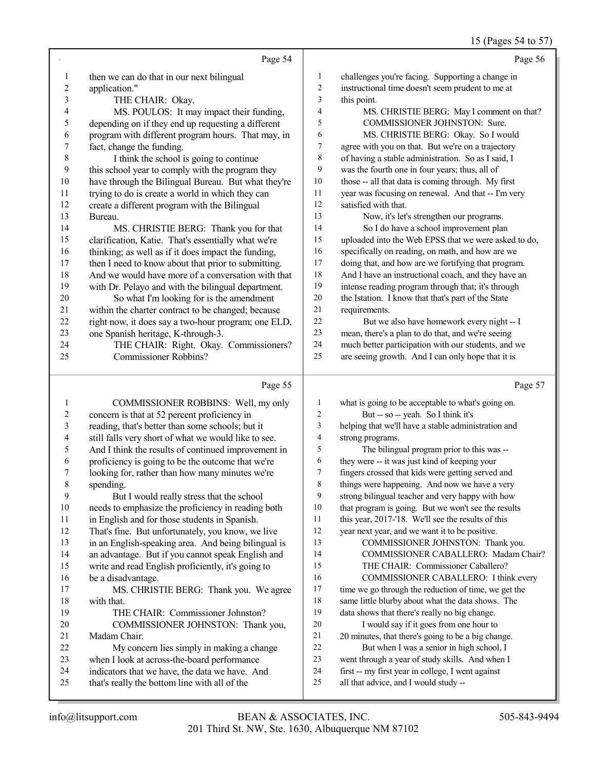Page 54

1 then we can do that in our next bilingual
2 application."
3 THE CHAIR: Okay.
4 MS. POULOS: It may impact their funding,
5 depending on if they end up requesting a different
6 program with different program hours. That may, in
7 fact, change the funding.
8 I think the school is going to continue
9 this school year to comply with the program they
10 have through the Bilingual Bureau. But what they're
11 trying to do is create a world in which they can
12 create a different program with the Bilingual
13 Bureau.
14 MS. CHRISTIE BERG: Thank you for that
15 clarification, Katie. That's essentially what we're
16 thinking; as well as if it does impact the funding,
17 then I need to know about that prior to submitting.
18 And we would have more of a conversation with that
19 with Dr. Pelayo and with the bilingual department.
20 So what I'm looking for is the amendment
21 within the charter contract to be changed; because
22 right now, it does say a two-hour program; one ELD,
23 one Spanish heritage, K-through-3.
24 THE CHAIR: Right. Okay. Commissioners?
25 Commissioner Robbins?

Page 55

1 COMMISSIONER ROBBINS: Well, my only
2 concern is that at 52 percent proficiency in
3 reading, that's better than some schools; but it
4 still falls very short of what we would like to see.
5 And I think the results of continued improvement in
6 proficiency is going to be the outcome that we're
7 looking for, rather than how many minutes we're
8 spending.
9 But I would really stress that the school
10 needs to emphasize the proficiency in reading both
11 in English and for those students in Spanish.
12 That's fine. But unfortunately, you know, we live
13 in an English-speaking area. And being bilingual is
14 an advantage. But if you cannot speak English and
15 write and read English proficiently, it's going to
16 be a disadvantage.
17 MS. CHRISTIE BERG: Thank you. We agree
18 with that.
19 THE CHAIR: Commissioner Johnston?
20 COMMISSIONER JOHNSTON: Thank you,
21 Madam Chair.
22 My concern lies simply in making a change
23 when I look at across-the-board performance
24 indicators that we have, the data we have. And
25 that's really the bottom line with all of the

Page 56

1 challenges you're facing. Supporting a change in
2 instructional time doesn't seem prudent to me at
3 this point.
4 MS. CHRISTIE BERG: May I comment on that?
5 COMMISSIONER JOHNSTON: Sure.
6 MS. CHRISTIE BERG: Okay. So I would
7 agree with you on that. But we're on a trajectory
8 of having a stable administration. So as I said, I
9 was the fourth one in four years; thus, all of
10 those -- all that data is coming through. My first
11 year was focusing on renewal. And that -- I'm very
12 satisfied with that.
13 Now, it's let's strengthen our programs.
14 So I do have a school improvement plan
15 uploaded into the Web EPSS that we were asked to do,
16 specifically on reading, on math, and how are we
17 doing that, and how are we fortifying that program.
18 And I have an instructional coach, and they have an
19 intense reading program through that; it's through
20 the Istation. I know that that's part of the State
21 requirements.
22 But we also have homework every night -- I
23 mean, there's a plan to do that, and we're seeing
24 much better participation with our students, and we
25 are seeing growth. And I can only hope that it is

Page 57

1 what is going to be acceptable to what's going on.
2 But -- so -- yeah. So I think it's
3 helping that we'll have a stable administration and
4 strong programs.
5 The bilingual program prior to this was --
6 they were -- it was just kind of keeping your
7 fingers crossed that kids were getting served and
8 things were happening. And now we have a very
9 strong bilingual teacher and very happy with how
10 that program is going. But we won't see the results
11 this year, 2017-'18. We'll see the results of this
12 year next year, and we want it to be positive.
13 COMMISSIONER JOHNSTON: Thank you.
14 COMMISSIONER CABALLERO: Madam Chair?
15 THE CHAIR: Commissioner Caballero?
16 COMMISSIONER CABALLERO: I think every
17 time we go through the reduction of time, we get the
18 same little blurby about what the data shows. The
19 data shows that there's really no big change.
20 I would say if it goes from one hour to
21 20 minutes, that there's going to be a big change.
22 But when I was a senior in high school, I
23 went through a year of study skills. And when I
24 first -- my first year in college, I went against
25 all that advice, and I would study --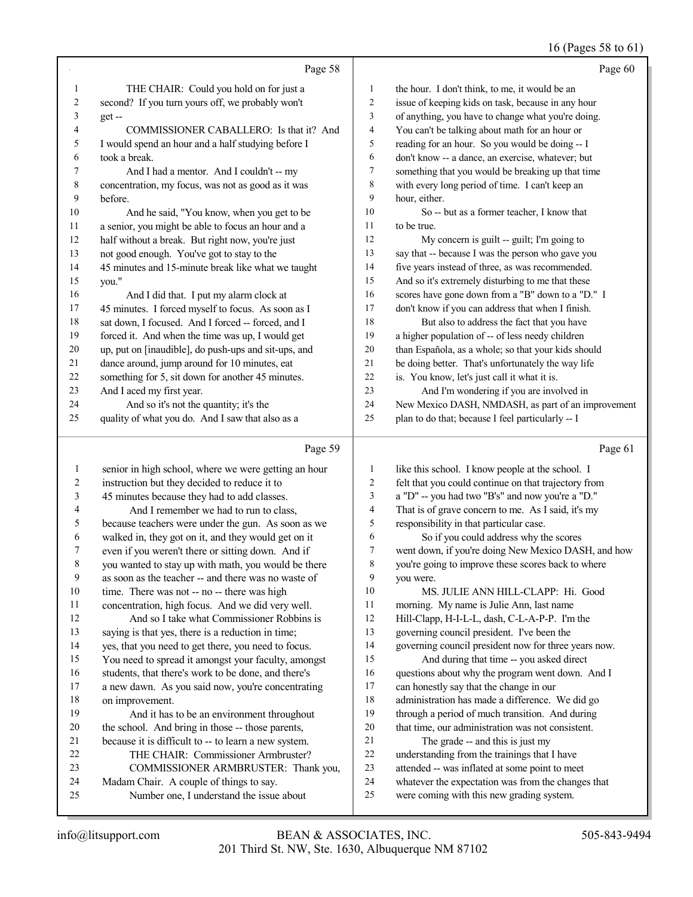**Page 58**

1 THE CHAIR: Could you hold on for just a
2 second? If you turn yours off, we probably won't
3 get --
4 COMMISSIONER CABALLERO: Is that it? And
5 I would spend an hour and a half studying before I
6 took a break.
7 And I had a mentor. And I couldn't -- my
8 concentration, my focus, was not as good as it was
9 before.
10 And he said, "You know, when you get to be
11 a senior, you might be able to focus an hour and a
12 half without a break. But right now, you're just
13 not good enough. You've got to stay to the
14 45 minutes and 15-minute break like what we taught
15 you."
16 And I did that. I put my alarm clock at
17 45 minutes. I forced myself to focus. As soon as I
18 sat down, I focused. And I forced -- forced, and I
19 forced it. And when the time was up, I would get
20 up, put on [inaudible], do push-ups and sit-ups, and
21 dance around, jump around for 10 minutes, eat
22 something for 5, sit down for another 45 minutes.
23 And I aced my first year.
24 And so it's not the quantity; it's the
25 quality of what you do. And I saw that also as a

**Page 59**

1 senior in high school, where we were getting an hour
2 instruction but they decided to reduce it to
3 45 minutes because they had to add classes.
4 And I remember we had to run to class,
5 because teachers were under the gun. As soon as we
6 walked in, they got on it, and they would get on it
7 even if you weren't there or sitting down. And if
8 you wanted to stay up with math, you would be there
9 as soon as the teacher -- and there was no waste of
10 time. There was not -- no -- there was high
11 concentration, high focus. And we did very well.
12 And so I take what Commissioner Robbins is
13 saying is that yes, there is a reduction in time;
14 yes, that you need to get there, you need to focus.
15 You need to spread it amongst your faculty, amongst
16 students, that there's work to be done, and there's
17 a new dawn. As you said now, you're concentrating
18 on improvement.
19 And it has to be an environment throughout
20 the school. And bring in those -- those parents,
21 because it is difficult to -- to learn a new system.
22 THE CHAIR: Commissioner Armbruster?
23 COMMISSIONER ARMBRUSTER: Thank you,
24 Madam Chair. A couple of things to say.
25 Number one, I understand the issue about

**Page 60**

1 the hour. I don't think, to me, it would be an
2 issue of keeping kids on task, because in any hour
3 of anything, you have to change what you're doing.
4 You can't be talking about math for an hour or
5 reading for an hour. So you would be doing -- I
6 don't know -- a dance, an exercise, whatever; but
7 something that you would be breaking up that time
8 with every long period of time. I can't keep an
9 hour, either.
10 So -- but as a former teacher, I know that
11 to be true.
12 My concern is guilt -- guilt; I'm going to
13 say that -- because I was the person who gave you
14 five years instead of three, as was recommended.
15 And so it's extremely disturbing to me that these
16 scores have gone down from a "B" down to a "D." I
17 don't know if you can address that when I finish.
18 But also to address the fact that you have
19 a higher population of -- of less needy children
20 than Española, as a whole; so that your kids should
21 be doing better. That's unfortunately the way life
22 is. You know, let's just call it what it is.
23 And I'm wondering if you are involved in
24 New Mexico DASH, NMDASH, as part of an improvement
25 plan to do that; because I feel particularly -- I

**Page 61**

1 like this school. I know people at the school. I
2 felt that you could continue on that trajectory from
3 a "D" -- you had two "B's" and now you're a "D."
4 That is of grave concern to me. As I said, it's my
5 responsibility in that particular case.
6 So if you could address why the scores
7 went down, if you're doing New Mexico DASH, and how
8 you're going to improve these scores back to where
9 you were.
10 MS. JULIE ANN HILL-CLAPP: Hi. Good
11 morning. My name is Julie Ann, last name
12 Hill-Clapp, H-I-L-L, dash, C-L-A-P-P. I'm the
13 governing council president. I've been the
14 governing council president now for three years now.
15 And during that time -- you asked direct
16 questions about why the program went down. And I
17 can honestly say that the change in our
18 administration has made a difference. We did go
19 through a period of much transition. And during
20 that time, our administration was not consistent.
21 The grade -- and this is just my
22 understanding from the trainings that I have
23 attended -- was inflated at some point to meet
24 whatever the expectation was from the changes that
25 were coming with this new grading system.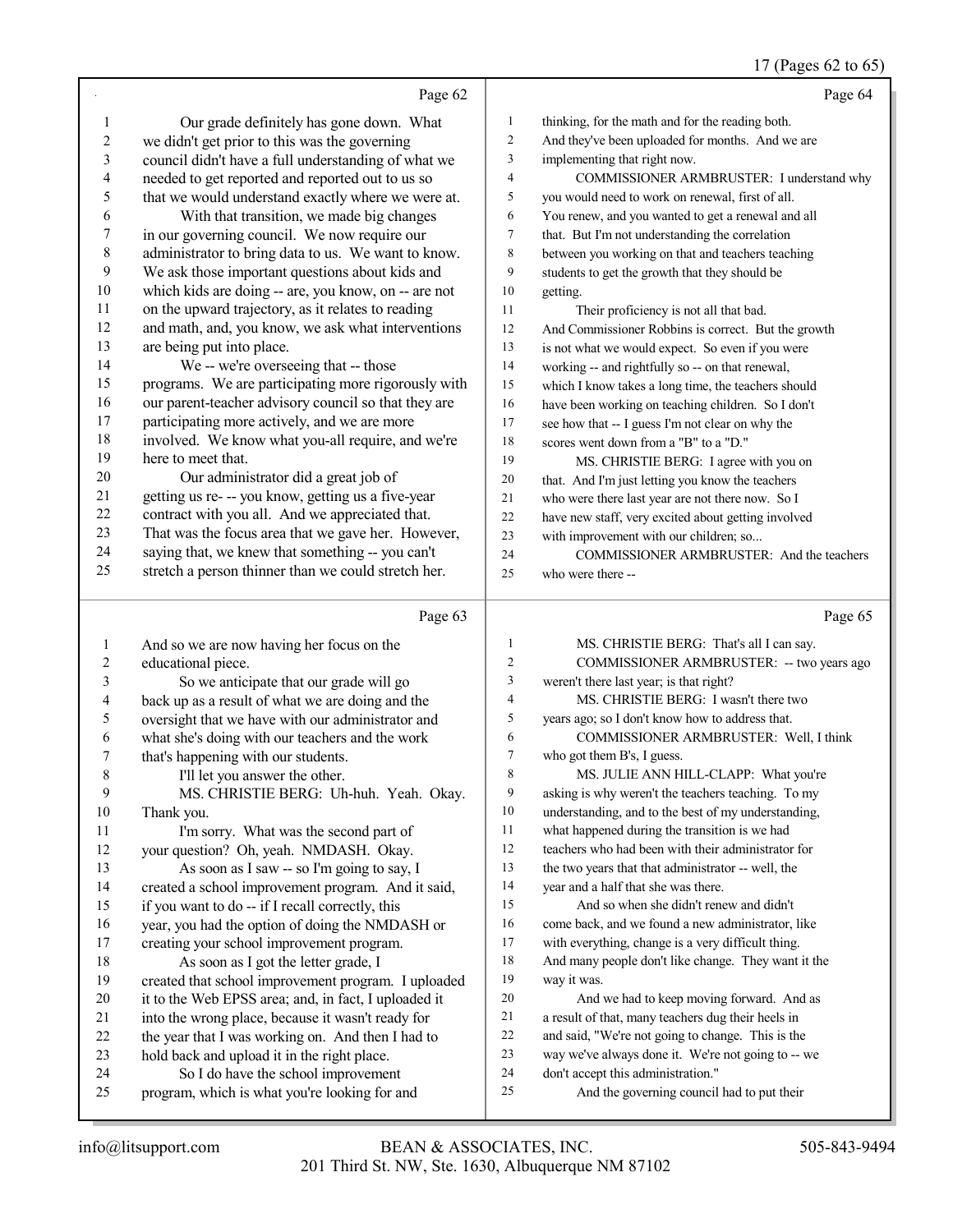Page 62

Our grade definitely has gone down. What we didn't get prior to this was the governing council didn't have a full understanding of what we needed to get reported and reported out to us so that we would understand exactly where we were at.

With that transition, we made big changes in our governing council. We now require our administrator to bring data to us. We want to know. We ask those important questions about kids and which kids are doing -- are, you know, on -- are not on the upward trajectory, as it relates to reading and math, and, you know, we ask what interventions are being put into place.

We -- we're overseeing that -- those programs. We are participating more rigorously with our parent-teacher advisory council so that they are participating more actively, and we are more involved. We know what you-all require, and we're here to meet that.

Our administrator did a great job of getting us re- -- you know, getting us a five-year contract with you all. And we appreciated that. That was the focus area that we gave her. However, saying that, we knew that something -- you can't stretch a person thinner than we could stretch her.

Page 63

And so we are now having her focus on the educational piece.

So we anticipate that our grade will go back up as a result of what we are doing and the oversight that we have with our administrator and what she's doing with our teachers and the work that's happening with our students.

I'll let you answer the other.

MS. CHRISTIE BERG: Uh-huh. Yeah. Okay. Thank you.

I'm sorry. What was the second part of your question? Oh, yeah. NMDASH. Okay.

As soon as I saw -- so I'm going to say, I created a school improvement program. And it said, if you want to do -- if I recall correctly, this year, you had the option of doing the NMDASH or creating your school improvement program.

As soon as I got the letter grade, I created that school improvement program. I uploaded it to the Web EPSS area; and, in fact, I uploaded it into the wrong place, because it wasn't ready for the year that I was working on. And then I had to hold back and upload it in the right place.

So I do have the school improvement program, which is what you're looking for and

Page 64

thinking, for the math and for the reading both. And they've been uploaded for months. And we are implementing that right now.

COMMISSIONER ARMBRUSTER: I understand why you would need to work on renewal, first of all. You renew, and you wanted to get a renewal and all that. But I'm not understanding the correlation between you working on that and teachers teaching students to get the growth that they should be getting.

Their proficiency is not all that bad. And Commissioner Robbins is correct. But the growth is not what we would expect. So even if you were working -- and rightfully so -- on that renewal, which I know takes a long time, the teachers should have been working on teaching children. So I don't see how that -- I guess I'm not clear on why the scores went down from a "B" to a "D."

MS. CHRISTIE BERG: I agree with you on that. And I'm just letting you know the teachers who were there last year are not there now. So I have new staff, very excited about getting involved with improvement with our children; so...

COMMISSIONER ARMBRUSTER: And the teachers who were there --

Page 65

MS. CHRISTIE BERG: That's all I can say.

COMMISSIONER ARMBRUSTER: -- two years ago weren't there last year; is that right?

MS. CHRISTIE BERG: I wasn't there two years ago; so I don't know how to address that.

COMMISSIONER ARMBRUSTER: Well, I think who got them B's, I guess.

MS. JULIE ANN HILL-CLAPP: What you're asking is why weren't the teachers teaching. To my understanding, and to the best of my understanding, what happened during the transition is we had teachers who had been with their administrator for the two years that that administrator -- well, the year and a half that she was there.

And so when she didn't renew and didn't come back, and we found a new administrator, like with everything, change is a very difficult thing. And many people don't like change. They want it the way it was.

And we had to keep moving forward. And as a result of that, many teachers dug their heels in and said, "We're not going to change. This is the way we've always done it. We're not going to -- we don't accept this administration."

And the governing council had to put their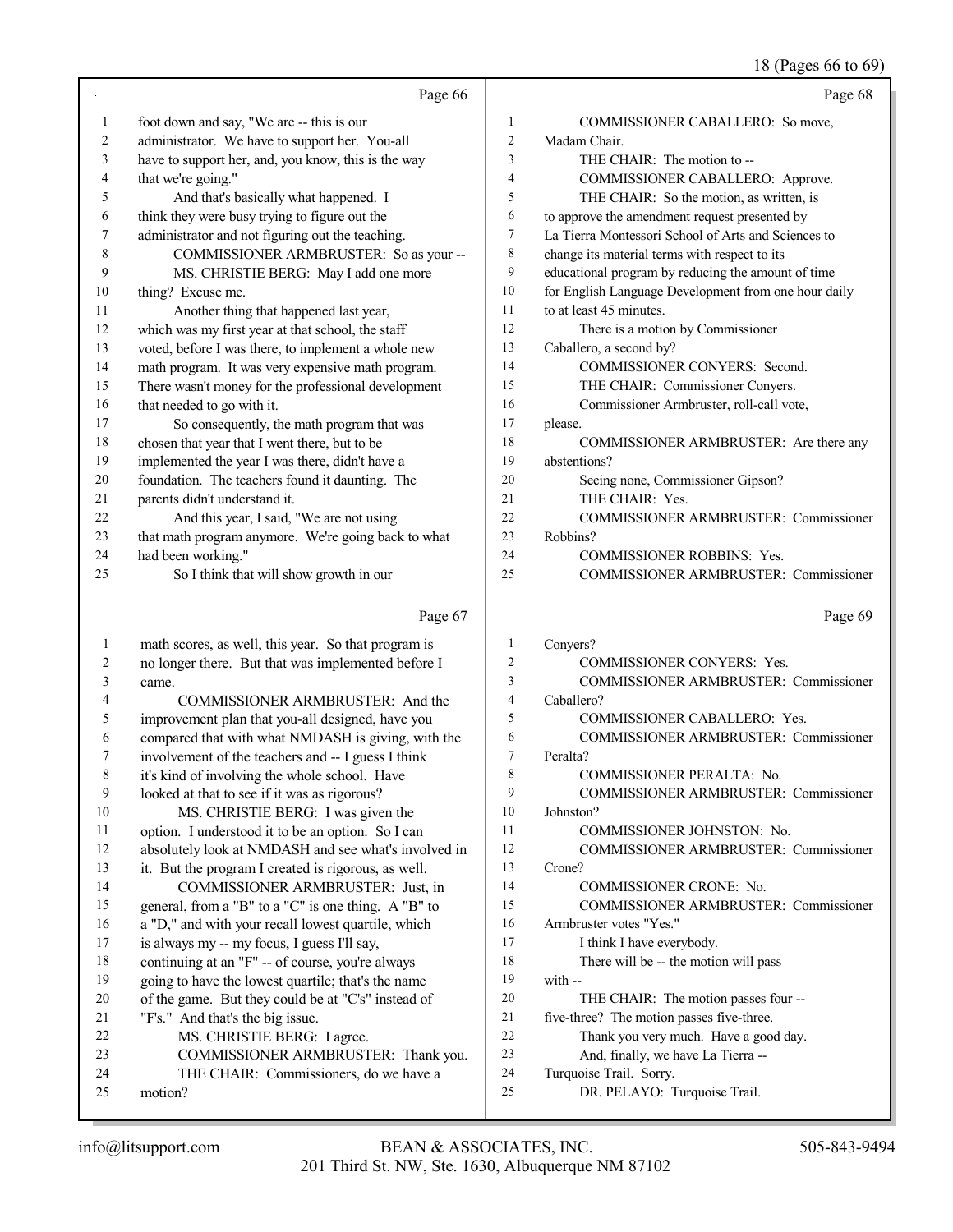18 (Pages 66 to 69)

Page 66

1 foot down and say, "We are -- this is our
2 administrator. We have to support her. You-all
3 have to support her, and, you know, this is the way
4 that we're going."
5 And that's basically what happened. I
6 think they were busy trying to figure out the
7 administrator and not figuring out the teaching.
8 COMMISSIONER ARMBRUSTER: So as your --
9 MS. CHRISTIE BERG: May I add one more
10 thing? Excuse me.
11 Another thing that happened last year,
12 which was my first year at that school, the staff
13 voted, before I was there, to implement a whole new
14 math program. It was very expensive math program.
15 There wasn't money for the professional development
16 that needed to go with it.
17 So consequently, the math program that was
18 chosen that year that I went there, but to be
19 implemented the year I was there, didn't have a
20 foundation. The teachers found it daunting. The
21 parents didn't understand it.
22 And this year, I said, "We are not using
23 that math program anymore. We're going back to what
24 had been working."
25 So I think that will show growth in our

Page 67

1 math scores, as well, this year. So that program is
2 no longer there. But that was implemented before I
3 came.
4 COMMISSIONER ARMBRUSTER: And the
5 improvement plan that you-all designed, have you
6 compared that with what NMDASH is giving, with the
7 involvement of the teachers and -- I guess I think
8 it's kind of involving the whole school. Have
9 looked at that to see if it was as rigorous?
10 MS. CHRISTIE BERG: I was given the
11 option. I understood it to be an option. So I can
12 absolutely look at NMDASH and see what's involved in
13 it. But the program I created is rigorous, as well.
14 COMMISSIONER ARMBRUSTER: Just, in
15 general, from a "B" to a "C" is one thing. A "B" to
16 a "D," and with your recall lowest quartile, which
17 is always my -- my focus, I guess I'll say,
18 continuing at an "F" -- of course, you're always
19 going to have the lowest quartile; that's the name
20 of the game. But they could be at "C's" instead of
21 "F's." And that's the big issue.
22 MS. CHRISTIE BERG: I agree.
23 COMMISSIONER ARMBRUSTER: Thank you.
24 THE CHAIR: Commissioners, do we have a
25 motion?

Page 68

1 COMMISSIONER CABALLERO: So move,
2 Madam Chair.
3 THE CHAIR: The motion to --
4 COMMISSIONER CABALLERO: Approve.
5 THE CHAIR: So the motion, as written, is
6 to approve the amendment request presented by
7 La Tierra Montessori School of Arts and Sciences to
8 change its material terms with respect to its
9 educational program by reducing the amount of time
10 for English Language Development from one hour daily
11 to at least 45 minutes.
12 There is a motion by Commissioner
13 Caballero, a second by?
14 COMMISSIONER CONYERS: Second.
15 THE CHAIR: Commissioner Conyers.
16 Commissioner Armbruster, roll-call vote,
17 please.
18 COMMISSIONER ARMBRUSTER: Are there any
19 abstentions?
20 Seeing none, Commissioner Gipson?
21 THE CHAIR: Yes.
22 COMMISSIONER ARMBRUSTER: Commissioner
23 Robbins?
24 COMMISSIONER ROBBINS: Yes.
25 COMMISSIONER ARMBRUSTER: Commissioner

Page 69

1 Conyers?
2 COMMISSIONER CONYERS: Yes.
3 COMMISSIONER ARMBRUSTER: Commissioner
4 Caballero?
5 COMMISSIONER CABALLERO: Yes.
6 COMMISSIONER ARMBRUSTER: Commissioner
7 Peralta?
8 COMMISSIONER PERALTA: No.
9 COMMISSIONER ARMBRUSTER: Commissioner
10 Johnston?
11 COMMISSIONER JOHNSTON: No.
12 COMMISSIONER ARMBRUSTER: Commissioner
13 Crone?
14 COMMISSIONER CRONE: No.
15 COMMISSIONER ARMBRUSTER: Commissioner
16 Armbruster votes "Yes."
17 I think I have everybody.
18 There will be -- the motion will pass
19 with --
20 THE CHAIR: The motion passes four --
21 five-three? The motion passes five-three.
22 Thank you very much. Have a good day.
23 And, finally, we have La Tierra --
24 Turquoise Trail. Sorry.
25 DR. PELAYO: Turquoise Trail.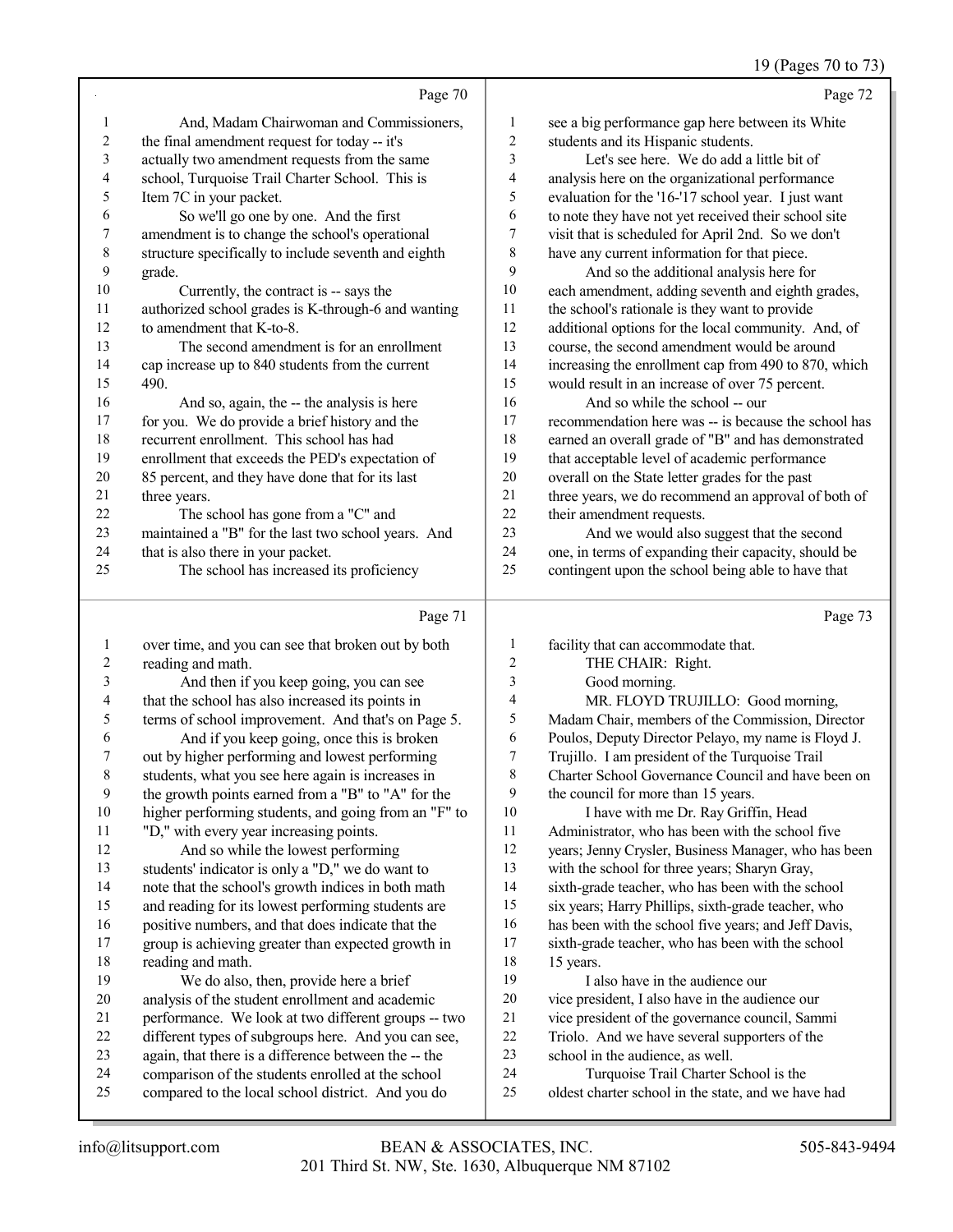Page 70

1 And, Madam Chairwoman and Commissioners,
2 the final amendment request for today -- it's
3 actually two amendment requests from the same
4 school, Turquoise Trail Charter School. This is
5 Item 7C in your packet.
6 So we'll go one by one. And the first
7 amendment is to change the school's operational
8 structure specifically to include seventh and eighth
9 grade.
10 Currently, the contract is -- says the
11 authorized school grades is K-through-6 and wanting
12 to amendment that K-to-8.
13 The second amendment is for an enrollment
14 cap increase up to 840 students from the current
15 490.
16 And so, again, the -- the analysis is here
17 for you. We do provide a brief history and the
18 recurrent enrollment. This school has had
19 enrollment that exceeds the PED's expectation of
20 85 percent, and they have done that for its last
21 three years.
22 The school has gone from a "C" and
23 maintained a "B" for the last two school years. And
24 that is also there in your packet.
25 The school has increased its proficiency

Page 71

1 over time, and you can see that broken out by both
2 reading and math.
3 And then if you keep going, you can see
4 that the school has also increased its points in
5 terms of school improvement. And that's on Page 5.
6 And if you keep going, once this is broken
7 out by higher performing and lowest performing
8 students, what you see here again is increases in
9 the growth points earned from a "B" to "A" for the
10 higher performing students, and going from an "F" to
11 "D," with every year increasing points.
12 And so while the lowest performing
13 students' indicator is only a "D," we do want to
14 note that the school's growth indices in both math
15 and reading for its lowest performing students are
16 positive numbers, and that does indicate that the
17 group is achieving greater than expected growth in
18 reading and math.
19 We do also, then, provide here a brief
20 analysis of the student enrollment and academic
21 performance. We look at two different groups -- two
22 different types of subgroups here. And you can see,
23 again, that there is a difference between the -- the
24 comparison of the students enrolled at the school
25 compared to the local school district. And you do

Page 72

1 see a big performance gap here between its White
2 students and its Hispanic students.
3 Let's see here. We do add a little bit of
4 analysis here on the organizational performance
5 evaluation for the '16-'17 school year. I just want
6 to note they have not yet received their school site
7 visit that is scheduled for April 2nd. So we don't
8 have any current information for that piece.
9 And so the additional analysis here for
10 each amendment, adding seventh and eighth grades,
11 the school's rationale is they want to provide
12 additional options for the local community. And, of
13 course, the second amendment would be around
14 increasing the enrollment cap from 490 to 870, which
15 would result in an increase of over 75 percent.
16 And so while the school -- our
17 recommendation here was -- is because the school has
18 earned an overall grade of "B" and has demonstrated
19 that acceptable level of academic performance
20 overall on the State letter grades for the past
21 three years, we do recommend an approval of both of
22 their amendment requests.
23 And we would also suggest that the second
24 one, in terms of expanding their capacity, should be
25 contingent upon the school being able to have that

Page 73

1 facility that can accommodate that.
2 THE CHAIR: Right.
3 Good morning.
4 MR. FLOYD TRUJILLO: Good morning,
5 Madam Chair, members of the Commission, Director
6 Poulos, Deputy Director Pelayo, my name is Floyd J.
7 Trujillo. I am president of the Turquoise Trail
8 Charter School Governance Council and have been on
9 the council for more than 15 years.
10 I have with me Dr. Ray Griffin, Head
11 Administrator, who has been with the school five
12 years; Jenny Crysler, Business Manager, who has been
13 with the school for three years; Sharyn Gray,
14 sixth-grade teacher, who has been with the school
15 six years; Harry Phillips, sixth-grade teacher, who
16 has been with the school five years; and Jeff Davis,
17 sixth-grade teacher, who has been with the school
18 15 years.
19 I also have in the audience our
20 vice president, I also have in the audience our
21 vice president of the governance council, Sammi
22 Triolo. And we have several supporters of the
23 school in the audience, as well.
24 Turquoise Trail Charter School is the
25 oldest charter school in the state, and we have had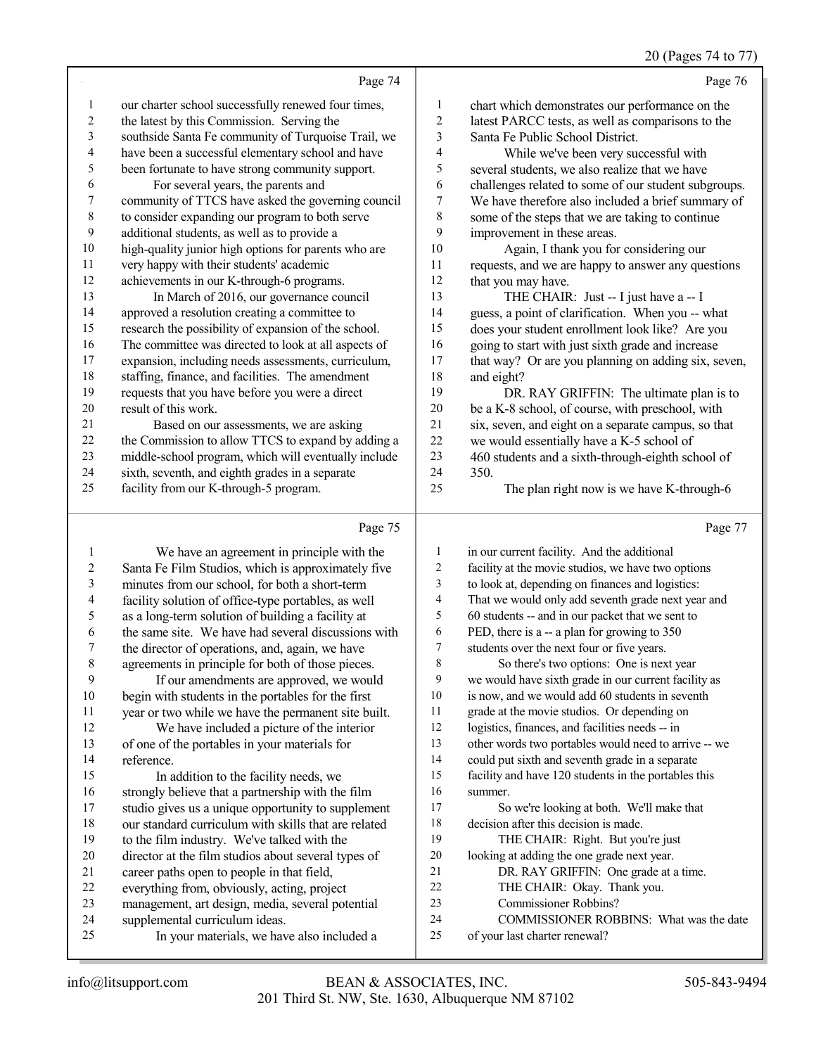Page 74

1 our charter school successfully renewed four times,
2 the latest by this Commission. Serving the
3 southside Santa Fe community of Turquoise Trail, we
4 have been a successful elementary school and have
5 been fortunate to have strong community support.
6 For several years, the parents and
7 community of TTCS have asked the governing council
8 to consider expanding our program to both serve
9 additional students, as well as to provide a
10 high-quality junior high options for parents who are
11 very happy with their students' academic
12 achievements in our K-through-6 programs.
13 In March of 2016, our governance council
14 approved a resolution creating a committee to
15 research the possibility of expansion of the school.
16 The committee was directed to look at all aspects of
17 expansion, including needs assessments, curriculum,
18 staffing, finance, and facilities. The amendment
19 requests that you have before you were a direct
20 result of this work.
21 Based on our assessments, we are asking
22 the Commission to allow TTCS to expand by adding a
23 middle-school program, which will eventually include
24 sixth, seventh, and eighth grades in a separate
25 facility from our K-through-5 program.

Page 75

1 We have an agreement in principle with the
2 Santa Fe Film Studios, which is approximately five
3 minutes from our school, for both a short-term
4 facility solution of office-type portables, as well
5 as a long-term solution of building a facility at
6 the same site. We have had several discussions with
7 the director of operations, and, again, we have
8 agreements in principle for both of those pieces.
9 If our amendments are approved, we would
10 begin with students in the portables for the first
11 year or two while we have the permanent site built.
12 We have included a picture of the interior
13 of one of the portables in your materials for
14 reference.
15 In addition to the facility needs, we
16 strongly believe that a partnership with the film
17 studio gives us a unique opportunity to supplement
18 our standard curriculum with skills that are related
19 to the film industry. We've talked with the
20 director at the film studios about several types of
21 career paths open to people in that field,
22 everything from, obviously, acting, project
23 management, art design, media, several potential
24 supplemental curriculum ideas.
25 In your materials, we have also included a

Page 76

1 chart which demonstrates our performance on the
2 latest PARCC tests, as well as comparisons to the
3 Santa Fe Public School District.
4 While we've been very successful with
5 several students, we also realize that we have
6 challenges related to some of our student subgroups.
7 We have therefore also included a brief summary of
8 some of the steps that we are taking to continue
9 improvement in these areas.
10 Again, I thank you for considering our
11 requests, and we are happy to answer any questions
12 that you may have.
13 THE CHAIR: Just -- I just have a -- I
14 guess, a point of clarification. When you -- what
15 does your student enrollment look like? Are you
16 going to start with just sixth grade and increase
17 that way? Or are you planning on adding six, seven,
18 and eight?
19 DR. RAY GRIFFIN: The ultimate plan is to
20 be a K-8 school, of course, with preschool, with
21 six, seven, and eight on a separate campus, so that
22 we would essentially have a K-5 school of
23 460 students and a sixth-through-eighth school of
24 350.
25 The plan right now is we have K-through-6

Page 77

1 in our current facility. And the additional
2 facility at the movie studios, we have two options
3 to look at, depending on finances and logistics:
4 That we would only add seventh grade next year and
5 60 students -- and in our packet that we sent to
6 PED, there is a -- a plan for growing to 350
7 students over the next four or five years.
8 So there's two options: One is next year
9 we would have sixth grade in our current facility as
10 is now, and we would add 60 students in seventh
11 grade at the movie studios. Or depending on
12 logistics, finances, and facilities needs -- in
13 other words two portables would need to arrive -- we
14 could put sixth and seventh grade in a separate
15 facility and have 120 students in the portables this
16 summer.
17 So we're looking at both. We'll make that
18 decision after this decision is made.
19 THE CHAIR: Right. But you're just
20 looking at adding the one grade next year.
21 DR. RAY GRIFFIN: One grade at a time.
22 THE CHAIR: Okay. Thank you.
23 Commissioner Robbins?
24 COMMISSIONER ROBBINS: What was the date
25 of your last charter renewal?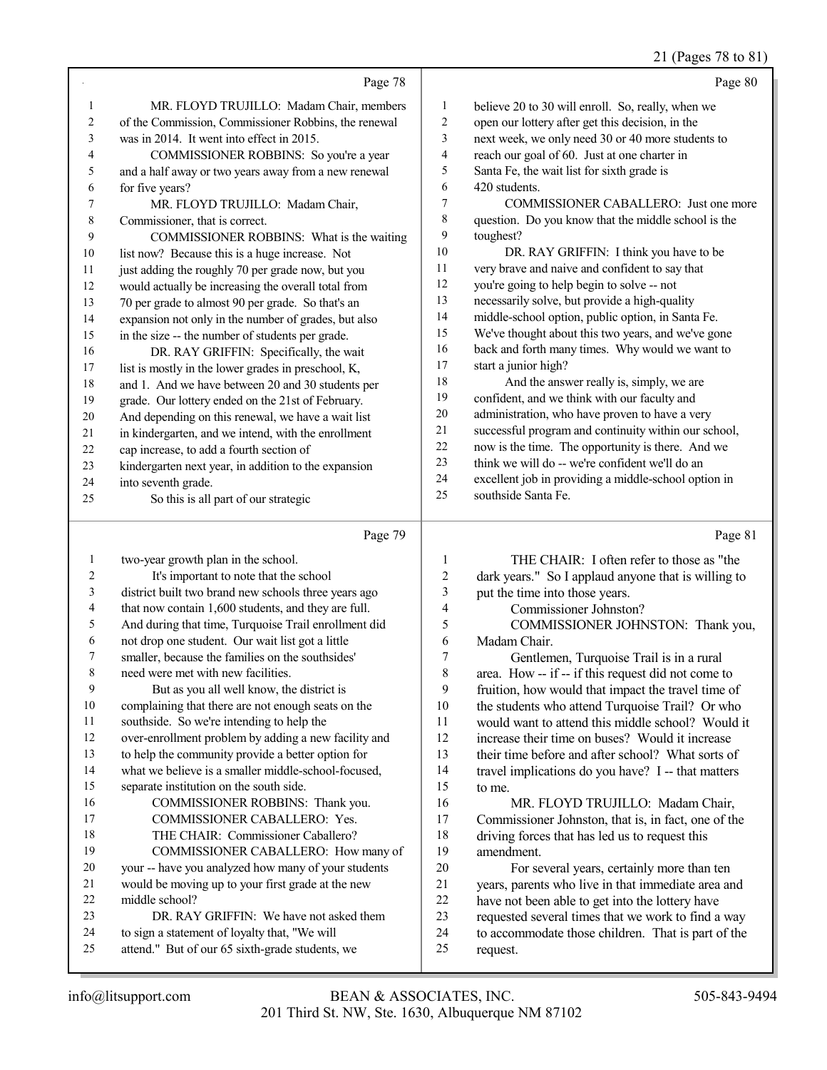Page 78

MR. FLOYD TRUJILLO: Madam Chair, members of the Commission, Commissioner Robbins, the renewal was in 2014. It went into effect in 2015.

COMMISSIONER ROBBINS: So you're a year and a half away or two years away from a new renewal for five years?

MR. FLOYD TRUJILLO: Madam Chair, Commissioner, that is correct.

COMMISSIONER ROBBINS: What is the waiting list now? Because this is a huge increase. Not just adding the roughly 70 per grade now, but you would actually be increasing the overall total from 70 per grade to almost 90 per grade. So that's an expansion not only in the number of grades, but also in the size -- the number of students per grade.

DR. RAY GRIFFIN: Specifically, the wait list is mostly in the lower grades in preschool, K, and 1. And we have between 20 and 30 students per grade. Our lottery ended on the 21st of February. And depending on this renewal, we have a wait list in kindergarten, and we intend, with the enrollment cap increase, to add a fourth section of kindergarten next year, in addition to the expansion into seventh grade.

So this is all part of our strategic

Page 79

two-year growth plan in the school.

It's important to note that the school district built two brand new schools three years ago that now contain 1,600 students, and they are full. And during that time, Turquoise Trail enrollment did not drop one student. Our wait list got a little smaller, because the families on the southsides' need were met with new facilities.

But as you all well know, the district is complaining that there are not enough seats on the southside. So we're intending to help the over-enrollment problem by adding a new facility and to help the community provide a better option for what we believe is a smaller middle-school-focused, separate institution on the south side.

COMMISSIONER ROBBINS: Thank you.

COMMISSIONER CABALLERO: Yes.

THE CHAIR: Commissioner Caballero?

COMMISSIONER CABALLERO: How many of your -- have you analyzed how many of your students would be moving up to your first grade at the new middle school?

DR. RAY GRIFFIN: We have not asked them to sign a statement of loyalty that, "We will attend." But of our 65 sixth-grade students, we

Page 80

believe 20 to 30 will enroll. So, really, when we open our lottery after get this decision, in the next week, we only need 30 or 40 more students to reach our goal of 60. Just at one charter in Santa Fe, the wait list for sixth grade is 420 students.

COMMISSIONER CABALLERO: Just one more question. Do you know that the middle school is the toughest?

DR. RAY GRIFFIN: I think you have to be very brave and naive and confident to say that you're going to help begin to solve -- not necessarily solve, but provide a high-quality middle-school option, public option, in Santa Fe. We've thought about this two years, and we've gone back and forth many times. Why would we want to start a junior high?

And the answer really is, simply, we are confident, and we think with our faculty and administration, who have proven to have a very successful program and continuity within our school, now is the time. The opportunity is there. And we think we will do -- we're confident we'll do an excellent job in providing a middle-school option in southside Santa Fe.

Page 81

THE CHAIR: I often refer to those as "the dark years." So I applaud anyone that is willing to put the time into those years.

Commissioner Johnston?

COMMISSIONER JOHNSTON: Thank you, Madam Chair.

Gentlemen, Turquoise Trail is in a rural area. How -- if -- if this request did not come to fruition, how would that impact the travel time of the students who attend Turquoise Trail? Or who would want to attend this middle school? Would it increase their time on buses? Would it increase their time before and after school? What sorts of travel implications do you have? I -- that matters to me.

MR. FLOYD TRUJILLO: Madam Chair, Commissioner Johnston, that is, in fact, one of the driving forces that has led us to request this amendment.

For several years, certainly more than ten years, parents who live in that immediate area and have not been able to get into the lottery have requested several times that we work to find a way to accommodate those children. That is part of the request.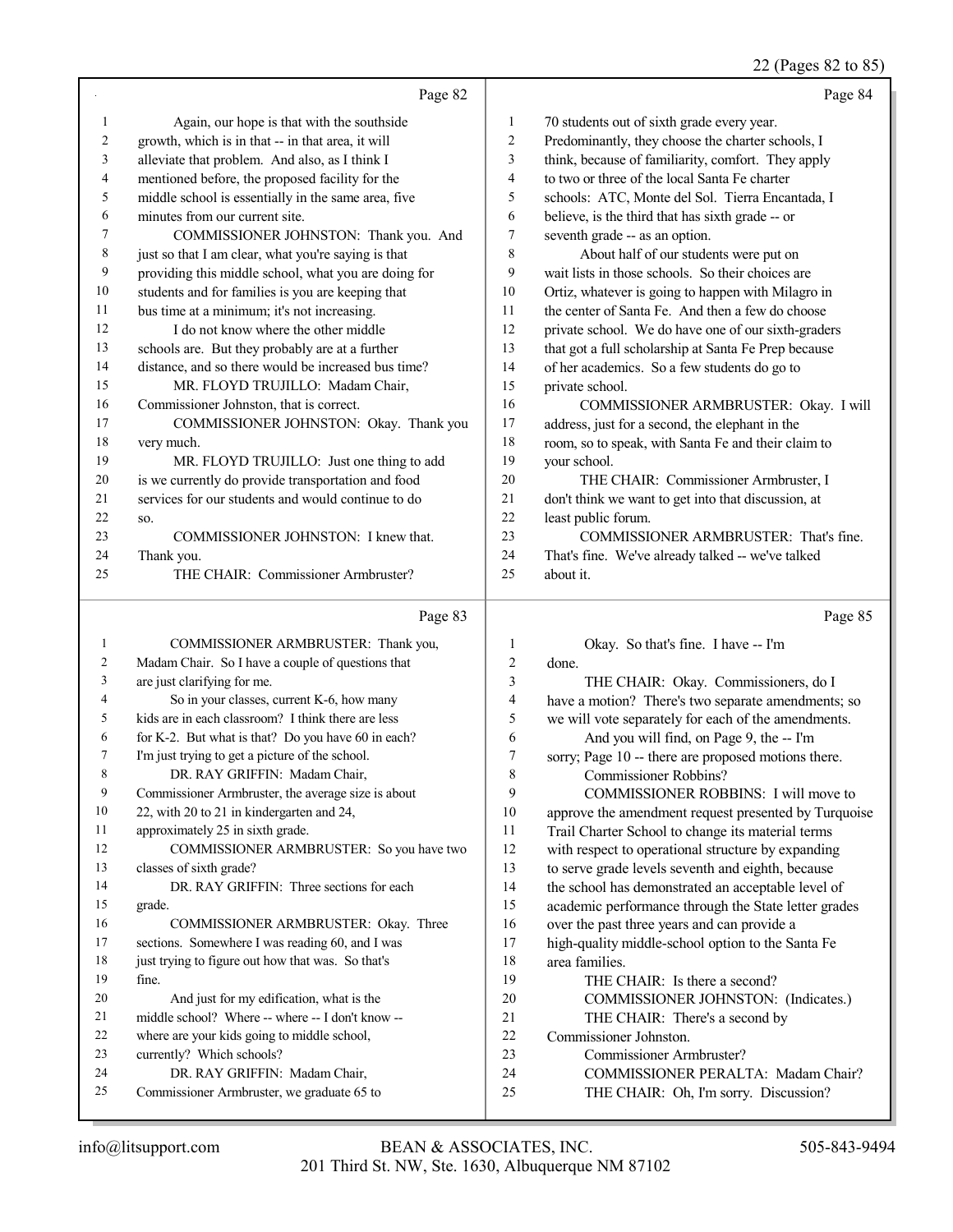Page 82

1 Again, our hope is that with the southside
2 growth, which is in that -- in that area, it will
3 alleviate that problem. And also, as I think I
4 mentioned before, the proposed facility for the
5 middle school is essentially in the same area, five
6 minutes from our current site.
7 COMMISSIONER JOHNSTON: Thank you. And
8 just so that I am clear, what you're saying is that
9 providing this middle school, what you are doing for
10 students and for families is you are keeping that
11 bus time at a minimum; it's not increasing.
12 I do not know where the other middle
13 schools are. But they probably are at a further
14 distance, and so there would be increased bus time?
15 MR. FLOYD TRUJILLO: Madam Chair,
16 Commissioner Johnston, that is correct.
17 COMMISSIONER JOHNSTON: Okay. Thank you
18 very much.
19 MR. FLOYD TRUJILLO: Just one thing to add
20 is we currently do provide transportation and food
21 services for our students and would continue to do
22 so.
23 COMMISSIONER JOHNSTON: I knew that.
24 Thank you.
25 THE CHAIR: Commissioner Armbruster?

Page 83

1 COMMISSIONER ARMBRUSTER: Thank you,
2 Madam Chair. So I have a couple of questions that
3 are just clarifying for me.
4 So in your classes, current K-6, how many
5 kids are in each classroom? I think there are less
6 for K-2. But what is that? Do you have 60 in each?
7 I'm just trying to get a picture of the school.
8 DR. RAY GRIFFIN: Madam Chair,
9 Commissioner Armbruster, the average size is about
10 22, with 20 to 21 in kindergarten and 24,
11 approximately 25 in sixth grade.
12 COMMISSIONER ARMBRUSTER: So you have two
13 classes of sixth grade?
14 DR. RAY GRIFFIN: Three sections for each
15 grade.
16 COMMISSIONER ARMBRUSTER: Okay. Three
17 sections. Somewhere I was reading 60, and I was
18 just trying to figure out how that was. So that's
19 fine.
20 And just for my edification, what is the
21 middle school? Where -- where -- I don't know --
22 where are your kids going to middle school,
23 currently? Which schools?
24 DR. RAY GRIFFIN: Madam Chair,
25 Commissioner Armbruster, we graduate 65 to

Page 84

1 70 students out of sixth grade every year.
2 Predominantly, they choose the charter schools, I
3 think, because of familiarity, comfort. They apply
4 to two or three of the local Santa Fe charter
5 schools: ATC, Monte del Sol. Tierra Encantada, I
6 believe, is the third that has sixth grade -- or
7 seventh grade -- as an option.
8 About half of our students were put on
9 wait lists in those schools. So their choices are
10 Ortiz, whatever is going to happen with Milagro in
11 the center of Santa Fe. And then a few do choose
12 private school. We do have one of our sixth-graders
13 that got a full scholarship at Santa Fe Prep because
14 of her academics. So a few students do go to
15 private school.
16 COMMISSIONER ARMBRUSTER: Okay. I will
17 address, just for a second, the elephant in the
18 room, so to speak, with Santa Fe and their claim to
19 your school.
20 THE CHAIR: Commissioner Armbruster, I
21 don't think we want to get into that discussion, at
22 least public forum.
23 COMMISSIONER ARMBRUSTER: That's fine.
24 That's fine. We've already talked -- we've talked
25 about it.

Page 85

1 Okay. So that's fine. I have -- I'm
2 done.
3 THE CHAIR: Okay. Commissioners, do I
4 have a motion? There's two separate amendments; so
5 we will vote separately for each of the amendments.
6 And you will find, on Page 9, the -- I'm
7 sorry; Page 10 -- there are proposed motions there.
8 Commissioner Robbins?
9 COMMISSIONER ROBBINS: I will move to
10 approve the amendment request presented by Turquoise
11 Trail Charter School to change its material terms
12 with respect to operational structure by expanding
13 to serve grade levels seventh and eighth, because
14 the school has demonstrated an acceptable level of
15 academic performance through the State letter grades
16 over the past three years and can provide a
17 high-quality middle-school option to the Santa Fe
18 area families.
19 THE CHAIR: Is there a second?
20 COMMISSIONER JOHNSTON: (Indicates.)
21 THE CHAIR: There's a second by
22 Commissioner Johnston.
23 Commissioner Armbruster?
24 COMMISSIONER PERALTA: Madam Chair?
25 THE CHAIR: Oh, I'm sorry. Discussion?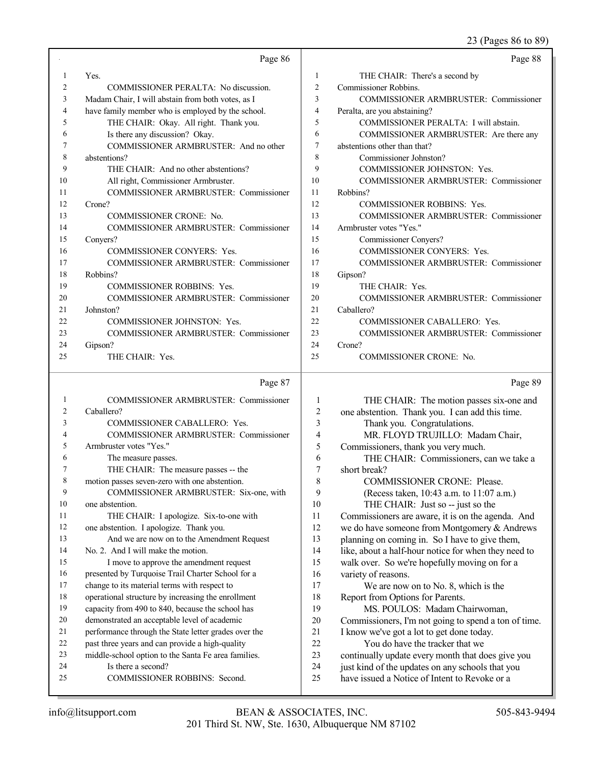23 (Pages 86 to 89)

Page 86

1 Yes.
2 COMMISSIONER PERALTA: No discussion.
3 Madam Chair, I will abstain from both votes, as I
4 have family member who is employed by the school.
5 THE CHAIR: Okay. All right. Thank you.
6 Is there any discussion? Okay.
7 COMMISSIONER ARMBRUSTER: And no other
8 abstentions?
9 THE CHAIR: And no other abstentions?
10 All right, Commissioner Armbruster.
11 COMMISSIONER ARMBRUSTER: Commissioner
12 Crone?
13 COMMISSIONER CRONE: No.
14 COMMISSIONER ARMBRUSTER: Commissioner
15 Conyers?
16 COMMISSIONER CONYERS: Yes.
17 COMMISSIONER ARMBRUSTER: Commissioner
18 Robbins?
19 COMMISSIONER ROBBINS: Yes.
20 COMMISSIONER ARMBRUSTER: Commissioner
21 Johnston?
22 COMMISSIONER JOHNSTON: Yes.
23 COMMISSIONER ARMBRUSTER: Commissioner
24 Gipson?
25 THE CHAIR: Yes.

Page 87

1 COMMISSIONER ARMBRUSTER: Commissioner
2 Caballero?
3 COMMISSIONER CABALLERO: Yes.
4 COMMISSIONER ARMBRUSTER: Commissioner
5 Armbruster votes "Yes."
6 The measure passes.
7 THE CHAIR: The measure passes -- the
8 motion passes seven-zero with one abstention.
9 COMMISSIONER ARMBRUSTER: Six-one, with
10 one abstention.
11 THE CHAIR: I apologize. Six-to-one with
12 one abstention. I apologize. Thank you.
13 And we are now on to the Amendment Request
14 No. 2. And I will make the motion.
15 I move to approve the amendment request
16 presented by Turquoise Trail Charter School for a
17 change to its material terms with respect to
18 operational structure by increasing the enrollment
19 capacity from 490 to 840, because the school has
20 demonstrated an acceptable level of academic
21 performance through the State letter grades over the
22 past three years and can provide a high-quality
23 middle-school option to the Santa Fe area families.
24 Is there a second?
25 COMMISSIONER ROBBINS: Second.

Page 88

1 THE CHAIR: There's a second by
2 Commissioner Robbins.
3 COMMISSIONER ARMBRUSTER: Commissioner
4 Peralta, are you abstaining?
5 COMMISSIONER PERALTA: I will abstain.
6 COMMISSIONER ARMBRUSTER: Are there any
7 abstentions other than that?
8 Commissioner Johnston?
9 COMMISSIONER JOHNSTON: Yes.
10 COMMISSIONER ARMBRUSTER: Commissioner
11 Robbins?
12 COMMISSIONER ROBBINS: Yes.
13 COMMISSIONER ARMBRUSTER: Commissioner
14 Armbruster votes "Yes."
15 Commissioner Conyers?
16 COMMISSIONER CONYERS: Yes.
17 COMMISSIONER ARMBRUSTER: Commissioner
18 Gipson?
19 THE CHAIR: Yes.
20 COMMISSIONER ARMBRUSTER: Commissioner
21 Caballero?
22 COMMISSIONER CABALLERO: Yes.
23 COMMISSIONER ARMBRUSTER: Commissioner
24 Crone?
25 COMMISSIONER CRONE: No.

Page 89

1 THE CHAIR: The motion passes six-one and
2 one abstention. Thank you. I can add this time.
3 Thank you. Congratulations.
4 MR. FLOYD TRUJILLO: Madam Chair,
5 Commissioners, thank you very much.
6 THE CHAIR: Commissioners, can we take a
7 short break?
8 COMMISSIONER CRONE: Please.
9 (Recess taken, 10:43 a.m. to 11:07 a.m.)
10 THE CHAIR: Just so -- just so the
11 Commissioners are aware, it is on the agenda. And
12 we do have someone from Montgomery & Andrews
13 planning on coming in. So I have to give them,
14 like, about a half-hour notice for when they need to
15 walk over. So we're hopefully moving on for a
16 variety of reasons.
17 We are now on to No. 8, which is the
18 Report from Options for Parents.
19 MS. POULOS: Madam Chairwoman,
20 Commissioners, I'm not going to spend a ton of time.
21 I know we've got a lot to get done today.
22 You do have the tracker that we
23 continually update every month that does give you
24 just kind of the updates on any schools that you
25 have issued a Notice of Intent to Revoke or a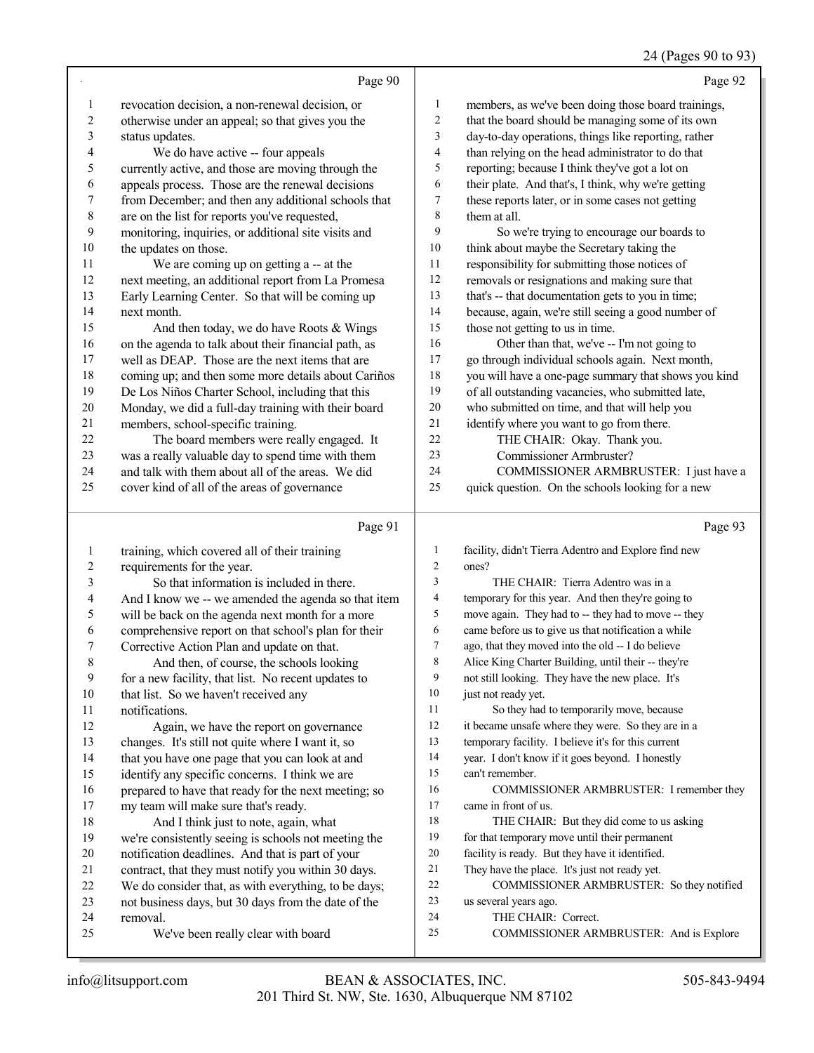## Page 90

1 revocation decision, a non-renewal decision, or
2 otherwise under an appeal; so that gives you the
3 status updates.
4 We do have active -- four appeals
5 currently active, and those are moving through the
6 appeals process. Those are the renewal decisions
7 from December; and then any additional schools that
8 are on the list for reports you've requested,
9 monitoring, inquiries, or additional site visits and
10 the updates on those.
11 We are coming up on getting a -- at the
12 next meeting, an additional report from La Promesa
13 Early Learning Center. So that will be coming up
14 next month.
15 And then today, we do have Roots & Wings
16 on the agenda to talk about their financial path, as
17 well as DEAP. Those are the next items that are
18 coming up; and then some more details about Cariños
19 De Los Niños Charter School, including that this
20 Monday, we did a full-day training with their board
21 members, school-specific training.
22 The board members were really engaged. It
23 was a really valuable day to spend time with them
24 and talk with them about all of the areas. We did
25 cover kind of all of the areas of governance

## Page 91

1 training, which covered all of their training
2 requirements for the year.
3 So that information is included in there.
4 And I know we -- we amended the agenda so that item
5 will be back on the agenda next month for a more
6 comprehensive report on that school's plan for their
7 Corrective Action Plan and update on that.
8 And then, of course, the schools looking
9 for a new facility, that list. No recent updates to
10 that list. So we haven't received any
11 notifications.
12 Again, we have the report on governance
13 changes. It's still not quite where I want it, so
14 that you have one page that you can look at and
15 identify any specific concerns. I think we are
16 prepared to have that ready for the next meeting; so
17 my team will make sure that's ready.
18 And I think just to note, again, what
19 we're consistently seeing is schools not meeting the
20 notification deadlines. And that is part of your
21 contract, that they must notify you within 30 days.
22 We do consider that, as with everything, to be days;
23 not business days, but 30 days from the date of the
24 removal.
25 We've been really clear with board

## Page 92

1 members, as we've been doing those board trainings,
2 that the board should be managing some of its own
3 day-to-day operations, things like reporting, rather
4 than relying on the head administrator to do that
5 reporting; because I think they've got a lot on
6 their plate. And that's, I think, why we're getting
7 these reports later, or in some cases not getting
8 them at all.
9 So we're trying to encourage our boards to
10 think about maybe the Secretary taking the
11 responsibility for submitting those notices of
12 removals or resignations and making sure that
13 that's -- that documentation gets to you in time;
14 because, again, we're still seeing a good number of
15 those not getting to us in time.
16 Other than that, we've -- I'm not going to
17 go through individual schools again. Next month,
18 you will have a one-page summary that shows you kind
19 of all outstanding vacancies, who submitted late,
20 who submitted on time, and that will help you
21 identify where you want to go from there.
22 THE CHAIR: Okay. Thank you.
23 Commissioner Armbruster?
24 COMMISSIONER ARMBRUSTER: I just have a
25 quick question. On the schools looking for a new

## Page 93

1 facility, didn't Tierra Adentro and Explore find new
2 ones?
3 THE CHAIR: Tierra Adentro was in a
4 temporary for this year. And then they're going to
5 move again. They had to -- they had to move -- they
6 came before us to give us that notification a while
7 ago, that they moved into the old -- I do believe
8 Alice King Charter Building, until their -- they're
9 not still looking. They have the new place. It's
10 just not ready yet.
11 So they had to temporarily move, because
12 it became unsafe where they were. So they are in a
13 temporary facility. I believe it's for this current
14 year. I don't know if it goes beyond. I honestly
15 can't remember.
16 COMMISSIONER ARMBRUSTER: I remember they
17 came in front of us.
18 THE CHAIR: But they did come to us asking
19 for that temporary move until their permanent
20 facility is ready. But they have it identified.
21 They have the place. It's just not ready yet.
22 COMMISSIONER ARMBRUSTER: So they notified
23 us several years ago.
24 THE CHAIR: Correct.
25 COMMISSIONER ARMBRUSTER: And is Explore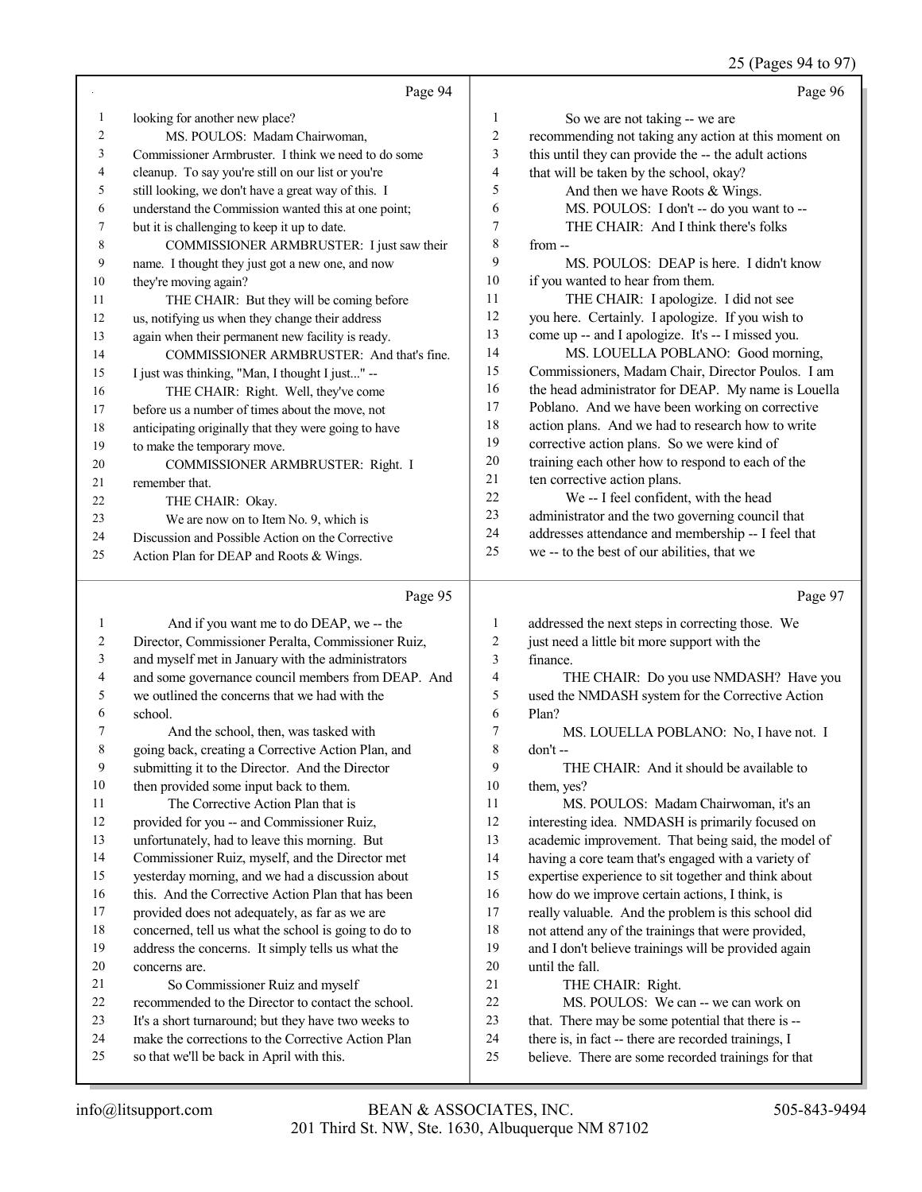Page 94

1 looking for another new place?
2 MS. POULOS: Madam Chairwoman,
3 Commissioner Armbruster. I think we need to do some
4 cleanup. To say you're still on our list or you're
5 still looking, we don't have a great way of this. I
6 understand the Commission wanted this at one point;
7 but it is challenging to keep it up to date.
8 COMMISSIONER ARMBRUSTER: I just saw their
9 name. I thought they just got a new one, and now
10 they're moving again?
11 THE CHAIR: But they will be coming before
12 us, notifying us when they change their address
13 again when their permanent new facility is ready.
14 COMMISSIONER ARMBRUSTER: And that's fine.
15 I just was thinking, "Man, I thought I just..." --
16 THE CHAIR: Right. Well, they've come
17 before us a number of times about the move, not
18 anticipating originally that they were going to have
19 to make the temporary move.
20 COMMISSIONER ARMBRUSTER: Right. I
21 remember that.
22 THE CHAIR: Okay.
23 We are now on to Item No. 9, which is
24 Discussion and Possible Action on the Corrective
25 Action Plan for DEAP and Roots & Wings.

Page 95

1 And if you want me to do DEAP, we -- the
2 Director, Commissioner Peralta, Commissioner Ruiz,
3 and myself met in January with the administrators
4 and some governance council members from DEAP. And
5 we outlined the concerns that we had with the
6 school.
7 And the school, then, was tasked with
8 going back, creating a Corrective Action Plan, and
9 submitting it to the Director. And the Director
10 then provided some input back to them.
11 The Corrective Action Plan that is
12 provided for you -- and Commissioner Ruiz,
13 unfortunately, had to leave this morning. But
14 Commissioner Ruiz, myself, and the Director met
15 yesterday morning, and we had a discussion about
16 this. And the Corrective Action Plan that has been
17 provided does not adequately, as far as we are
18 concerned, tell us what the school is going to do to
19 address the concerns. It simply tells us what the
20 concerns are.
21 So Commissioner Ruiz and myself
22 recommended to the Director to contact the school.
23 It's a short turnaround; but they have two weeks to
24 make the corrections to the Corrective Action Plan
25 so that we'll be back in April with this.

Page 96

1 So we are not taking -- we are
2 recommending not taking any action at this moment on
3 this until they can provide the -- the adult actions
4 that will be taken by the school, okay?
5 And then we have Roots & Wings.
6 MS. POULOS: I don't -- do you want to --
7 THE CHAIR: And I think there's folks
8 from --
9 MS. POULOS: DEAP is here. I didn't know
10 if you wanted to hear from them.
11 THE CHAIR: I apologize. I did not see
12 you here. Certainly. I apologize. If you wish to
13 come up -- and I apologize. It's -- I missed you.
14 MS. LOUELLA POBLANO: Good morning,
15 Commissioners, Madam Chair, Director Poulos. I am
16 the head administrator for DEAP. My name is Louella
17 Poblano. And we have been working on corrective
18 action plans. And we had to research how to write
19 corrective action plans. So we were kind of
20 training each other how to respond to each of the
21 ten corrective action plans.
22 We -- I feel confident, with the head
23 administrator and the two governing council that
24 addresses attendance and membership -- I feel that
25 we -- to the best of our abilities, that we

Page 97

1 addressed the next steps in correcting those. We
2 just need a little bit more support with the
3 finance.
4 THE CHAIR: Do you use NMDASH? Have you
5 used the NMDASH system for the Corrective Action
6 Plan?
7 MS. LOUELLA POBLANO: No, I have not. I
8 don't --
9 THE CHAIR: And it should be available to
10 them, yes?
11 MS. POULOS: Madam Chairwoman, it's an
12 interesting idea. NMDASH is primarily focused on
13 academic improvement. That being said, the model of
14 having a core team that's engaged with a variety of
15 expertise experience to sit together and think about
16 how do we improve certain actions, I think, is
17 really valuable. And the problem is this school did
18 not attend any of the trainings that were provided,
19 and I don't believe trainings will be provided again
20 until the fall.
21 THE CHAIR: Right.
22 MS. POULOS: We can -- we can work on
23 that. There may be some potential that there is --
24 there is, in fact -- there are recorded trainings, I
25 believe. There are some recorded trainings for that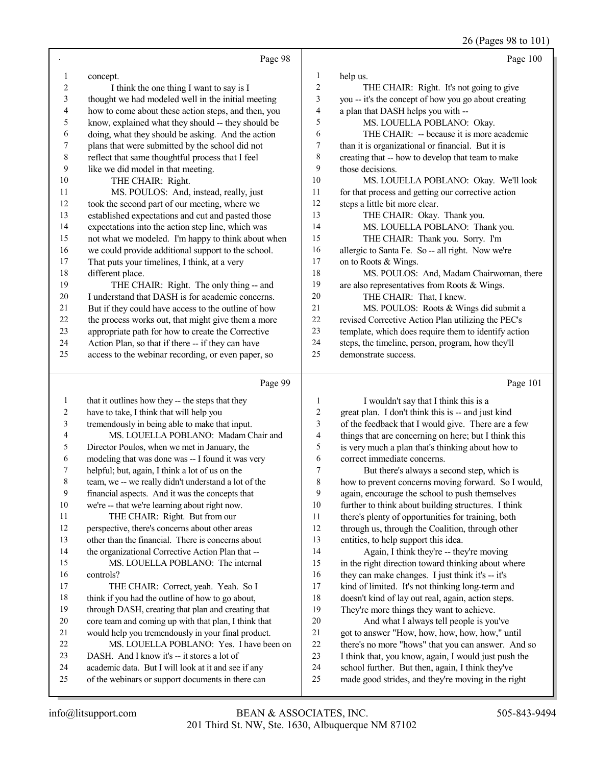Page 98

concept.

I think the one thing I want to say is I thought we had modeled well in the initial meeting how to come about these action steps, and then, you know, explained what they should -- they should be doing, what they should be asking. And the action plans that were submitted by the school did not reflect that same thoughtful process that I feel like we did model in that meeting.

THE CHAIR: Right.

MS. POULOS: And, instead, really, just took the second part of our meeting, where we established expectations and cut and pasted those expectations into the action step line, which was not what we modeled. I'm happy to think about when we could provide additional support to the school. That puts your timelines, I think, at a very different place.

THE CHAIR: Right. The only thing -- and I understand that DASH is for academic concerns. But if they could have access to the outline of how the process works out, that might give them a more appropriate path for how to create the Corrective Action Plan, so that if there -- if they can have access to the webinar recording, or even paper, so

Page 99

that it outlines how they -- the steps that they have to take, I think that will help you tremendously in being able to make that input.

MS. LOUELLA POBLANO: Madam Chair and Director Poulos, when we met in January, the modeling that was done was -- I found it was very helpful; but, again, I think a lot of us on the team, we -- we really didn't understand a lot of the financial aspects. And it was the concepts that we're -- that we're learning about right now.

THE CHAIR: Right. But from our perspective, there's concerns about other areas other than the financial. There is concerns about the organizational Corrective Action Plan that --

MS. LOUELLA POBLANO: The internal controls?

THE CHAIR: Correct, yeah. Yeah. So I think if you had the outline of how to go about, through DASH, creating that plan and creating that core team and coming up with that plan, I think that would help you tremendously in your final product.

MS. LOUELLA POBLANO: Yes. I have been on DASH. And I know it's -- it stores a lot of academic data. But I will look at it and see if any of the webinars or support documents in there can

Page 100

help us.

THE CHAIR: Right. It's not going to give you -- it's the concept of how you go about creating a plan that DASH helps you with --

MS. LOUELLA POBLANO: Okay.

THE CHAIR: -- because it is more academic than it is organizational or financial. But it is creating that -- how to develop that team to make those decisions.

MS. LOUELLA POBLANO: Okay. We'll look for that process and getting our corrective action steps a little bit more clear.

THE CHAIR: Okay. Thank you.

MS. LOUELLA POBLANO: Thank you.

THE CHAIR: Thank you. Sorry. I'm allergic to Santa Fe. So -- all right. Now we're on to Roots & Wings.

MS. POULOS: And, Madam Chairwoman, there are also representatives from Roots & Wings.

THE CHAIR: That, I knew.

MS. POULOS: Roots & Wings did submit a revised Corrective Action Plan utilizing the PEC's template, which does require them to identify action steps, the timeline, person, program, how they'll demonstrate success.

Page 101

I wouldn't say that I think this is a great plan. I don't think this is -- and just kind of the feedback that I would give. There are a few things that are concerning on here; but I think this is very much a plan that's thinking about how to correct immediate concerns.

But there's always a second step, which is how to prevent concerns moving forward. So I would, again, encourage the school to push themselves further to think about building structures. I think there's plenty of opportunities for training, both through us, through the Coalition, through other entities, to help support this idea.

Again, I think they're -- they're moving in the right direction toward thinking about where they can make changes. I just think it's -- it's kind of limited. It's not thinking long-term and doesn't kind of lay out real, again, action steps. They're more things they want to achieve.

And what I always tell people is you've got to answer "How, how, how, how, how," until there's no more "hows" that you can answer. And so I think that, you know, again, I would just push the school further. But then, again, I think they've made good strides, and they're moving in the right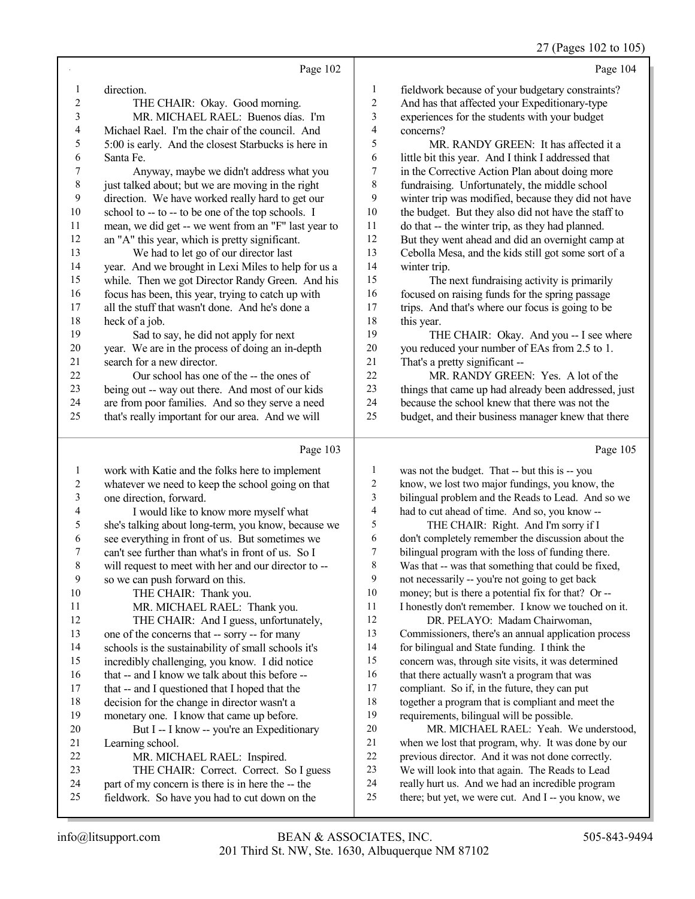Page 102

1 direction.
2 THE CHAIR: Okay. Good morning.
3 MR. MICHAEL RAEL: Buenos días. I'm
4 Michael Rael. I'm the chair of the council. And
5 5:00 is early. And the closest Starbucks is here in
6 Santa Fe.
7 Anyway, maybe we didn't address what you
8 just talked about; but we are moving in the right
9 direction. We have worked really hard to get our
10 school to -- to -- to be one of the top schools. I
11 mean, we did get -- we went from an "F" last year to
12 an "A" this year, which is pretty significant.
13 We had to let go of our director last
14 year. And we brought in Lexi Miles to help for us a
15 while. Then we got Director Randy Green. And his
16 focus has been, this year, trying to catch up with
17 all the stuff that wasn't done. And he's done a
18 heck of a job.
19 Sad to say, he did not apply for next
20 year. We are in the process of doing an in-depth
21 search for a new director.
22 Our school has one of the -- the ones of
23 being out -- way out there. And most of our kids
24 are from poor families. And so they serve a need
25 that's really important for our area. And we will

Page 103

1 work with Katie and the folks here to implement
2 whatever we need to keep the school going on that
3 one direction, forward.
4 I would like to know more myself what
5 she's talking about long-term, you know, because we
6 see everything in front of us. But sometimes we
7 can't see further than what's in front of us. So I
8 will request to meet with her and our director to --
9 so we can push forward on this.
10 THE CHAIR: Thank you.
11 MR. MICHAEL RAEL: Thank you.
12 THE CHAIR: And I guess, unfortunately,
13 one of the concerns that -- sorry -- for many
14 schools is the sustainability of small schools it's
15 incredibly challenging, you know. I did notice
16 that -- and I know we talk about this before --
17 that -- and I questioned that I hoped that the
18 decision for the change in director wasn't a
19 monetary one. I know that came up before.
20 But I -- I know -- you're an Expeditionary
21 Learning school.
22 MR. MICHAEL RAEL: Inspired.
23 THE CHAIR: Correct. Correct. So I guess
24 part of my concern is there is in here the -- the
25 fieldwork. So have you had to cut down on the

Page 104

1 fieldwork because of your budgetary constraints?
2 And has that affected your Expeditionary-type
3 experiences for the students with your budget
4 concerns?
5 MR. RANDY GREEN: It has affected it a
6 little bit this year. And I think I addressed that
7 in the Corrective Action Plan about doing more
8 fundraising. Unfortunately, the middle school
9 winter trip was modified, because they did not have
10 the budget. But they also did not have the staff to
11 do that -- the winter trip, as they had planned.
12 But they went ahead and did an overnight camp at
13 Cebolla Mesa, and the kids still got some sort of a
14 winter trip.
15 The next fundraising activity is primarily
16 focused on raising funds for the spring passage
17 trips. And that's where our focus is going to be
18 this year.
19 THE CHAIR: Okay. And you -- I see where
20 you reduced your number of EAs from 2.5 to 1.
21 That's a pretty significant --
22 MR. RANDY GREEN: Yes. A lot of the
23 things that came up had already been addressed, just
24 because the school knew that there was not the
25 budget, and their business manager knew that there

Page 105

1 was not the budget. That -- but this is -- you
2 know, we lost two major fundings, you know, the
3 bilingual problem and the Reads to Lead. And so we
4 had to cut ahead of time. And so, you know --
5 THE CHAIR: Right. And I'm sorry if I
6 don't completely remember the discussion about the
7 bilingual program with the loss of funding there.
8 Was that -- was that something that could be fixed,
9 not necessarily -- you're not going to get back
10 money; but is there a potential fix for that? Or --
11 I honestly don't remember. I know we touched on it.
12 DR. PELAYO: Madam Chairwoman,
13 Commissioners, there's an annual application process
14 for bilingual and State funding. I think the
15 concern was, through site visits, it was determined
16 that there actually wasn't a program that was
17 compliant. So if, in the future, they can put
18 together a program that is compliant and meet the
19 requirements, bilingual will be possible.
20 MR. MICHAEL RAEL: Yeah. We understood,
21 when we lost that program, why. It was done by our
22 previous director. And it was not done correctly.
23 We will look into that again. The Reads to Lead
24 really hurt us. And we had an incredible program
25 there; but yet, we were cut. And I -- you know, we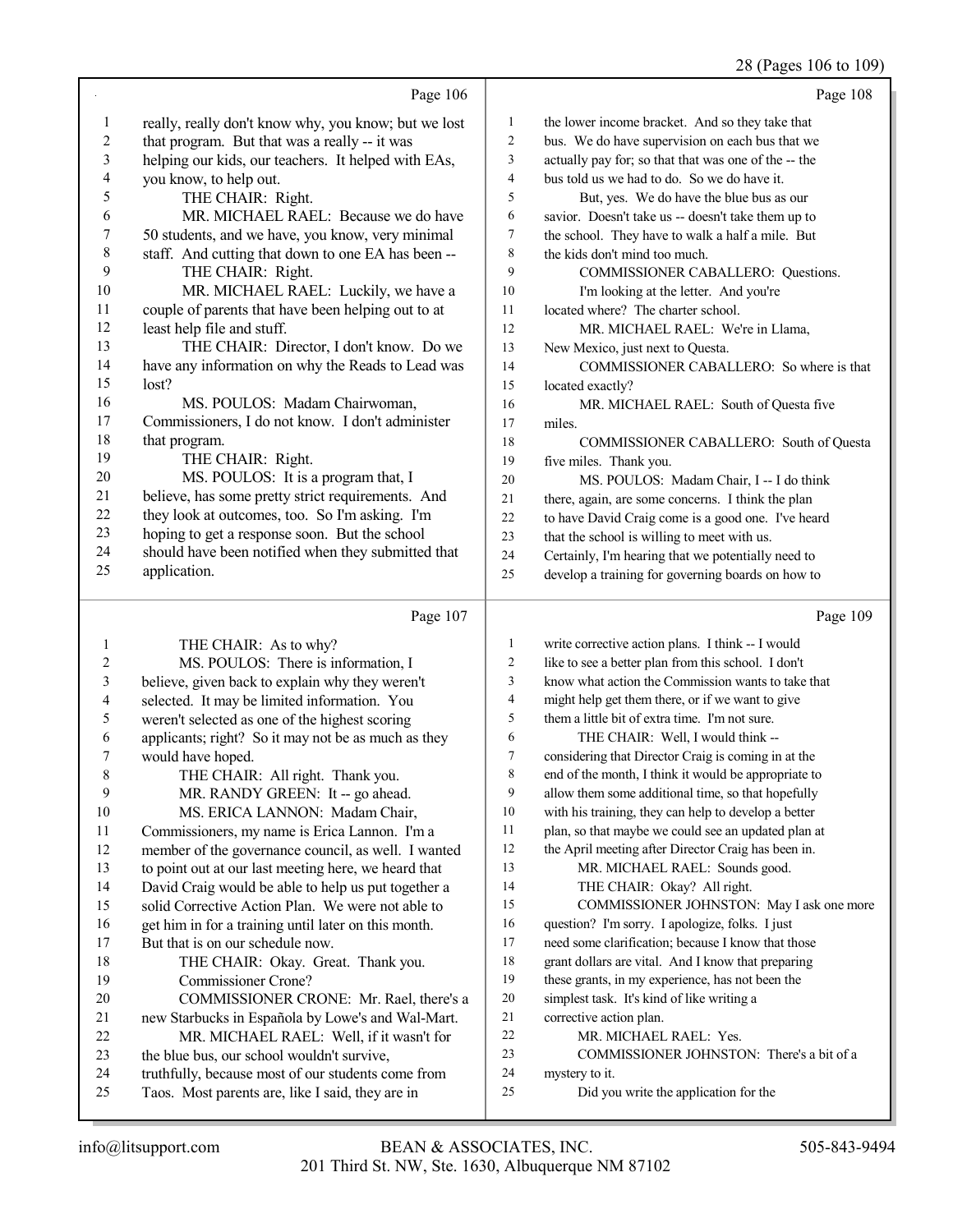Page 106

1 really, really don't know why, you know; but we lost
2 that program. But that was a really -- it was
3 helping our kids, our teachers. It helped with EAs,
4 you know, to help out.
5 THE CHAIR: Right.
6 MR. MICHAEL RAEL: Because we do have
7 50 students, and we have, you know, very minimal
8 staff. And cutting that down to one EA has been --
9 THE CHAIR: Right.
10 MR. MICHAEL RAEL: Luckily, we have a
11 couple of parents that have been helping out to at
12 least help file and stuff.
13 THE CHAIR: Director, I don't know. Do we
14 have any information on why the Reads to Lead was
15 lost?
16 MS. POULOS: Madam Chairwoman,
17 Commissioners, I do not know. I don't administer
18 that program.
19 THE CHAIR: Right.
20 MS. POULOS: It is a program that, I
21 believe, has some pretty strict requirements. And
22 they look at outcomes, too. So I'm asking. I'm
23 hoping to get a response soon. But the school
24 should have been notified when they submitted that
25 application.

Page 107

1 THE CHAIR: As to why?
2 MS. POULOS: There is information, I
3 believe, given back to explain why they weren't
4 selected. It may be limited information. You
5 weren't selected as one of the highest scoring
6 applicants; right? So it may not be as much as they
7 would have hoped.
8 THE CHAIR: All right. Thank you.
9 MR. RANDY GREEN: It -- go ahead.
10 MS. ERICA LANNON: Madam Chair,
11 Commissioners, my name is Erica Lannon. I'm a
12 member of the governance council, as well. I wanted
13 to point out at our last meeting here, we heard that
14 David Craig would be able to help us put together a
15 solid Corrective Action Plan. We were not able to
16 get him in for a training until later on this month.
17 But that is on our schedule now.
18 THE CHAIR: Okay. Great. Thank you.
19 Commissioner Crone?
20 COMMISSIONER CRONE: Mr. Rael, there's a
21 new Starbucks in Española by Lowe's and Wal-Mart.
22 MR. MICHAEL RAEL: Well, if it wasn't for
23 the blue bus, our school wouldn't survive,
24 truthfully, because most of our students come from
25 Taos. Most parents are, like I said, they are in

Page 108

1 the lower income bracket. And so they take that
2 bus. We do have supervision on each bus that we
3 actually pay for; so that that was one of the -- the
4 bus told us we had to do. So we do have it.
5 But, yes. We do have the blue bus as our
6 savior. Doesn't take us -- doesn't take them up to
7 the school. They have to walk a half a mile. But
8 the kids don't mind too much.
9 COMMISSIONER CABALLERO: Questions.
10 I'm looking at the letter. And you're
11 located where? The charter school.
12 MR. MICHAEL RAEL: We're in Llama,
13 New Mexico, just next to Questa.
14 COMMISSIONER CABALLERO: So where is that
15 located exactly?
16 MR. MICHAEL RAEL: South of Questa five
17 miles.
18 COMMISSIONER CABALLERO: South of Questa
19 five miles. Thank you.
20 MS. POULOS: Madam Chair, I -- I do think
21 there, again, are some concerns. I think the plan
22 to have David Craig come is a good one. I've heard
23 that the school is willing to meet with us.
24 Certainly, I'm hearing that we potentially need to
25 develop a training for governing boards on how to

Page 109

1 write corrective action plans. I think -- I would
2 like to see a better plan from this school. I don't
3 know what action the Commission wants to take that
4 might help get them there, or if we want to give
5 them a little bit of extra time. I'm not sure.
6 THE CHAIR: Well, I would think --
7 considering that Director Craig is coming in at the
8 end of the month, I think it would be appropriate to
9 allow them some additional time, so that hopefully
10 with his training, they can help to develop a better
11 plan, so that maybe we could see an updated plan at
12 the April meeting after Director Craig has been in.
13 MR. MICHAEL RAEL: Sounds good.
14 THE CHAIR: Okay? All right.
15 COMMISSIONER JOHNSTON: May I ask one more
16 question? I'm sorry. I apologize, folks. I just
17 need some clarification; because I know that those
18 grant dollars are vital. And I know that preparing
19 these grants, in my experience, has not been the
20 simplest task. It's kind of like writing a
21 corrective action plan.
22 MR. MICHAEL RAEL: Yes.
23 COMMISSIONER JOHNSTON: There's a bit of a
24 mystery to it.
25 Did you write the application for the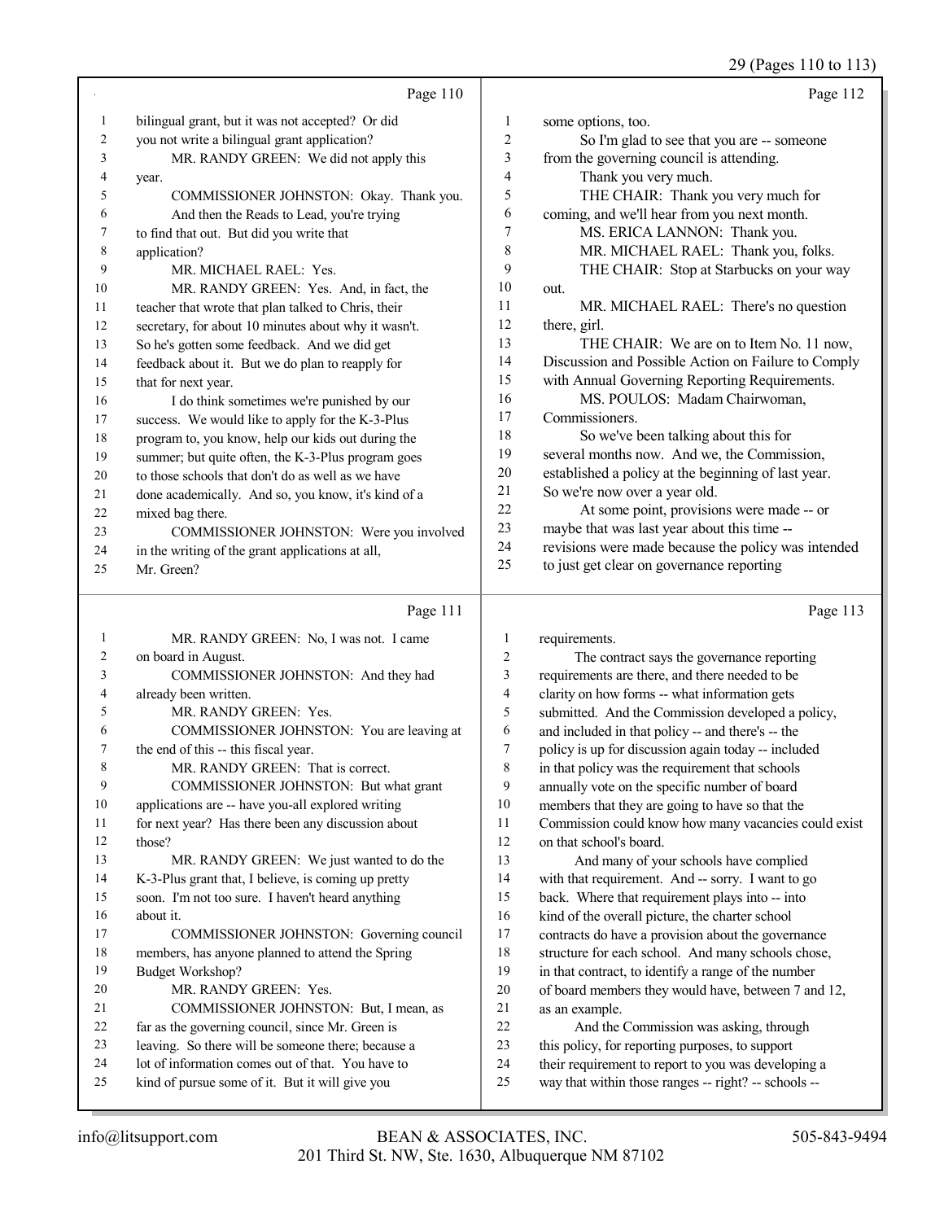Page 110

1 bilingual grant, but it was not accepted? Or did
2 you not write a bilingual grant application?
3 MR. RANDY GREEN: We did not apply this
4 year.
5 COMMISSIONER JOHNSTON: Okay. Thank you.
6 And then the Reads to Lead, you're trying
7 to find that out. But did you write that
8 application?
9 MR. MICHAEL RAEL: Yes.
10 MR. RANDY GREEN: Yes. And, in fact, the
11 teacher that wrote that plan talked to Chris, their
12 secretary, for about 10 minutes about why it wasn't.
13 So he's gotten some feedback. And we did get
14 feedback about it. But we do plan to reapply for
15 that for next year.
16 I do think sometimes we're punished by our
17 success. We would like to apply for the K-3-Plus
18 program to, you know, help our kids out during the
19 summer; but quite often, the K-3-Plus program goes
20 to those schools that don't do as well as we have
21 done academically. And so, you know, it's kind of a
22 mixed bag there.
23 COMMISSIONER JOHNSTON: Were you involved
24 in the writing of the grant applications at all,
25 Mr. Green?

Page 111

1 MR. RANDY GREEN: No, I was not. I came
2 on board in August.
3 COMMISSIONER JOHNSTON: And they had
4 already been written.
5 MR. RANDY GREEN: Yes.
6 COMMISSIONER JOHNSTON: You are leaving at
7 the end of this -- this fiscal year.
8 MR. RANDY GREEN: That is correct.
9 COMMISSIONER JOHNSTON: But what grant
10 applications are -- have you-all explored writing
11 for next year? Has there been any discussion about
12 those?
13 MR. RANDY GREEN: We just wanted to do the
14 K-3-Plus grant that, I believe, is coming up pretty
15 soon. I'm not too sure. I haven't heard anything
16 about it.
17 COMMISSIONER JOHNSTON: Governing council
18 members, has anyone planned to attend the Spring
19 Budget Workshop?
20 MR. RANDY GREEN: Yes.
21 COMMISSIONER JOHNSTON: But, I mean, as
22 far as the governing council, since Mr. Green is
23 leaving. So there will be someone there; because a
24 lot of information comes out of that. You have to
25 kind of pursue some of it. But it will give you

Page 112

1 some options, too.
2 So I'm glad to see that you are -- someone
3 from the governing council is attending.
4 Thank you very much.
5 THE CHAIR: Thank you very much for
6 coming, and we'll hear from you next month.
7 MS. ERICA LANNON: Thank you.
8 MR. MICHAEL RAEL: Thank you, folks.
9 THE CHAIR: Stop at Starbucks on your way
10 out.
11 MR. MICHAEL RAEL: There's no question
12 there, girl.
13 THE CHAIR: We are on to Item No. 11 now,
14 Discussion and Possible Action on Failure to Comply
15 with Annual Governing Reporting Requirements.
16 MS. POULOS: Madam Chairwoman,
17 Commissioners.
18 So we've been talking about this for
19 several months now. And we, the Commission,
20 established a policy at the beginning of last year.
21 So we're now over a year old.
22 At some point, provisions were made -- or
23 maybe that was last year about this time --
24 revisions were made because the policy was intended
25 to just get clear on governance reporting

Page 113

1 requirements.
2 The contract says the governance reporting
3 requirements are there, and there needed to be
4 clarity on how forms -- what information gets
5 submitted. And the Commission developed a policy,
6 and included in that policy -- and there's -- the
7 policy is up for discussion again today -- included
8 in that policy was the requirement that schools
9 annually vote on the specific number of board
10 members that they are going to have so that the
11 Commission could know how many vacancies could exist
12 on that school's board.
13 And many of your schools have complied
14 with that requirement. And -- sorry. I want to go
15 back. Where that requirement plays into -- into
16 kind of the overall picture, the charter school
17 contracts do have a provision about the governance
18 structure for each school. And many schools chose,
19 in that contract, to identify a range of the number
20 of board members they would have, between 7 and 12,
21 as an example.
22 And the Commission was asking, through
23 this policy, for reporting purposes, to support
24 their requirement to report to you was developing a
25 way that within those ranges -- right? -- schools --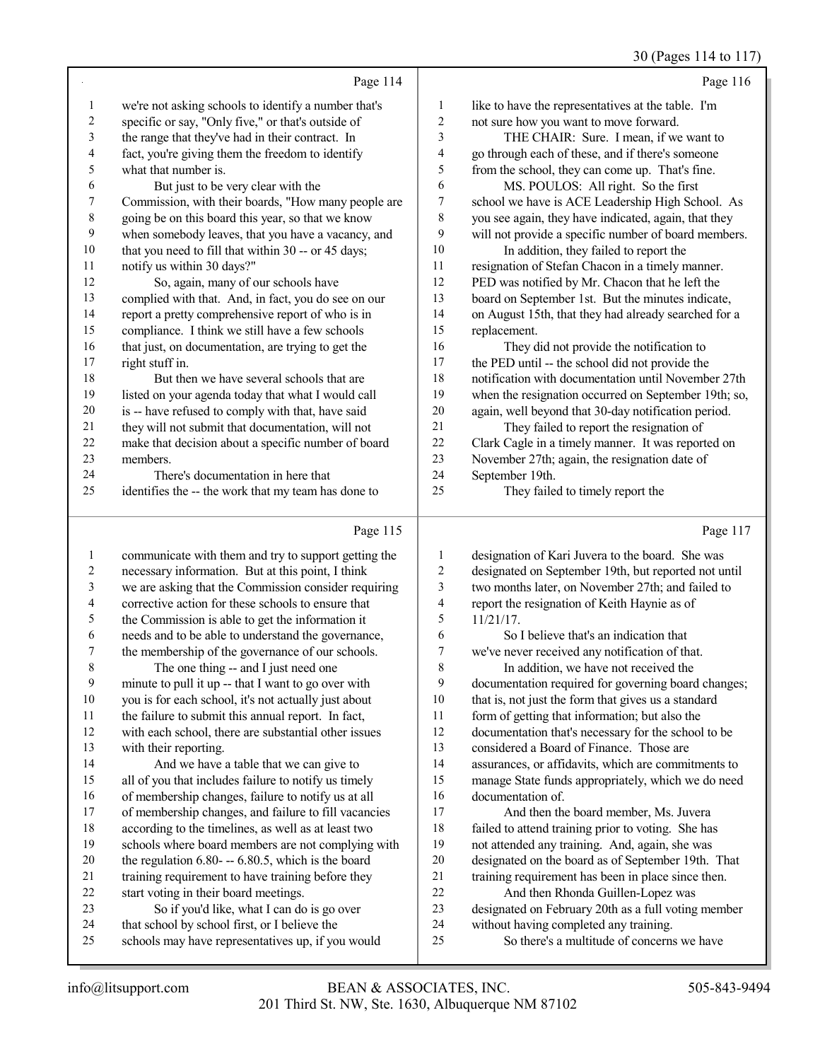Page 114

1 we're not asking schools to identify a number that's
2 specific or say, "Only five," or that's outside of
3 the range that they've had in their contract. In
4 fact, you're giving them the freedom to identify
5 what that number is.
6 But just to be very clear with the
7 Commission, with their boards, "How many people are
8 going be on this board this year, so that we know
9 when somebody leaves, that you have a vacancy, and
10 that you need to fill that within 30 -- or 45 days;
11 notify us within 30 days?"
12 So, again, many of our schools have
13 complied with that. And, in fact, you do see on our
14 report a pretty comprehensive report of who is in
15 compliance. I think we still have a few schools
16 that just, on documentation, are trying to get the
17 right stuff in.
18 But then we have several schools that are
19 listed on your agenda today that what I would call
20 is -- have refused to comply with that, have said
21 they will not submit that documentation, will not
22 make that decision about a specific number of board
23 members.
24 There's documentation in here that
25 identifies the -- the work that my team has done to

Page 115

1 communicate with them and try to support getting the
2 necessary information. But at this point, I think
3 we are asking that the Commission consider requiring
4 corrective action for these schools to ensure that
5 the Commission is able to get the information it
6 needs and to be able to understand the governance,
7 the membership of the governance of our schools.
8 The one thing -- and I just need one
9 minute to pull it up -- that I want to go over with
10 you is for each school, it's not actually just about
11 the failure to submit this annual report. In fact,
12 with each school, there are substantial other issues
13 with their reporting.
14 And we have a table that we can give to
15 all of you that includes failure to notify us timely
16 of membership changes, failure to notify us at all
17 of membership changes, and failure to fill vacancies
18 according to the timelines, as well as at least two
19 schools where board members are not complying with
20 the regulation 6.80- -- 6.80.5, which is the board
21 training requirement to have training before they
22 start voting in their board meetings.
23 So if you'd like, what I can do is go over
24 that school by school first, or I believe the
25 schools may have representatives up, if you would

Page 116

1 like to have the representatives at the table. I'm
2 not sure how you want to move forward.
3 THE CHAIR: Sure. I mean, if we want to
4 go through each of these, and if there's someone
5 from the school, they can come up. That's fine.
6 MS. POULOS: All right. So the first
7 school we have is ACE Leadership High School. As
8 you see again, they have indicated, again, that they
9 will not provide a specific number of board members.
10 In addition, they failed to report the
11 resignation of Stefan Chacon in a timely manner.
12 PED was notified by Mr. Chacon that he left the
13 board on September 1st. But the minutes indicate,
14 on August 15th, that they had already searched for a
15 replacement.
16 They did not provide the notification to
17 the PED until -- the school did not provide the
18 notification with documentation until November 27th
19 when the resignation occurred on September 19th; so,
20 again, well beyond that 30-day notification period.
21 They failed to report the resignation of
22 Clark Cagle in a timely manner. It was reported on
23 November 27th; again, the resignation date of
24 September 19th.
25 They failed to timely report the

Page 117

1 designation of Kari Juvera to the board. She was
2 designated on September 19th, but reported not until
3 two months later, on November 27th; and failed to
4 report the resignation of Keith Haynie as of
5 11/21/17.
6 So I believe that's an indication that
7 we've never received any notification of that.
8 In addition, we have not received the
9 documentation required for governing board changes;
10 that is, not just the form that gives us a standard
11 form of getting that information; but also the
12 documentation that's necessary for the school to be
13 considered a Board of Finance. Those are
14 assurances, or affidavits, which are commitments to
15 manage State funds appropriately, which we do need
16 documentation of.
17 And then the board member, Ms. Juvera
18 failed to attend training prior to voting. She has
19 not attended any training. And, again, she was
20 designated on the board as of September 19th. That
21 training requirement has been in place since then.
22 And then Rhonda Guillen-Lopez was
23 designated on February 20th as a full voting member
24 without having completed any training.
25 So there's a multitude of concerns we have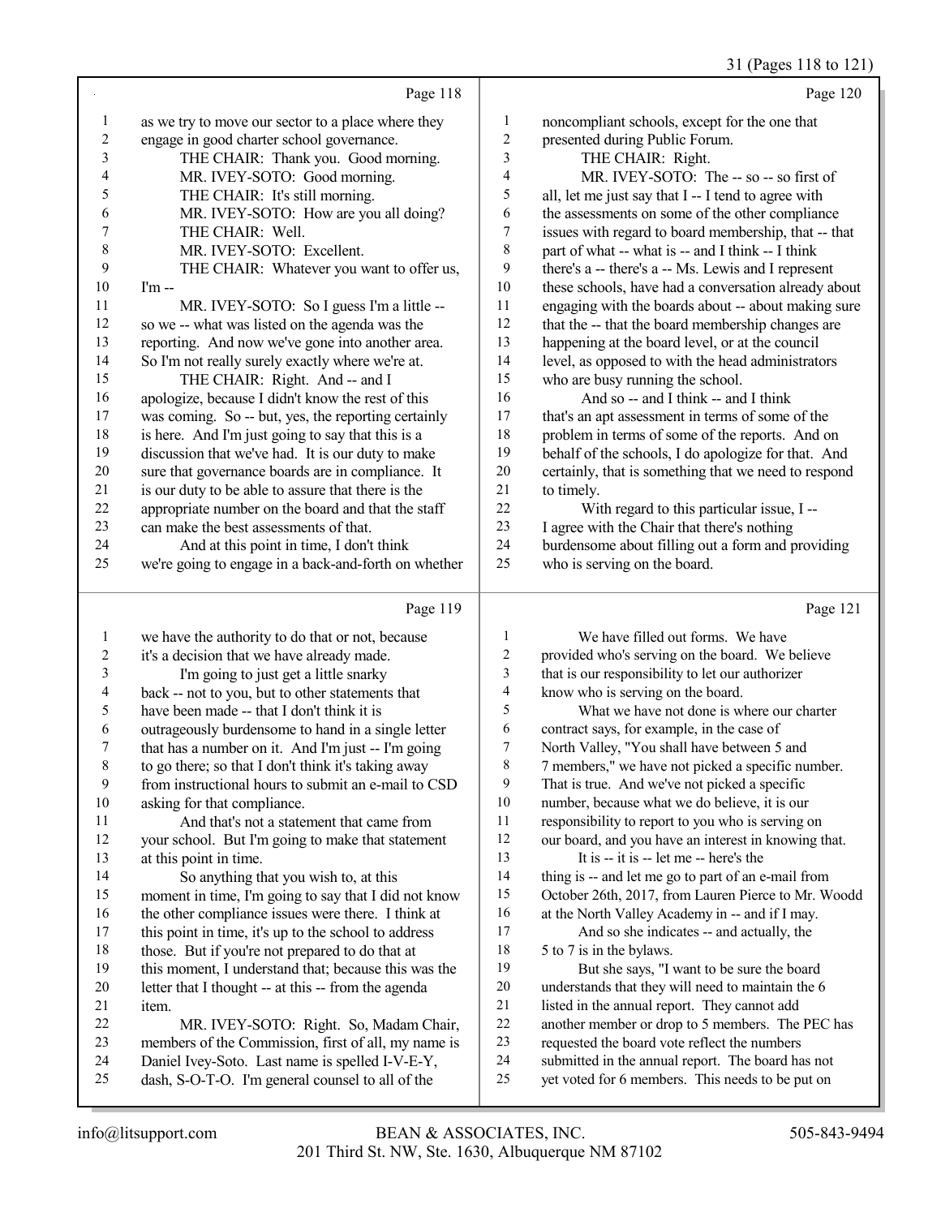Page 118

1 as we try to move our sector to a place where they
2 engage in good charter school governance.
3 THE CHAIR: Thank you. Good morning.
4 MR. IVEY-SOTO: Good morning.
5 THE CHAIR: It's still morning.
6 MR. IVEY-SOTO: How are you all doing?
7 THE CHAIR: Well.
8 MR. IVEY-SOTO: Excellent.
9 THE CHAIR: Whatever you want to offer us,
10 I'm --
11 MR. IVEY-SOTO: So I guess I'm a little --
12 so we -- what was listed on the agenda was the
13 reporting. And now we've gone into another area.
14 So I'm not really surely exactly where we're at.
15 THE CHAIR: Right. And -- and I
16 apologize, because I didn't know the rest of this
17 was coming. So -- but, yes, the reporting certainly
18 is here. And I'm just going to say that this is a
19 discussion that we've had. It is our duty to make
20 sure that governance boards are in compliance. It
21 is our duty to be able to assure that there is the
22 appropriate number on the board and that the staff
23 can make the best assessments of that.
24 And at this point in time, I don't think
25 we're going to engage in a back-and-forth on whether

Page 119

1 we have the authority to do that or not, because
2 it's a decision that we have already made.
3 I'm going to just get a little snarky
4 back -- not to you, but to other statements that
5 have been made -- that I don't think it is
6 outrageously burdensome to hand in a single letter
7 that has a number on it. And I'm just -- I'm going
8 to go there; so that I don't think it's taking away
9 from instructional hours to submit an e-mail to CSD
10 asking for that compliance.
11 And that's not a statement that came from
12 your school. But I'm going to make that statement
13 at this point in time.
14 So anything that you wish to, at this
15 moment in time, I'm going to say that I did not know
16 the other compliance issues were there. I think at
17 this point in time, it's up to the school to address
18 those. But if you're not prepared to do that at
19 this moment, I understand that; because this was the
20 letter that I thought -- at this -- from the agenda
21 item.
22 MR. IVEY-SOTO: Right. So, Madam Chair,
23 members of the Commission, first of all, my name is
24 Daniel Ivey-Soto. Last name is spelled I-V-E-Y,
25 dash, S-O-T-O. I'm general counsel to all of the

Page 120

1 noncompliant schools, except for the one that
2 presented during Public Forum.
3 THE CHAIR: Right.
4 MR. IVEY-SOTO: The -- so -- so first of
5 all, let me just say that I -- I tend to agree with
6 the assessments on some of the other compliance
7 issues with regard to board membership, that -- that
8 part of what -- what is -- and I think -- I think
9 there's a -- there's a -- Ms. Lewis and I represent
10 these schools, have had a conversation already about
11 engaging with the boards about -- about making sure
12 that the -- that the board membership changes are
13 happening at the board level, or at the council
14 level, as opposed to with the head administrators
15 who are busy running the school.
16 And so -- and I think -- and I think
17 that's an apt assessment in terms of some of the
18 problem in terms of some of the reports. And on
19 behalf of the schools, I do apologize for that. And
20 certainly, that is something that we need to respond
21 to timely.
22 With regard to this particular issue, I --
23 I agree with the Chair that there's nothing
24 burdensome about filling out a form and providing
25 who is serving on the board.

Page 121

1 We have filled out forms. We have
2 provided who's serving on the board. We believe
3 that is our responsibility to let our authorizer
4 know who is serving on the board.
5 What we have not done is where our charter
6 contract says, for example, in the case of
7 North Valley, "You shall have between 5 and
8 7 members," we have not picked a specific number.
9 That is true. And we've not picked a specific
10 number, because what we do believe, it is our
11 responsibility to report to you who is serving on
12 our board, and you have an interest in knowing that.
13 It is -- it is -- let me -- here's the
14 thing is -- and let me go to part of an e-mail from
15 October 26th, 2017, from Lauren Pierce to Mr. Woodd
16 at the North Valley Academy in -- and if I may.
17 And so she indicates -- and actually, the
18 5 to 7 is in the bylaws.
19 But she says, "I want to be sure the board
20 understands that they will need to maintain the 6
21 listed in the annual report. They cannot add
22 another member or drop to 5 members. The PEC has
23 requested the board vote reflect the numbers
24 submitted in the annual report. The board has not
25 yet voted for 6 members. This needs to be put on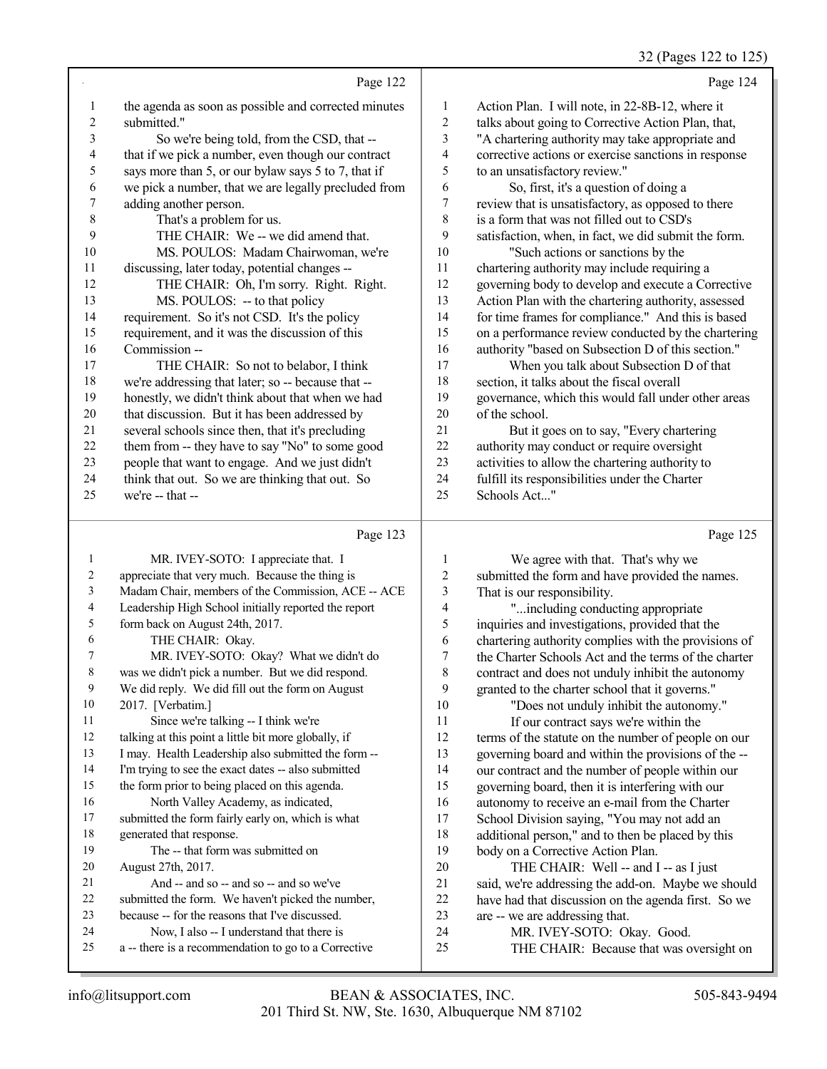32 (Pages 122 to 125)

Page 122

1 the agenda as soon as possible and corrected minutes
2 submitted."
3 So we're being told, from the CSD, that --
4 that if we pick a number, even though our contract
5 says more than 5, or our bylaw says 5 to 7, that if
6 we pick a number, that we are legally precluded from
7 adding another person.
8 That's a problem for us.
9 THE CHAIR: We -- we did amend that.
10 MS. POULOS: Madam Chairwoman, we're
11 discussing, later today, potential changes --
12 THE CHAIR: Oh, I'm sorry. Right. Right.
13 MS. POULOS: -- to that policy
14 requirement. So it's not CSD. It's the policy
15 requirement, and it was the discussion of this
16 Commission --
17 THE CHAIR: So not to belabor, I think
18 we're addressing that later; so -- because that --
19 honestly, we didn't think about that when we had
20 that discussion. But it has been addressed by
21 several schools since then, that it's precluding
22 them from -- they have to say "No" to some good
23 people that want to engage. And we just didn't
24 think that out. So we are thinking that out. So
25 we're -- that --

Page 123

1 MR. IVEY-SOTO: I appreciate that. I
2 appreciate that very much. Because the thing is
3 Madam Chair, members of the Commission, ACE -- ACE
4 Leadership High School initially reported the report
5 form back on August 24th, 2017.
6 THE CHAIR: Okay.
7 MR. IVEY-SOTO: Okay? What we didn't do
8 was we didn't pick a number. But we did respond.
9 We did reply. We did fill out the form on August
10 2017. [Verbatim.]
11 Since we're talking -- I think we're
12 talking at this point a little bit more globally, if
13 I may. Health Leadership also submitted the form --
14 I'm trying to see the exact dates -- also submitted
15 the form prior to being placed on this agenda.
16 North Valley Academy, as indicated,
17 submitted the form fairly early on, which is what
18 generated that response.
19 The -- that form was submitted on
20 August 27th, 2017.
21 And -- and so -- and so -- and so we've
22 submitted the form. We haven't picked the number,
23 because -- for the reasons that I've discussed.
24 Now, I also -- I understand that there is
25 a -- there is a recommendation to go to a Corrective

Page 124

1 Action Plan. I will note, in 22-8B-12, where it
2 talks about going to Corrective Action Plan, that,
3 "A chartering authority may take appropriate and
4 corrective actions or exercise sanctions in response
5 to an unsatisfactory review."
6 So, first, it's a question of doing a
7 review that is unsatisfactory, as opposed to there
8 is a form that was not filled out to CSD's
9 satisfaction, when, in fact, we did submit the form.
10 "Such actions or sanctions by the
11 chartering authority may include requiring a
12 governing body to develop and execute a Corrective
13 Action Plan with the chartering authority, assessed
14 for time frames for compliance." And this is based
15 on a performance review conducted by the chartering
16 authority "based on Subsection D of this section."
17 When you talk about Subsection D of that
18 section, it talks about the fiscal overall
19 governance, which this would fall under other areas
20 of the school.
21 But it goes on to say, "Every chartering
22 authority may conduct or require oversight
23 activities to allow the chartering authority to
24 fulfill its responsibilities under the Charter
25 Schools Act..."

Page 125

1 We agree with that. That's why we
2 submitted the form and have provided the names.
3 That is our responsibility.
4 "...including conducting appropriate
5 inquiries and investigations, provided that the
6 chartering authority complies with the provisions of
7 the Charter Schools Act and the terms of the charter
8 contract and does not unduly inhibit the autonomy
9 granted to the charter school that it governs."
10 "Does not unduly inhibit the autonomy."
11 If our contract says we're within the
12 terms of the statute on the number of people on our
13 governing board and within the provisions of the --
14 our contract and the number of people within our
15 governing body, then it is interfering with our
16 autonomy to receive an e-mail from the Charter
17 School Division saying, "You may not add an
18 additional person," and to then be placed by this
19 body on a Corrective Action Plan.
20 THE CHAIR: Well -- and I -- as I just
21 said, we're addressing the add-on. Maybe we should
22 have had that discussion on the agenda first. So we
23 are -- we are addressing that.
24 MR. IVEY-SOTO: Okay. Good.
25 THE CHAIR: Because that was oversight on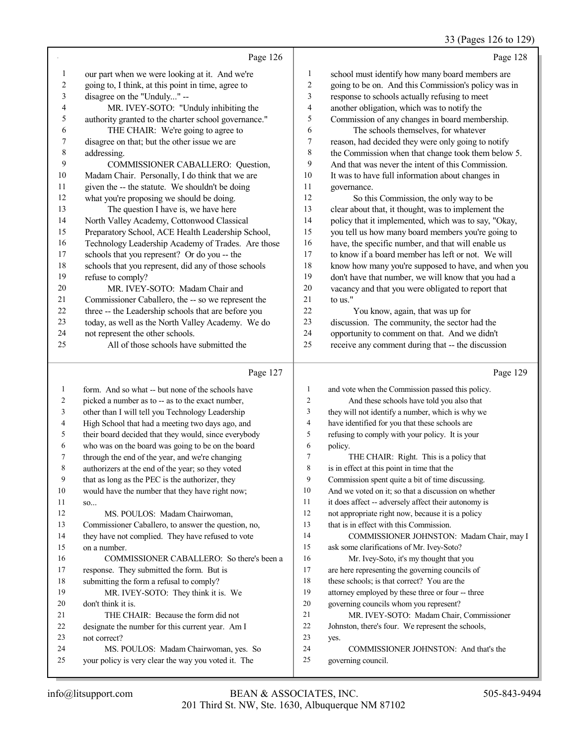Page 126

1 our part when we were looking at it. And we're
2 going to, I think, at this point in time, agree to
3 disagree on the "Unduly..." --
4 MR. IVEY-SOTO: "Unduly inhibiting the
5 authority granted to the charter school governance."
6 THE CHAIR: We're going to agree to
7 disagree on that; but the other issue we are
8 addressing.
9 COMMISSIONER CABALLERO: Question,
10 Madam Chair. Personally, I do think that we are
11 given the -- the statute. We shouldn't be doing
12 what you're proposing we should be doing.
13 The question I have is, we have here
14 North Valley Academy, Cottonwood Classical
15 Preparatory School, ACE Health Leadership School,
16 Technology Leadership Academy of Trades. Are those
17 schools that you represent? Or do you -- the
18 schools that you represent, did any of those schools
19 refuse to comply?
20 MR. IVEY-SOTO: Madam Chair and
21 Commissioner Caballero, the -- so we represent the
22 three -- the Leadership schools that are before you
23 today, as well as the North Valley Academy. We do
24 not represent the other schools.
25 All of those schools have submitted the

Page 127

1 form. And so what -- but none of the schools have
2 picked a number as to -- as to the exact number,
3 other than I will tell you Technology Leadership
4 High School that had a meeting two days ago, and
5 their board decided that they would, since everybody
6 who was on the board was going to be on the board
7 through the end of the year, and we're changing
8 authorizers at the end of the year; so they voted
9 that as long as the PEC is the authorizer, they
10 would have the number that they have right now;
11 so...
12 MS. POULOS: Madam Chairwoman,
13 Commissioner Caballero, to answer the question, no,
14 they have not complied. They have refused to vote
15 on a number.
16 COMMISSIONER CABALLERO: So there's been a
17 response. They submitted the form. But is
18 submitting the form a refusal to comply?
19 MR. IVEY-SOTO: They think it is. We
20 don't think it is.
21 THE CHAIR: Because the form did not
22 designate the number for this current year. Am I
23 not correct?
24 MS. POULOS: Madam Chairwoman, yes. So
25 your policy is very clear the way you voted it. The

Page 128

1 school must identify how many board members are
2 going to be on. And this Commission's policy was in
3 response to schools actually refusing to meet
4 another obligation, which was to notify the
5 Commission of any changes in board membership.
6 The schools themselves, for whatever
7 reason, had decided they were only going to notify
8 the Commission when that change took them below 5.
9 And that was never the intent of this Commission.
10 It was to have full information about changes in
11 governance.
12 So this Commission, the only way to be
13 clear about that, it thought, was to implement the
14 policy that it implemented, which was to say, "Okay,
15 you tell us how many board members you're going to
16 have, the specific number, and that will enable us
17 to know if a board member has left or not. We will
18 know how many you're supposed to have, and when you
19 don't have that number, we will know that you had a
20 vacancy and that you were obligated to report that
21 to us."
22 You know, again, that was up for
23 discussion. The community, the sector had the
24 opportunity to comment on that. And we didn't
25 receive any comment during that -- the discussion

Page 129

1 and vote when the Commission passed this policy.
2 And these schools have told you also that
3 they will not identify a number, which is why we
4 have identified for you that these schools are
5 refusing to comply with your policy. It is your
6 policy.
7 THE CHAIR: Right. This is a policy that
8 is in effect at this point in time that the
9 Commission spent quite a bit of time discussing.
10 And we voted on it; so that a discussion on whether
11 it does affect -- adversely affect their autonomy is
12 not appropriate right now, because it is a policy
13 that is in effect with this Commission.
14 COMMISSIONER JOHNSTON: Madam Chair, may I
15 ask some clarifications of Mr. Ivey-Soto?
16 Mr. Ivey-Soto, it's my thought that you
17 are here representing the governing councils of
18 these schools; is that correct? You are the
19 attorney employed by these three or four -- three
20 governing councils whom you represent?
21 MR. IVEY-SOTO: Madam Chair, Commissioner
22 Johnston, there's four. We represent the schools,
23 yes.
24 COMMISSIONER JOHNSTON: And that's the
25 governing council.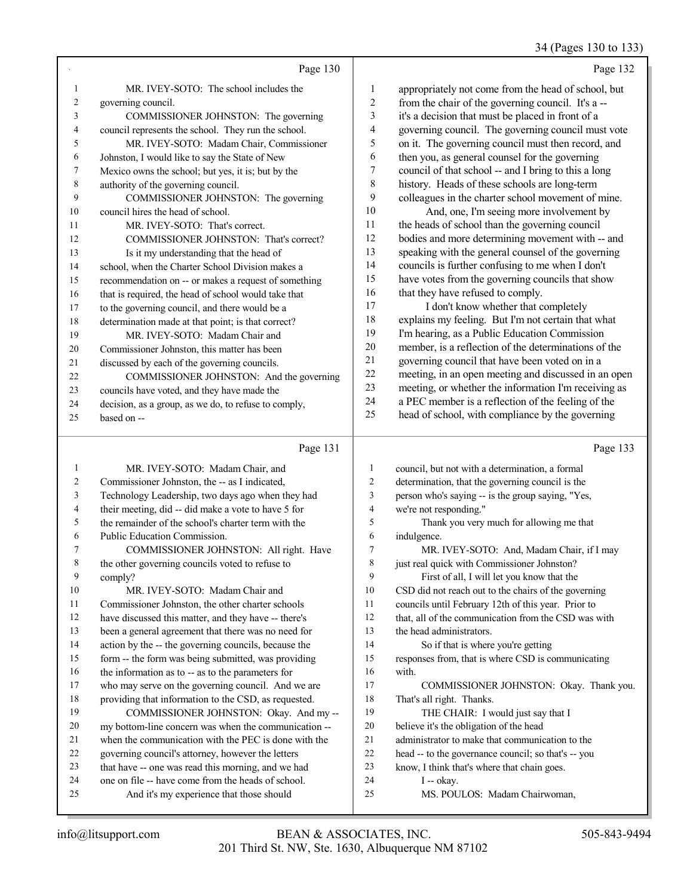Page 130

MR. IVEY-SOTO: The school includes the governing council.

COMMISSIONER JOHNSTON: The governing council represents the school. They run the school.

MR. IVEY-SOTO: Madam Chair, Commissioner Johnston, I would like to say the State of New Mexico owns the school; but yes, it is; but by the authority of the governing council.

COMMISSIONER JOHNSTON: The governing council hires the head of school.

MR. IVEY-SOTO: That's correct.

COMMISSIONER JOHNSTON: That's correct?

Is it my understanding that the head of school, when the Charter School Division makes a recommendation on -- or makes a request of something that is required, the head of school would take that to the governing council, and there would be a determination made at that point; is that correct?

MR. IVEY-SOTO: Madam Chair and Commissioner Johnston, this matter has been discussed by each of the governing councils.

COMMISSIONER JOHNSTON: And the governing councils have voted, and they have made the decision, as a group, as we do, to refuse to comply, based on --

Page 131

MR. IVEY-SOTO: Madam Chair, and Commissioner Johnston, the -- as I indicated, Technology Leadership, two days ago when they had their meeting, did -- did make a vote to have 5 for the remainder of the school's charter term with the Public Education Commission.

COMMISSIONER JOHNSTON: All right. Have the other governing councils voted to refuse to comply?

MR. IVEY-SOTO: Madam Chair and Commissioner Johnston, the other charter schools have discussed this matter, and they have -- there's been a general agreement that there was no need for action by the -- the governing councils, because the form -- the form was being submitted, was providing the information as to -- as to the parameters for who may serve on the governing council. And we are providing that information to the CSD, as requested.

COMMISSIONER JOHNSTON: Okay. And my -- my bottom-line concern was when the communication -- when the communication with the PEC is done with the governing council's attorney, however the letters that have -- one was read this morning, and we had one on file -- have come from the heads of school.

And it's my experience that those should

Page 132

appropriately not come from the head of school, but from the chair of the governing council. It's a -- it's a decision that must be placed in front of a governing council. The governing council must vote on it. The governing council must then record, and then you, as general counsel for the governing council of that school -- and I bring to this a long history. Heads of these schools are long-term colleagues in the charter school movement of mine.

And, one, I'm seeing more involvement by the heads of school than the governing council bodies and more determining movement with -- and speaking with the general counsel of the governing councils is further confusing to me when I don't have votes from the governing councils that show that they have refused to comply.

I don't know whether that completely explains my feeling. But I'm not certain that what I'm hearing, as a Public Education Commission member, is a reflection of the determinations of the governing council that have been voted on in a meeting, in an open meeting and discussed in an open meeting, or whether the information I'm receiving as a PEC member is a reflection of the feeling of the head of school, with compliance by the governing

Page 133

council, but not with a determination, a formal determination, that the governing council is the person who's saying -- is the group saying, "Yes, we're not responding."

Thank you very much for allowing me that indulgence.

MR. IVEY-SOTO: And, Madam Chair, if I may just real quick with Commissioner Johnston?

First of all, I will let you know that the CSD did not reach out to the chairs of the governing councils until February 12th of this year. Prior to that, all of the communication from the CSD was with the head administrators.

So if that is where you're getting responses from, that is where CSD is communicating with.

COMMISSIONER JOHNSTON: Okay. Thank you. That's all right. Thanks.

THE CHAIR: I would just say that I believe it's the obligation of the head administrator to make that communication to the head -- to the governance council; so that's -- you know, I think that's where that chain goes.

I -- okay.

MS. POULOS: Madam Chairwoman,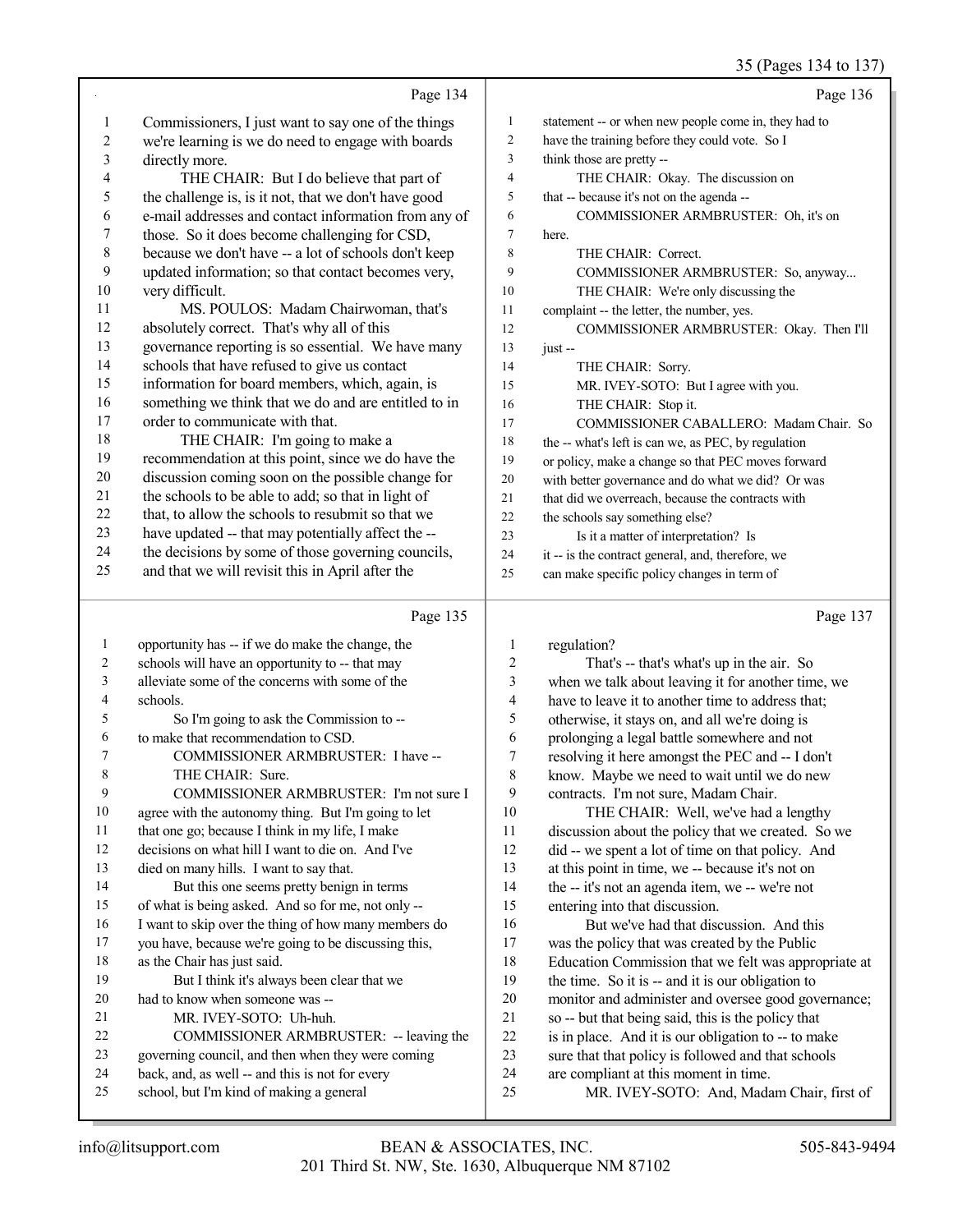Page 134

1 Commissioners, I just want to say one of the things
2 we're learning is we do need to engage with boards
3 directly more.
4 THE CHAIR: But I do believe that part of
5 the challenge is, is it not, that we don't have good
6 e-mail addresses and contact information from any of
7 those. So it does become challenging for CSD,
8 because we don't have -- a lot of schools don't keep
9 updated information; so that contact becomes very,
10 very difficult.
11 MS. POULOS: Madam Chairwoman, that's
12 absolutely correct. That's why all of this
13 governance reporting is so essential. We have many
14 schools that have refused to give us contact
15 information for board members, which, again, is
16 something we think that we do and are entitled to in
17 order to communicate with that.
18 THE CHAIR: I'm going to make a
19 recommendation at this point, since we do have the
20 discussion coming soon on the possible change for
21 the schools to be able to add; so that in light of
22 that, to allow the schools to resubmit so that we
23 have updated -- that may potentially affect the --
24 the decisions by some of those governing councils,
25 and that we will revisit this in April after the

Page 135

1 opportunity has -- if we do make the change, the
2 schools will have an opportunity to -- that may
3 alleviate some of the concerns with some of the
4 schools.
5 So I'm going to ask the Commission to --
6 to make that recommendation to CSD.
7 COMMISSIONER ARMBRUSTER: I have --
8 THE CHAIR: Sure.
9 COMMISSIONER ARMBRUSTER: I'm not sure I
10 agree with the autonomy thing. But I'm going to let
11 that one go; because I think in my life, I make
12 decisions on what hill I want to die on. And I've
13 died on many hills. I want to say that.
14 But this one seems pretty benign in terms
15 of what is being asked. And so for me, not only --
16 I want to skip over the thing of how many members do
17 you have, because we're going to be discussing this,
18 as the Chair has just said.
19 But I think it's always been clear that we
20 had to know when someone was --
21 MR. IVEY-SOTO: Uh-huh.
22 COMMISSIONER ARMBRUSTER: -- leaving the
23 governing council, and then when they were coming
24 back, and, as well -- and this is not for every
25 school, but I'm kind of making a general

Page 136

1 statement -- or when new people come in, they had to
2 have the training before they could vote. So I
3 think those are pretty --
4 THE CHAIR: Okay. The discussion on
5 that -- because it's not on the agenda --
6 COMMISSIONER ARMBRUSTER: Oh, it's on
7 here.
8 THE CHAIR: Correct.
9 COMMISSIONER ARMBRUSTER: So, anyway...
10 THE CHAIR: We're only discussing the
11 complaint -- the letter, the number, yes.
12 COMMISSIONER ARMBRUSTER: Okay. Then I'll
13 just --
14 THE CHAIR: Sorry.
15 MR. IVEY-SOTO: But I agree with you.
16 THE CHAIR: Stop it.
17 COMMISSIONER CABALLERO: Madam Chair. So
18 the -- what's left is can we, as PEC, by regulation
19 or policy, make a change so that PEC moves forward
20 with better governance and do what we did? Or was
21 that did we overreach, because the contracts with
22 the schools say something else?
23 Is it a matter of interpretation? Is
24 it -- is the contract general, and, therefore, we
25 can make specific policy changes in term of

Page 137

1 regulation?
2 That's -- that's what's up in the air. So
3 when we talk about leaving it for another time, we
4 have to leave it to another time to address that;
5 otherwise, it stays on, and all we're doing is
6 prolonging a legal battle somewhere and not
7 resolving it here amongst the PEC and -- I don't
8 know. Maybe we need to wait until we do new
9 contracts. I'm not sure, Madam Chair.
10 THE CHAIR: Well, we've had a lengthy
11 discussion about the policy that we created. So we
12 did -- we spent a lot of time on that policy. And
13 at this point in time, we -- because it's not on
14 the -- it's not an agenda item, we -- we're not
15 entering into that discussion.
16 But we've had that discussion. And this
17 was the policy that was created by the Public
18 Education Commission that we felt was appropriate at
19 the time. So it is -- and it is our obligation to
20 monitor and administer and oversee good governance;
21 so -- but that being said, this is the policy that
22 is in place. And it is our obligation to -- to make
23 sure that that policy is followed and that schools
24 are compliant at this moment in time.
25 MR. IVEY-SOTO: And, Madam Chair, first of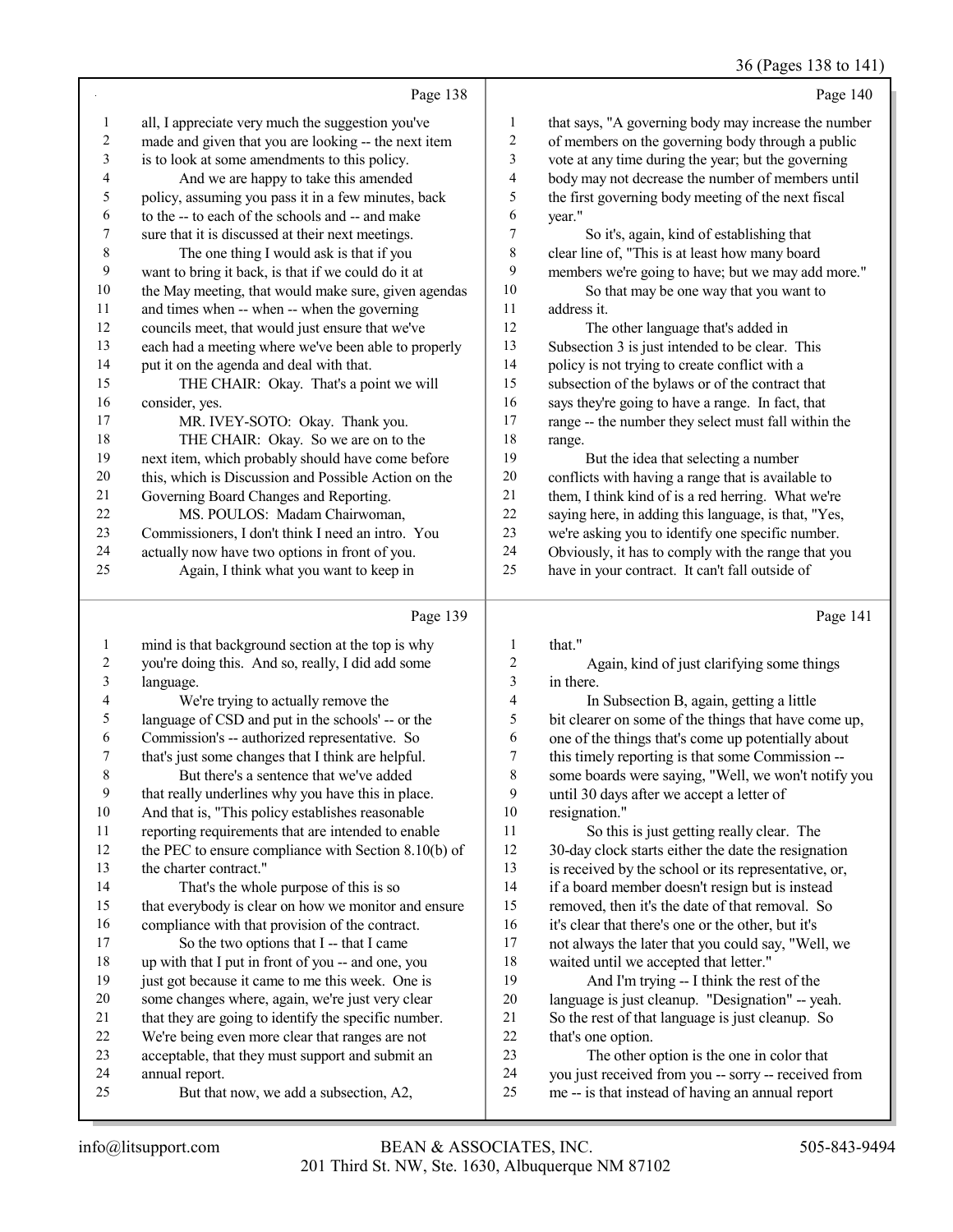Page 138

all, I appreciate very much the suggestion you've made and given that you are looking -- the next item is to look at some amendments to this policy.

And we are happy to take this amended policy, assuming you pass it in a few minutes, back to the -- to each of the schools and -- and make sure that it is discussed at their next meetings.

The one thing I would ask is that if you want to bring it back, is that if we could do it at the May meeting, that would make sure, given agendas and times when -- when -- when the governing councils meet, that would just ensure that we've each had a meeting where we've been able to properly put it on the agenda and deal with that.

THE CHAIR: Okay. That's a point we will consider, yes.

MR. IVEY-SOTO: Okay. Thank you.

THE CHAIR: Okay. So we are on to the next item, which probably should have come before this, which is Discussion and Possible Action on the Governing Board Changes and Reporting.

MS. POULOS: Madam Chairwoman, Commissioners, I don't think I need an intro. You actually now have two options in front of you.

Again, I think what you want to keep in

Page 139

mind is that background section at the top is why you're doing this. And so, really, I did add some language.

We're trying to actually remove the language of CSD and put in the schools' -- or the Commission's -- authorized representative. So that's just some changes that I think are helpful.

But there's a sentence that we've added that really underlines why you have this in place. And that is, "This policy establishes reasonable reporting requirements that are intended to enable the PEC to ensure compliance with Section 8.10(b) of the charter contract."

That's the whole purpose of this is so that everybody is clear on how we monitor and ensure compliance with that provision of the contract.

So the two options that I -- that I came up with that I put in front of you -- and one, you just got because it came to me this week. One is some changes where, again, we're just very clear that they are going to identify the specific number. We're being even more clear that ranges are not acceptable, that they must support and submit an annual report.

But that now, we add a subsection, A2,

Page 140

that says, "A governing body may increase the number of members on the governing body through a public vote at any time during the year; but the governing body may not decrease the number of members until the first governing body meeting of the next fiscal year."

So it's, again, kind of establishing that clear line of, "This is at least how many board members we're going to have; but we may add more."

So that may be one way that you want to address it.

The other language that's added in Subsection 3 is just intended to be clear. This policy is not trying to create conflict with a subsection of the bylaws or of the contract that says they're going to have a range. In fact, that range -- the number they select must fall within the range.

But the idea that selecting a number conflicts with having a range that is available to them, I think kind of is a red herring. What we're saying here, in adding this language, is that, "Yes, we're asking you to identify one specific number. Obviously, it has to comply with the range that you have in your contract. It can't fall outside of

Page 141

that."

Again, kind of just clarifying some things in there.

In Subsection B, again, getting a little bit clearer on some of the things that have come up, one of the things that's come up potentially about this timely reporting is that some Commission -- some boards were saying, "Well, we won't notify you until 30 days after we accept a letter of resignation."

So this is just getting really clear. The 30-day clock starts either the date the resignation is received by the school or its representative, or, if a board member doesn't resign but is instead removed, then it's the date of that removal. So it's clear that there's one or the other, but it's not always the later that you could say, "Well, we waited until we accepted that letter."

And I'm trying -- I think the rest of the language is just cleanup. "Designation" -- yeah. So the rest of that language is just cleanup. So that's one option.

The other option is the one in color that you just received from you -- sorry -- received from me -- is that instead of having an annual report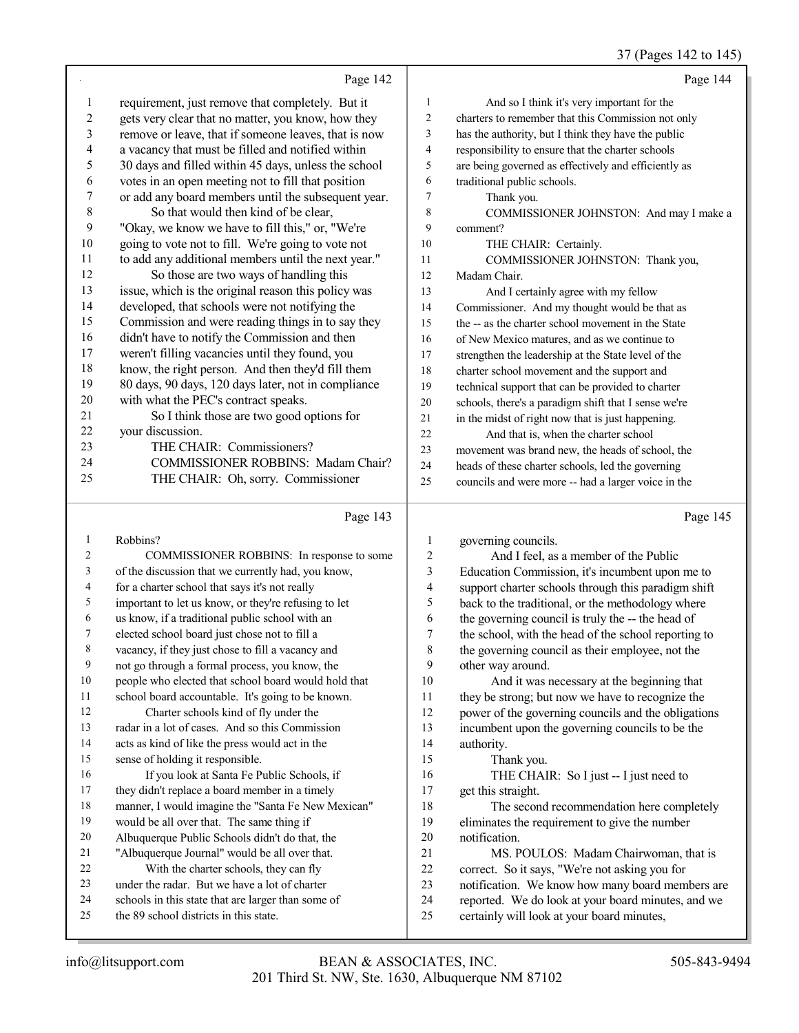Page 142

requirement, just remove that completely. But it gets very clear that no matter, you know, how they remove or leave, that if someone leaves, that is now a vacancy that must be filled and notified within 30 days and filled within 45 days, unless the school votes in an open meeting not to fill that position or add any board members until the subsequent year.

So that would then kind of be clear, "Okay, we know we have to fill this," or, "We're going to vote not to fill. We're going to vote not to add any additional members until the next year."

So those are two ways of handling this issue, which is the original reason this policy was developed, that schools were not notifying the Commission and were reading things in to say they didn't have to notify the Commission and then weren't filling vacancies until they found, you know, the right person. And then they'd fill them 80 days, 90 days, 120 days later, not in compliance with what the PEC's contract speaks.

So I think those are two good options for your discussion.

THE CHAIR: Commissioners?

COMMISSIONER ROBBINS: Madam Chair?

THE CHAIR: Oh, sorry. Commissioner

Page 143

Robbins?

COMMISSIONER ROBBINS: In response to some of the discussion that we currently had, you know, for a charter school that says it's not really important to let us know, or they're refusing to let us know, if a traditional public school with an elected school board just chose not to fill a vacancy, if they just chose to fill a vacancy and not go through a formal process, you know, the people who elected that school board would hold that school board accountable. It's going to be known.

Charter schools kind of fly under the radar in a lot of cases. And so this Commission acts as kind of like the press would act in the sense of holding it responsible.

If you look at Santa Fe Public Schools, if they didn't replace a board member in a timely manner, I would imagine the "Santa Fe New Mexican" would be all over that. The same thing if Albuquerque Public Schools didn't do that, the "Albuquerque Journal" would be all over that.

With the charter schools, they can fly under the radar. But we have a lot of charter schools in this state that are larger than some of the 89 school districts in this state.

Page 144

And so I think it's very important for the charters to remember that this Commission not only has the authority, but I think they have the public responsibility to ensure that the charter schools are being governed as effectively and efficiently as traditional public schools.

Thank you.

COMMISSIONER JOHNSTON: And may I make a comment?

THE CHAIR: Certainly.

COMMISSIONER JOHNSTON: Thank you, Madam Chair.

And I certainly agree with my fellow Commissioner. And my thought would be that as the -- as the charter school movement in the State of New Mexico matures, and as we continue to strengthen the leadership at the State level of the charter school movement and the support and technical support that can be provided to charter schools, there's a paradigm shift that I sense we're in the midst of right now that is just happening.

And that is, when the charter school movement was brand new, the heads of school, the heads of these charter schools, led the governing councils and were more -- had a larger voice in the

Page 145

governing councils.

And I feel, as a member of the Public Education Commission, it's incumbent upon me to support charter schools through this paradigm shift back to the traditional, or the methodology where the governing council is truly the -- the head of the school, with the head of the school reporting to the governing council as their employee, not the other way around.

And it was necessary at the beginning that they be strong; but now we have to recognize the power of the governing councils and the obligations incumbent upon the governing councils to be the authority.

Thank you.

THE CHAIR: So I just -- I just need to get this straight.

The second recommendation here completely eliminates the requirement to give the number notification.

MS. POULOS: Madam Chairwoman, that is correct. So it says, "We're not asking you for notification. We know how many board members are reported. We do look at your board minutes, and we certainly will look at your board minutes,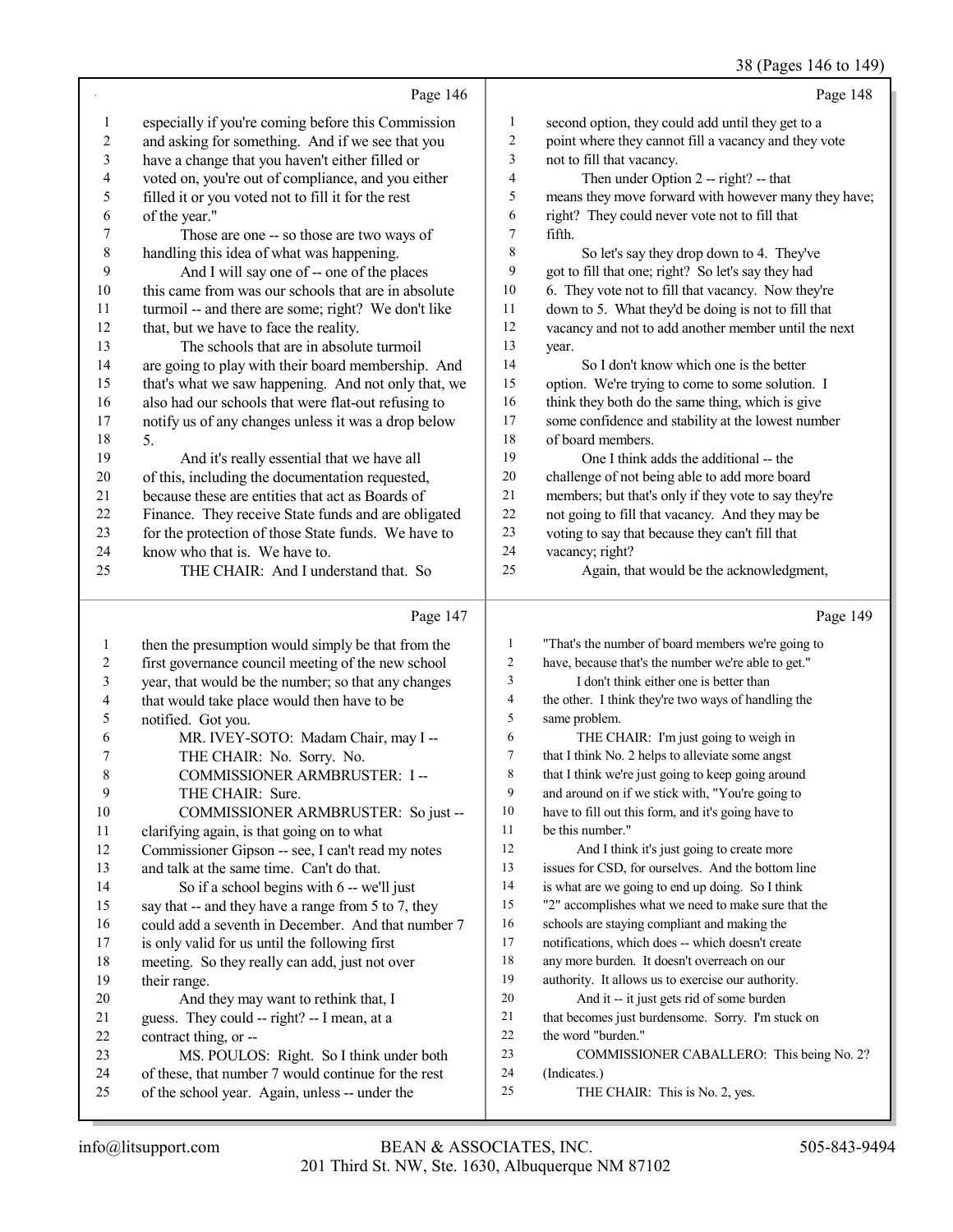Page 146

1 especially if you're coming before this Commission
2 and asking for something. And if we see that you
3 have a change that you haven't either filled or
4 voted on, you're out of compliance, and you either
5 filled it or you voted not to fill it for the rest
6 of the year."
7 Those are one -- so those are two ways of
8 handling this idea of what was happening.
9 And I will say one of -- one of the places
10 this came from was our schools that are in absolute
11 turmoil -- and there are some; right? We don't like
12 that, but we have to face the reality.
13 The schools that are in absolute turmoil
14 are going to play with their board membership. And
15 that's what we saw happening. And not only that, we
16 also had our schools that were flat-out refusing to
17 notify us of any changes unless it was a drop below
18 5.
19 And it's really essential that we have all
20 of this, including the documentation requested,
21 because these are entities that act as Boards of
22 Finance. They receive State funds and are obligated
23 for the protection of those State funds. We have to
24 know who that is. We have to.
25 THE CHAIR: And I understand that. So

Page 147

1 then the presumption would simply be that from the
2 first governance council meeting of the new school
3 year, that would be the number; so that any changes
4 that would take place would then have to be
5 notified. Got you.
6 MR. IVEY-SOTO: Madam Chair, may I --
7 THE CHAIR: No. Sorry. No.
8 COMMISSIONER ARMBRUSTER: I --
9 THE CHAIR: Sure.
10 COMMISSIONER ARMBRUSTER: So just --
11 clarifying again, is that going on to what
12 Commissioner Gipson -- see, I can't read my notes
13 and talk at the same time. Can't do that.
14 So if a school begins with 6 -- we'll just
15 say that -- and they have a range from 5 to 7, they
16 could add a seventh in December. And that number 7
17 is only valid for us until the following first
18 meeting. So they really can add, just not over
19 their range.
20 And they may want to rethink that, I
21 guess. They could -- right? -- I mean, at a
22 contract thing, or --
23 MS. POULOS: Right. So I think under both
24 of these, that number 7 would continue for the rest
25 of the school year. Again, unless -- under the

Page 148

1 second option, they could add until they get to a
2 point where they cannot fill a vacancy and they vote
3 not to fill that vacancy.
4 Then under Option 2 -- right? -- that
5 means they move forward with however many they have;
6 right? They could never vote not to fill that
7 fifth.
8 So let's say they drop down to 4. They've
9 got to fill that one; right? So let's say they had
10 6. They vote not to fill that vacancy. Now they're
11 down to 5. What they'd be doing is not to fill that
12 vacancy and not to add another member until the next
13 year.
14 So I don't know which one is the better
15 option. We're trying to come to some solution. I
16 think they both do the same thing, which is give
17 some confidence and stability at the lowest number
18 of board members.
19 One I think adds the additional -- the
20 challenge of not being able to add more board
21 members; but that's only if they vote to say they're
22 not going to fill that vacancy. And they may be
23 voting to say that because they can't fill that
24 vacancy; right?
25 Again, that would be the acknowledgment,

Page 149

1 "That's the number of board members we're going to
2 have, because that's the number we're able to get."
3 I don't think either one is better than
4 the other. I think they're two ways of handling the
5 same problem.
6 THE CHAIR: I'm just going to weigh in
7 that I think No. 2 helps to alleviate some angst
8 that I think we're just going to keep going around
9 and around on if we stick with, "You're going to
10 have to fill out this form, and it's going have to
11 be this number."
12 And I think it's just going to create more
13 issues for CSD, for ourselves. And the bottom line
14 is what are we going to end up doing. So I think
15 "2" accomplishes what we need to make sure that the
16 schools are staying compliant and making the
17 notifications, which does -- which doesn't create
18 any more burden. It doesn't overreach on our
19 authority. It allows us to exercise our authority.
20 And it -- it just gets rid of some burden
21 that becomes just burdensome. Sorry. I'm stuck on
22 the word "burden."
23 COMMISSIONER CABALLERO: This being No. 2?
24 (Indicates.)
25 THE CHAIR: This is No. 2, yes.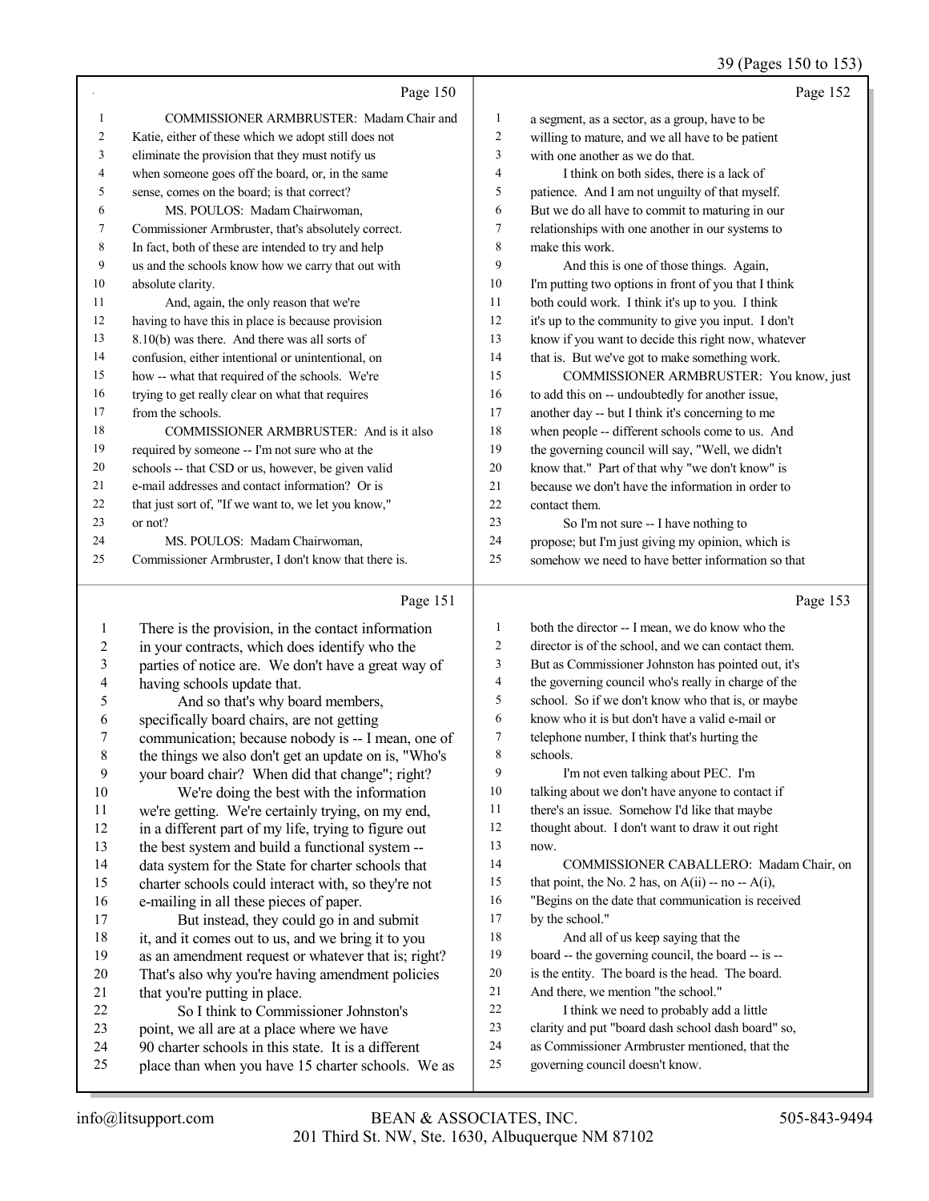## Page 150

COMMISSIONER ARMBRUSTER: Madam Chair and Katie, either of these which we adopt still does not eliminate the provision that they must notify us when someone goes off the board, or, in the same sense, comes on the board; is that correct?

MS. POULOS: Madam Chairwoman, Commissioner Armbruster, that's absolutely correct. In fact, both of these are intended to try and help us and the schools know how we carry that out with absolute clarity.

And, again, the only reason that we're having to have this in place is because provision 8.10(b) was there. And there was all sorts of confusion, either intentional or unintentional, on how -- what that required of the schools. We're trying to get really clear on what that requires from the schools.

COMMISSIONER ARMBRUSTER: And is it also required by someone -- I'm not sure who at the schools -- that CSD or us, however, be given valid e-mail addresses and contact information? Or is that just sort of, "If we want to, we let you know," or not?

MS. POULOS: Madam Chairwoman, Commissioner Armbruster, I don't know that there is.

## Page 151

There is the provision, in the contact information in your contracts, which does identify who the parties of notice are. We don't have a great way of having schools update that.

And so that's why board members, specifically board chairs, are not getting communication; because nobody is -- I mean, one of the things we also don't get an update on is, "Who's your board chair? When did that change"; right?

We're doing the best with the information we're getting. We're certainly trying, on my end, in a different part of my life, trying to figure out the best system and build a functional system -- data system for the State for charter schools that charter schools could interact with, so they're not e-mailing in all these pieces of paper.

But instead, they could go in and submit it, and it comes out to us, and we bring it to you as an amendment request or whatever that is; right? That's also why you're having amendment policies that you're putting in place.

So I think to Commissioner Johnston's point, we all are at a place where we have 90 charter schools in this state. It is a different place than when you have 15 charter schools. We as

## Page 152

a segment, as a sector, as a group, have to be willing to mature, and we all have to be patient with one another as we do that.

I think on both sides, there is a lack of patience. And I am not unguilty of that myself. But we do all have to commit to maturing in our relationships with one another in our systems to make this work.

And this is one of those things. Again, I'm putting two options in front of you that I think both could work. I think it's up to you. I think it's up to the community to give you input. I don't know if you want to decide this right now, whatever that is. But we've got to make something work.

COMMISSIONER ARMBRUSTER: You know, just to add this on -- undoubtedly for another issue, another day -- but I think it's concerning to me when people -- different schools come to us. And the governing council will say, "Well, we didn't know that." Part of that why "we don't know" is because we don't have the information in order to contact them.

So I'm not sure -- I have nothing to propose; but I'm just giving my opinion, which is somehow we need to have better information so that

## Page 153

both the director -- I mean, we do know who the director is of the school, and we can contact them. But as Commissioner Johnston has pointed out, it's the governing council who's really in charge of the school. So if we don't know who that is, or maybe know who it is but don't have a valid e-mail or telephone number, I think that's hurting the schools.

I'm not even talking about PEC. I'm talking about we don't have anyone to contact if there's an issue. Somehow I'd like that maybe thought about. I don't want to draw it out right now.

COMMISSIONER CABALLERO: Madam Chair, on that point, the No. 2 has, on A(ii) -- no -- A(i), "Begins on the date that communication is received by the school."

And all of us keep saying that the board -- the governing council, the board -- is -- is the entity. The board is the head. The board. And there, we mention "the school."

I think we need to probably add a little clarity and put "board dash school dash board" so, as Commissioner Armbruster mentioned, that the governing council doesn't know.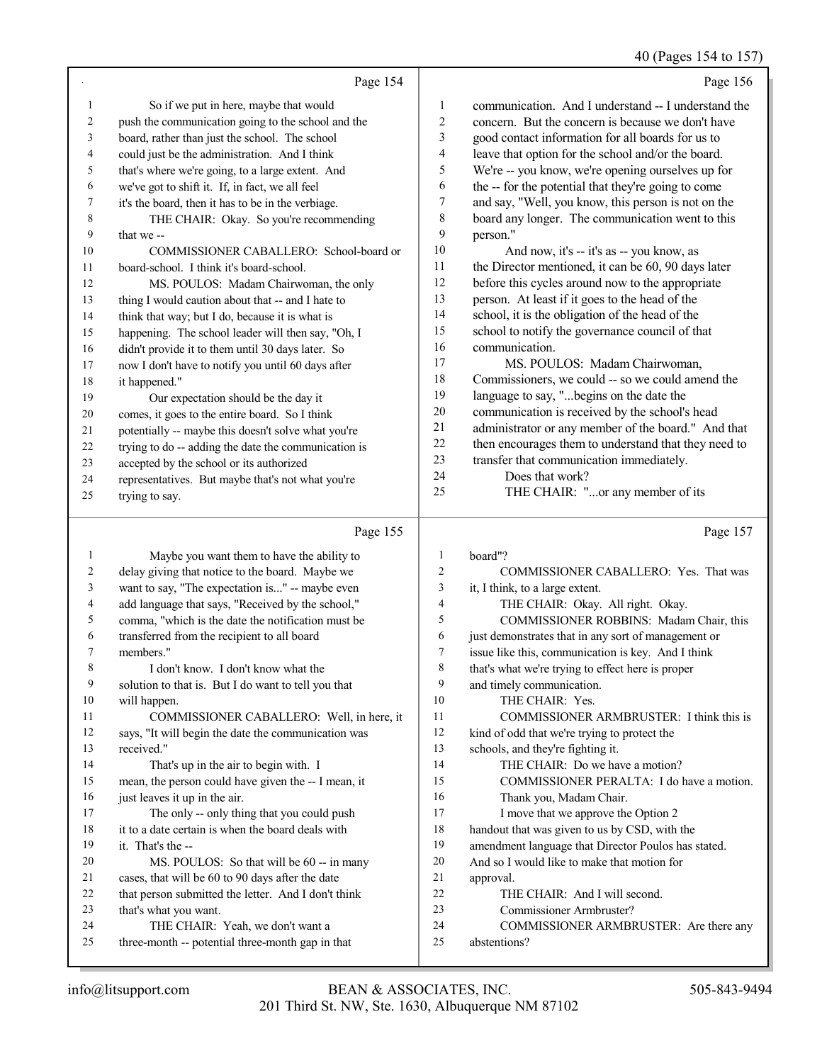Page 154

1 So if we put in here, maybe that would
2 push the communication going to the school and the
3 board, rather than just the school. The school
4 could just be the administration. And I think
5 that's where we're going, to a large extent. And
6 we've got to shift it. If, in fact, we all feel
7 it's the board, then it has to be in the verbiage.
8 THE CHAIR: Okay. So you're recommending
9 that we --
10 COMMISSIONER CABALLERO: School-board or
11 board-school. I think it's board-school.
12 MS. POULOS: Madam Chairwoman, the only
13 thing I would caution about that -- and I hate to
14 think that way; but I do, because it is what is
15 happening. The school leader will then say, "Oh, I
16 didn't provide it to them until 30 days later. So
17 now I don't have to notify you until 60 days after
18 it happened."
19 Our expectation should be the day it
20 comes, it goes to the entire board. So I think
21 potentially -- maybe this doesn't solve what you're
22 trying to do -- adding the date the communication is
23 accepted by the school or its authorized
24 representatives. But maybe that's not what you're
25 trying to say.

Page 155

1 Maybe you want them to have the ability to
2 delay giving that notice to the board. Maybe we
3 want to say, "The expectation is..." -- maybe even
4 add language that says, "Received by the school,"
5 comma, "which is the date the notification must be
6 transferred from the recipient to all board
7 members."
8 I don't know. I don't know what the
9 solution to that is. But I do want to tell you that
10 will happen.
11 COMMISSIONER CABALLERO: Well, in here, it
12 says, "It will begin the date the communication was
13 received."
14 That's up in the air to begin with. I
15 mean, the person could have given the -- I mean, it
16 just leaves it up in the air.
17 The only -- only thing that you could push
18 it to a date certain is when the board deals with
19 it. That's the --
20 MS. POULOS: So that will be 60 -- in many
21 cases, that will be 60 to 90 days after the date
22 that person submitted the letter. And I don't think
23 that's what you want.
24 THE CHAIR: Yeah, we don't want a
25 three-month -- potential three-month gap in that

Page 156

1 communication. And I understand -- I understand the
2 concern. But the concern is because we don't have
3 good contact information for all boards for us to
4 leave that option for the school and/or the board.
5 We're -- you know, we're opening ourselves up for
6 the -- for the potential that they're going to come
7 and say, "Well, you know, this person is not on the
8 board any longer. The communication went to this
9 person."
10 And now, it's -- it's as -- you know, as
11 the Director mentioned, it can be 60, 90 days later
12 before this cycles around now to the appropriate
13 person. At least if it goes to the head of the
14 school, it is the obligation of the head of the
15 school to notify the governance council of that
16 communication.
17 MS. POULOS: Madam Chairwoman,
18 Commissioners, we could -- so we could amend the
19 language to say, "...begins on the date the
20 communication is received by the school's head
21 administrator or any member of the board." And that
22 then encourages them to understand that they need to
23 transfer that communication immediately.
24 Does that work?
25 THE CHAIR: "...or any member of its

Page 157

1 board"?
2 COMMISSIONER CABALLERO: Yes. That was
3 it, I think, to a large extent.
4 THE CHAIR: Okay. All right. Okay.
5 COMMISSIONER ROBBINS: Madam Chair, this
6 just demonstrates that in any sort of management or
7 issue like this, communication is key. And I think
8 that's what we're trying to effect here is proper
9 and timely communication.
10 THE CHAIR: Yes.
11 COMMISSIONER ARMBRUSTER: I think this is
12 kind of odd that we're trying to protect the
13 schools, and they're fighting it.
14 THE CHAIR: Do we have a motion?
15 COMMISSIONER PERALTA: I do have a motion.
16 Thank you, Madam Chair.
17 I move that we approve the Option 2
18 handout that was given to us by CSD, with the
19 amendment language that Director Poulos has stated.
20 And so I would like to make that motion for
21 approval.
22 THE CHAIR: And I will second.
23 Commissioner Armbruster?
24 COMMISSIONER ARMBRUSTER: Are there any
25 abstentions?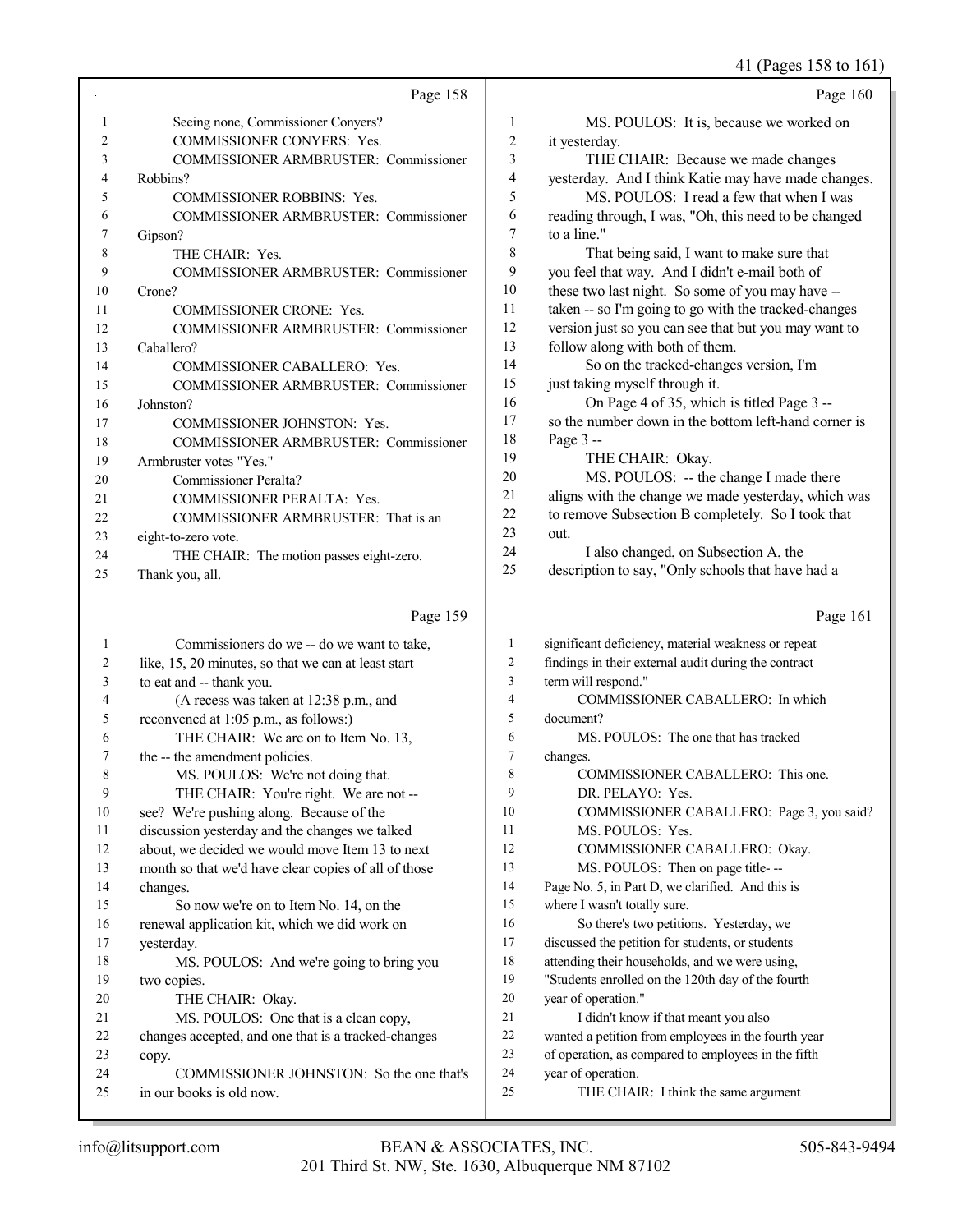Page 158

1 Seeing none, Commissioner Conyers?
2 COMMISSIONER CONYERS: Yes.
3 COMMISSIONER ARMBRUSTER: Commissioner
4 Robbins?
5 COMMISSIONER ROBBINS: Yes.
6 COMMISSIONER ARMBRUSTER: Commissioner
7 Gipson?
8 THE CHAIR: Yes.
9 COMMISSIONER ARMBRUSTER: Commissioner
10 Crone?
11 COMMISSIONER CRONE: Yes.
12 COMMISSIONER ARMBRUSTER: Commissioner
13 Caballero?
14 COMMISSIONER CABALLERO: Yes.
15 COMMISSIONER ARMBRUSTER: Commissioner
16 Johnston?
17 COMMISSIONER JOHNSTON: Yes.
18 COMMISSIONER ARMBRUSTER: Commissioner
19 Armbruster votes "Yes."
20 Commissioner Peralta?
21 COMMISSIONER PERALTA: Yes.
22 COMMISSIONER ARMBRUSTER: That is an
23 eight-to-zero vote.
24 THE CHAIR: The motion passes eight-zero.
25 Thank you, all.

Page 159

1 Commissioners do we -- do we want to take,
2 like, 15, 20 minutes, so that we can at least start
3 to eat and -- thank you.
4 (A recess was taken at 12:38 p.m., and
5 reconvened at 1:05 p.m., as follows:)
6 THE CHAIR: We are on to Item No. 13,
7 the -- the amendment policies.
8 MS. POULOS: We're not doing that.
9 THE CHAIR: You're right. We are not --
10 see? We're pushing along. Because of the
11 discussion yesterday and the changes we talked
12 about, we decided we would move Item 13 to next
13 month so that we'd have clear copies of all of those
14 changes.
15 So now we're on to Item No. 14, on the
16 renewal application kit, which we did work on
17 yesterday.
18 MS. POULOS: And we're going to bring you
19 two copies.
20 THE CHAIR: Okay.
21 MS. POULOS: One that is a clean copy,
22 changes accepted, and one that is a tracked-changes
23 copy.
24 COMMISSIONER JOHNSTON: So the one that's
25 in our books is old now.

Page 160

1 MS. POULOS: It is, because we worked on
2 it yesterday.
3 THE CHAIR: Because we made changes
4 yesterday. And I think Katie may have made changes.
5 MS. POULOS: I read a few that when I was
6 reading through, I was, "Oh, this need to be changed
7 to a line."
8 That being said, I want to make sure that
9 you feel that way. And I didn't e-mail both of
10 these two last night. So some of you may have --
11 taken -- so I'm going to go with the tracked-changes
12 version just so you can see that but you may want to
13 follow along with both of them.
14 So on the tracked-changes version, I'm
15 just taking myself through it.
16 On Page 4 of 35, which is titled Page 3 --
17 so the number down in the bottom left-hand corner is
18 Page 3 --
19 THE CHAIR: Okay.
20 MS. POULOS: -- the change I made there
21 aligns with the change we made yesterday, which was
22 to remove Subsection B completely. So I took that
23 out.
24 I also changed, on Subsection A, the
25 description to say, "Only schools that have had a

Page 161

1 significant deficiency, material weakness or repeat
2 findings in their external audit during the contract
3 term will respond."
4 COMMISSIONER CABALLERO: In which
5 document?
6 MS. POULOS: The one that has tracked
7 changes.
8 COMMISSIONER CABALLERO: This one.
9 DR. PELAYO: Yes.
10 COMMISSIONER CABALLERO: Page 3, you said?
11 MS. POULOS: Yes.
12 COMMISSIONER CABALLERO: Okay.
13 MS. POULOS: Then on page title- --
14 Page No. 5, in Part D, we clarified. And this is
15 where I wasn't totally sure.
16 So there's two petitions. Yesterday, we
17 discussed the petition for students, or students
18 attending their households, and we were using,
19 "Students enrolled on the 120th day of the fourth
20 year of operation."
21 I didn't know if that meant you also
22 wanted a petition from employees in the fourth year
23 of operation, as compared to employees in the fifth
24 year of operation.
25 THE CHAIR: I think the same argument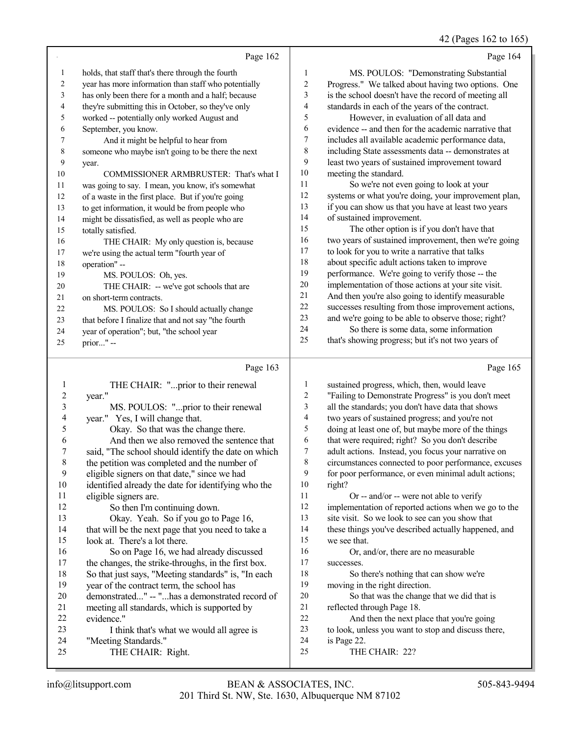Page 162

1 holds, that staff that's there through the fourth
2 year has more information than staff who potentially
3 has only been there for a month and a half; because
4 they're submitting this in October, so they've only
5 worked -- potentially only worked August and
6 September, you know.
7 And it might be helpful to hear from
8 someone who maybe isn't going to be there the next
9 year.
10 COMMISSIONER ARMBRUSTER: That's what I
11 was going to say. I mean, you know, it's somewhat
12 of a waste in the first place. But if you're going
13 to get information, it would be from people who
14 might be dissatisfied, as well as people who are
15 totally satisfied.
16 THE CHAIR: My only question is, because
17 we're using the actual term "fourth year of
18 operation" --
19 MS. POULOS: Oh, yes.
20 THE CHAIR: -- we've got schools that are
21 on short-term contracts.
22 MS. POULOS: So I should actually change
23 that before I finalize that and not say "the fourth
24 year of operation"; but, "the school year
25 prior..." --

Page 163

1 THE CHAIR: "...prior to their renewal
2 year."
3 MS. POULOS: "...prior to their renewal
4 year." Yes, I will change that.
5 Okay. So that was the change there.
6 And then we also removed the sentence that
7 said, "The school should identify the date on which
8 the petition was completed and the number of
9 eligible signers on that date," since we had
10 identified already the date for identifying who the
11 eligible signers are.
12 So then I'm continuing down.
13 Okay. Yeah. So if you go to Page 16,
14 that will be the next page that you need to take a
15 look at. There's a lot there.
16 So on Page 16, we had already discussed
17 the changes, the strike-throughs, in the first box.
18 So that just says, "Meeting standards" is, "In each
19 year of the contract term, the school has
20 demonstrated..." -- "...has a demonstrated record of
21 meeting all standards, which is supported by
22 evidence."
23 I think that's what we would all agree is
24 "Meeting Standards."
25 THE CHAIR: Right.

Page 164

1 MS. POULOS: "Demonstrating Substantial
2 Progress." We talked about having two options. One
3 is the school doesn't have the record of meeting all
4 standards in each of the years of the contract.
5 However, in evaluation of all data and
6 evidence -- and then for the academic narrative that
7 includes all available academic performance data,
8 including State assessments data -- demonstrates at
9 least two years of sustained improvement toward
10 meeting the standard.
11 So we're not even going to look at your
12 systems or what you're doing, your improvement plan,
13 if you can show us that you have at least two years
14 of sustained improvement.
15 The other option is if you don't have that
16 two years of sustained improvement, then we're going
17 to look for you to write a narrative that talks
18 about specific adult actions taken to improve
19 performance. We're going to verify those -- the
20 implementation of those actions at your site visit.
21 And then you're also going to identify measurable
22 successes resulting from those improvement actions,
23 and we're going to be able to observe those; right?
24 So there is some data, some information
25 that's showing progress; but it's not two years of

Page 165

1 sustained progress, which, then, would leave
2 "Failing to Demonstrate Progress" is you don't meet
3 all the standards; you don't have data that shows
4 two years of sustained progress; and you're not
5 doing at least one of, but maybe more of the things
6 that were required; right? So you don't describe
7 adult actions. Instead, you focus your narrative on
8 circumstances connected to poor performance, excuses
9 for poor performance, or even minimal adult actions;
10 right?
11 Or -- and/or -- were not able to verify
12 implementation of reported actions when we go to the
13 site visit. So we look to see can you show that
14 these things you've described actually happened, and
15 we see that.
16 Or, and/or, there are no measurable
17 successes.
18 So there's nothing that can show we're
19 moving in the right direction.
20 So that was the change that we did that is
21 reflected through Page 18.
22 And then the next place that you're going
23 to look, unless you want to stop and discuss there,
24 is Page 22.
25 THE CHAIR: 22?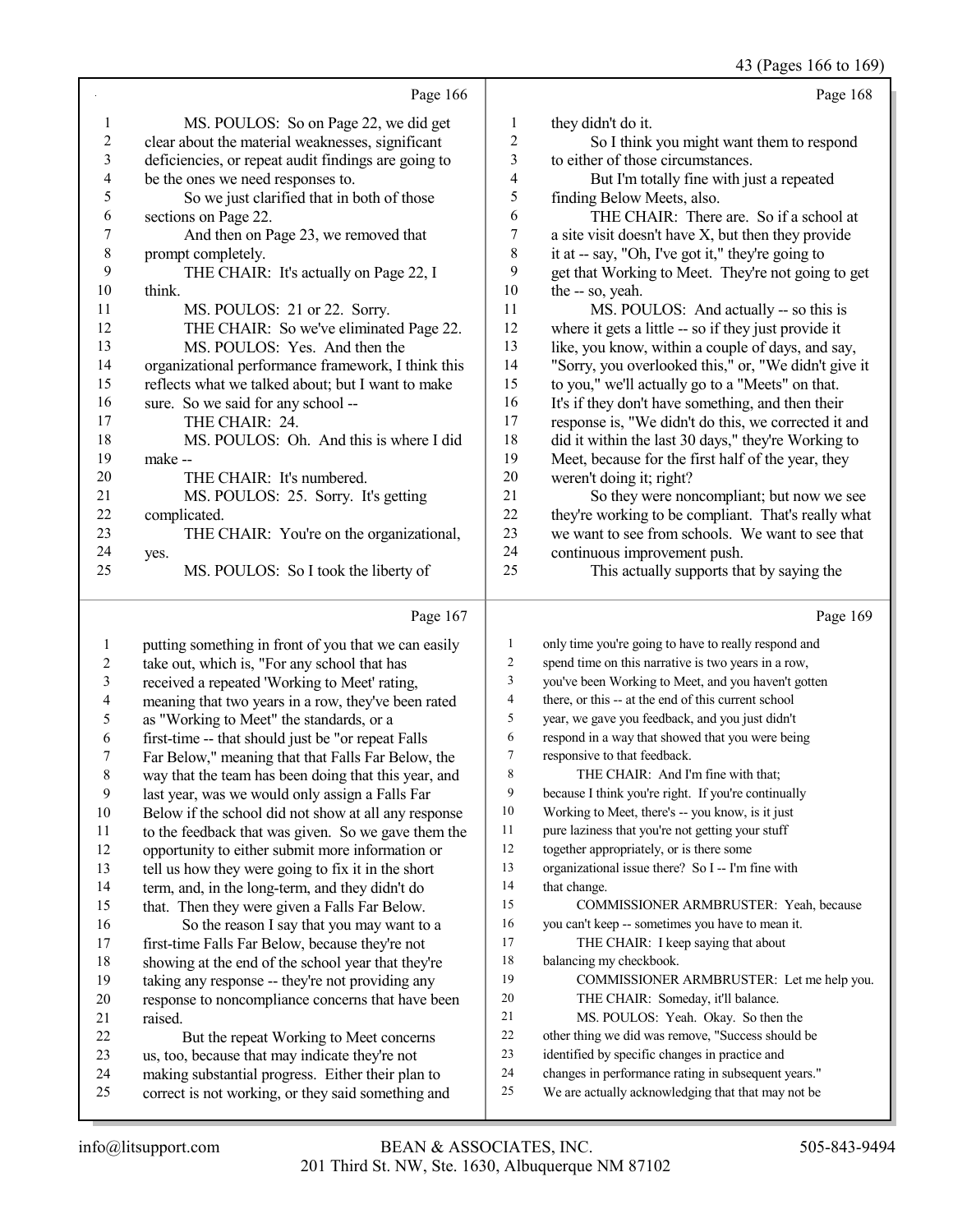Page 166

MS. POULOS: So on Page 22, we did get clear about the material weaknesses, significant deficiencies, or repeat audit findings are going to be the ones we need responses to.

So we just clarified that in both of those sections on Page 22.

And then on Page 23, we removed that prompt completely.

THE CHAIR: It's actually on Page 22, I think.

MS. POULOS: 21 or 22. Sorry.

THE CHAIR: So we've eliminated Page 22.

MS. POULOS: Yes. And then the organizational performance framework, I think this reflects what we talked about; but I want to make sure. So we said for any school --

THE CHAIR: 24.

MS. POULOS: Oh. And this is where I did make --

THE CHAIR: It's numbered.

MS. POULOS: 25. Sorry. It's getting complicated.

THE CHAIR: You're on the organizational, yes.

MS. POULOS: So I took the liberty of

Page 167

putting something in front of you that we can easily take out, which is, "For any school that has received a repeated 'Working to Meet' rating, meaning that two years in a row, they've been rated as "Working to Meet" the standards, or a first-time -- that should just be "or repeat Falls Far Below," meaning that that Falls Far Below, the way that the team has been doing that this year, and last year, was we would only assign a Falls Far Below if the school did not show at all any response to the feedback that was given. So we gave them the opportunity to either submit more information or tell us how they were going to fix it in the short term, and, in the long-term, and they didn't do that. Then they were given a Falls Far Below.

So the reason I say that you may want to a first-time Falls Far Below, because they're not showing at the end of the school year that they're taking any response -- they're not providing any response to noncompliance concerns that have been raised.

But the repeat Working to Meet concerns us, too, because that may indicate they're not making substantial progress. Either their plan to correct is not working, or they said something and

Page 168

they didn't do it.

So I think you might want them to respond to either of those circumstances.

But I'm totally fine with just a repeated finding Below Meets, also.

THE CHAIR: There are. So if a school at a site visit doesn't have X, but then they provide it at -- say, "Oh, I've got it," they're going to get that Working to Meet. They're not going to get the -- so, yeah.

MS. POULOS: And actually -- so this is where it gets a little -- so if they just provide it like, you know, within a couple of days, and say, "Sorry, you overlooked this," or, "We didn't give it to you," we'll actually go to a "Meets" on that. It's if they don't have something, and then their response is, "We didn't do this, we corrected it and did it within the last 30 days," they're Working to Meet, because for the first half of the year, they weren't doing it; right?

So they were noncompliant; but now we see they're working to be compliant. That's really what we want to see from schools. We want to see that continuous improvement push.

This actually supports that by saying the

Page 169

only time you're going to have to really respond and spend time on this narrative is two years in a row, you've been Working to Meet, and you haven't gotten there, or this -- at the end of this current school year, we gave you feedback, and you just didn't respond in a way that showed that you were being responsive to that feedback.

THE CHAIR: And I'm fine with that; because I think you're right. If you're continually Working to Meet, there's -- you know, is it just pure laziness that you're not getting your stuff together appropriately, or is there some organizational issue there? So I -- I'm fine with that change.

COMMISSIONER ARMBRUSTER: Yeah, because you can't keep -- sometimes you have to mean it.

THE CHAIR: I keep saying that about balancing my checkbook.

COMMISSIONER ARMBRUSTER: Let me help you.

THE CHAIR: Someday, it'll balance.

MS. POULOS: Yeah. Okay. So then the other thing we did was remove, "Success should be identified by specific changes in practice and changes in performance rating in subsequent years." We are actually acknowledging that that may not be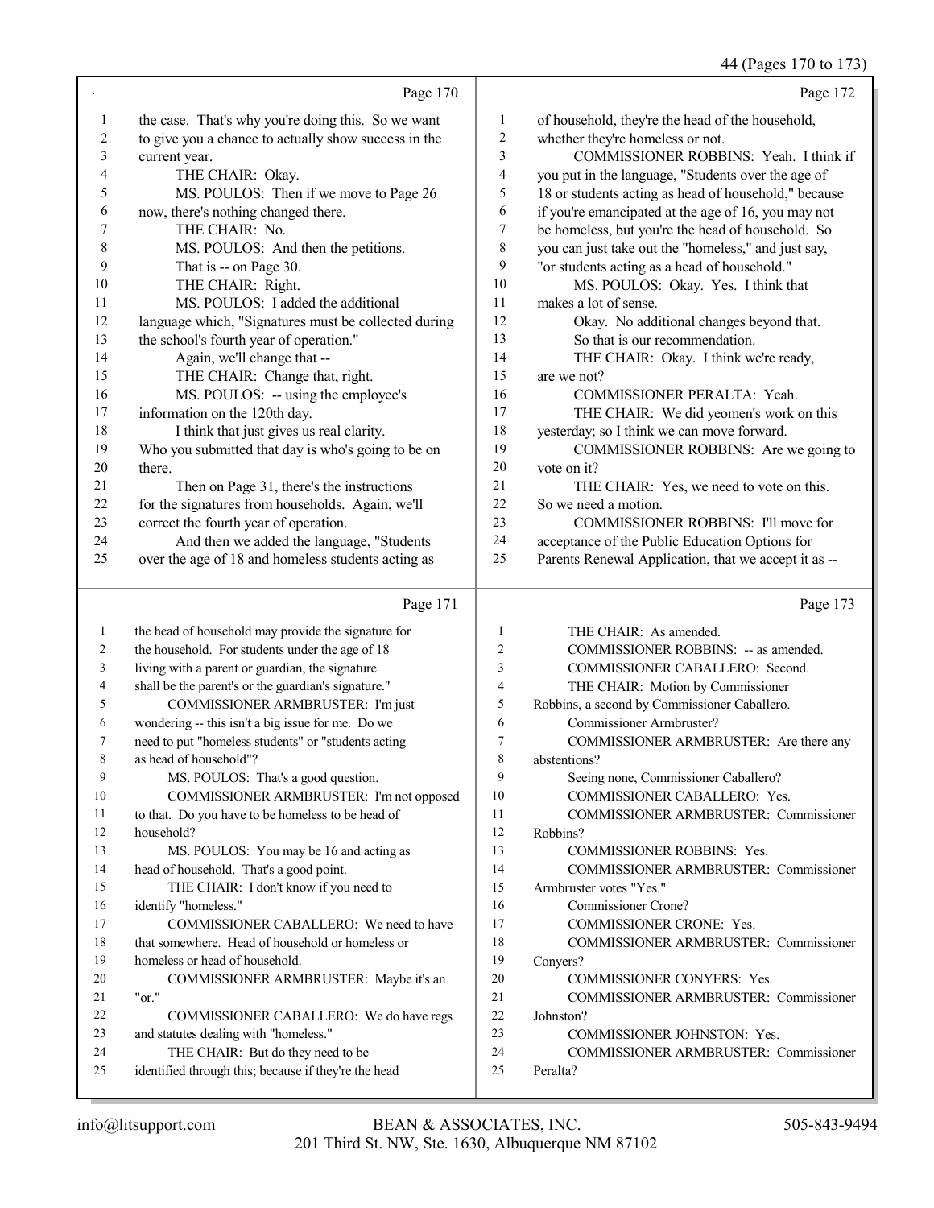Page 170

1 the case. That's why you're doing this. So we want
2 to give you a chance to actually show success in the
3 current year.
4 THE CHAIR: Okay.
5 MS. POULOS: Then if we move to Page 26
6 now, there's nothing changed there.
7 THE CHAIR: No.
8 MS. POULOS: And then the petitions.
9 That is -- on Page 30.
10 THE CHAIR: Right.
11 MS. POULOS: I added the additional
12 language which, "Signatures must be collected during
13 the school's fourth year of operation."
14 Again, we'll change that --
15 THE CHAIR: Change that, right.
16 MS. POULOS: -- using the employee's
17 information on the 120th day.
18 I think that just gives us real clarity.
19 Who you submitted that day is who's going to be on
20 there.
21 Then on Page 31, there's the instructions
22 for the signatures from households. Again, we'll
23 correct the fourth year of operation.
24 And then we added the language, "Students
25 over the age of 18 and homeless students acting as

Page 171

1 the head of household may provide the signature for
2 the household. For students under the age of 18
3 living with a parent or guardian, the signature
4 shall be the parent's or the guardian's signature."
5 COMMISSIONER ARMBRUSTER: I'm just
6 wondering -- this isn't a big issue for me. Do we
7 need to put "homeless students" or "students acting
8 as head of household"?
9 MS. POULOS: That's a good question.
10 COMMISSIONER ARMBRUSTER: I'm not opposed
11 to that. Do you have to be homeless to be head of
12 household?
13 MS. POULOS: You may be 16 and acting as
14 head of household. That's a good point.
15 THE CHAIR: I don't know if you need to
16 identify "homeless."
17 COMMISSIONER CABALLERO: We need to have
18 that somewhere. Head of household or homeless or
19 homeless or head of household.
20 COMMISSIONER ARMBRUSTER: Maybe it's an
21 "or."
22 COMMISSIONER CABALLERO: We do have regs
23 and statutes dealing with "homeless."
24 THE CHAIR: But do they need to be
25 identified through this; because if they're the head

Page 172

1 of household, they're the head of the household,
2 whether they're homeless or not.
3 COMMISSIONER ROBBINS: Yeah. I think if
4 you put in the language, "Students over the age of
5 18 or students acting as head of household," because
6 if you're emancipated at the age of 16, you may not
7 be homeless, but you're the head of household. So
8 you can just take out the "homeless," and just say,
9 "or students acting as a head of household."
10 MS. POULOS: Okay. Yes. I think that
11 makes a lot of sense.
12 Okay. No additional changes beyond that.
13 So that is our recommendation.
14 THE CHAIR: Okay. I think we're ready,
15 are we not?
16 COMMISSIONER PERALTA: Yeah.
17 THE CHAIR: We did yeomen's work on this
18 yesterday; so I think we can move forward.
19 COMMISSIONER ROBBINS: Are we going to
20 vote on it?
21 THE CHAIR: Yes, we need to vote on this.
22 So we need a motion.
23 COMMISSIONER ROBBINS: I'll move for
24 acceptance of the Public Education Options for
25 Parents Renewal Application, that we accept it as --

Page 173

1 THE CHAIR: As amended.
2 COMMISSIONER ROBBINS: -- as amended.
3 COMMISSIONER CABALLERO: Second.
4 THE CHAIR: Motion by Commissioner
5 Robbins, a second by Commissioner Caballero.
6 Commissioner Armbruster?
7 COMMISSIONER ARMBRUSTER: Are there any
8 abstentions?
9 Seeing none, Commissioner Caballero?
10 COMMISSIONER CABALLERO: Yes.
11 COMMISSIONER ARMBRUSTER: Commissioner
12 Robbins?
13 COMMISSIONER ROBBINS: Yes.
14 COMMISSIONER ARMBRUSTER: Commissioner
15 Armbruster votes "Yes."
16 Commissioner Crone?
17 COMMISSIONER CRONE: Yes.
18 COMMISSIONER ARMBRUSTER: Commissioner
19 Conyers?
20 COMMISSIONER CONYERS: Yes.
21 COMMISSIONER ARMBRUSTER: Commissioner
22 Johnston?
23 COMMISSIONER JOHNSTON: Yes.
24 COMMISSIONER ARMBRUSTER: Commissioner
25 Peralta?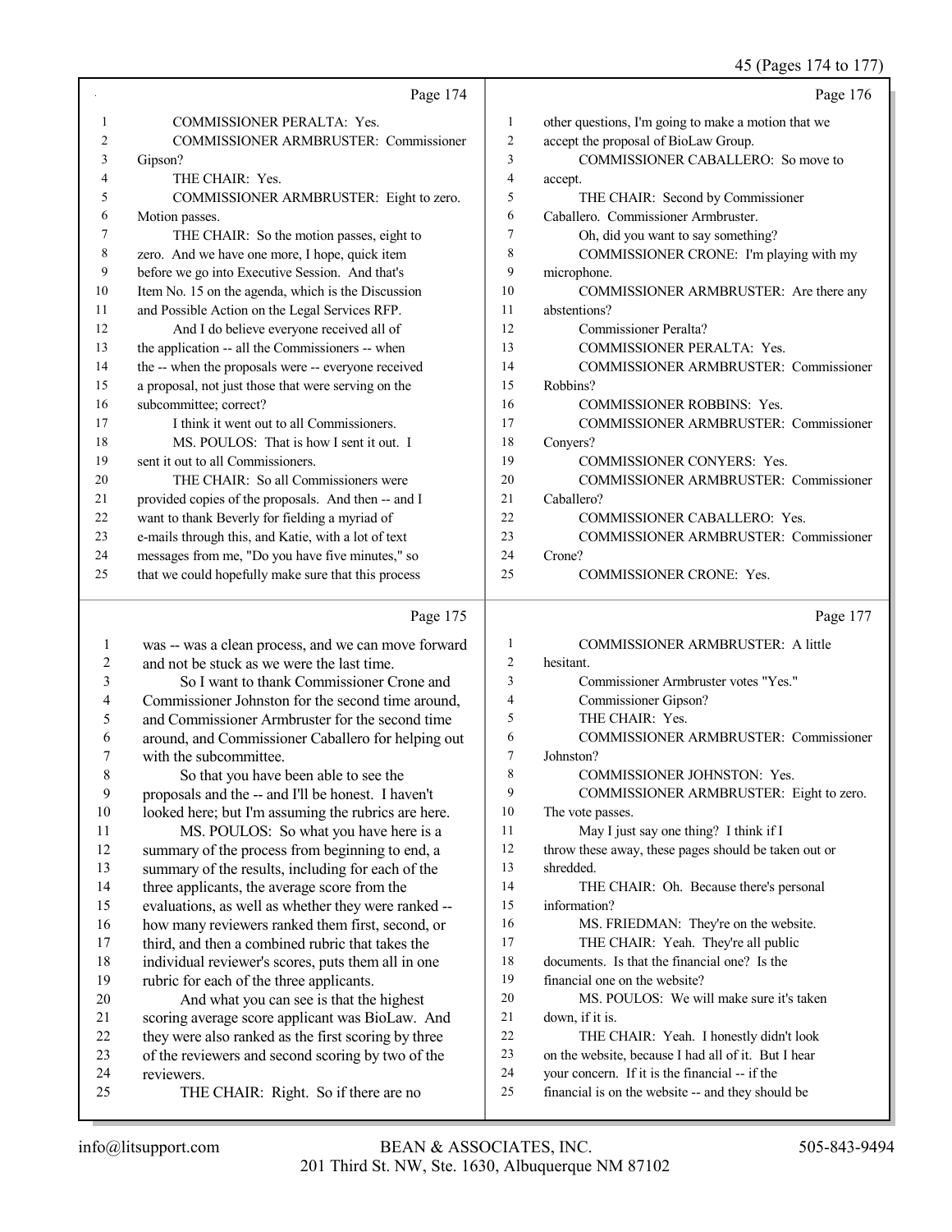Page 174

1 COMMISSIONER PERALTA: Yes.
2 COMMISSIONER ARMBRUSTER: Commissioner
3 Gipson?
4 THE CHAIR: Yes.
5 COMMISSIONER ARMBRUSTER: Eight to zero.
6 Motion passes.
7 THE CHAIR: So the motion passes, eight to
8 zero. And we have one more, I hope, quick item
9 before we go into Executive Session. And that's
10 Item No. 15 on the agenda, which is the Discussion
11 and Possible Action on the Legal Services RFP.
12 And I do believe everyone received all of
13 the application -- all the Commissioners -- when
14 the -- when the proposals were -- everyone received
15 a proposal, not just those that were serving on the
16 subcommittee; correct?
17 I think it went out to all Commissioners.
18 MS. POULOS: That is how I sent it out. I
19 sent it out to all Commissioners.
20 THE CHAIR: So all Commissioners were
21 provided copies of the proposals. And then -- and I
22 want to thank Beverly for fielding a myriad of
23 e-mails through this, and Katie, with a lot of text
24 messages from me, "Do you have five minutes," so
25 that we could hopefully make sure that this process

Page 175

1 was -- was a clean process, and we can move forward
2 and not be stuck as we were the last time.
3 So I want to thank Commissioner Crone and
4 Commissioner Johnston for the second time around,
5 and Commissioner Armbruster for the second time
6 around, and Commissioner Caballero for helping out
7 with the subcommittee.
8 So that you have been able to see the
9 proposals and the -- and I'll be honest. I haven't
10 looked here; but I'm assuming the rubrics are here.
11 MS. POULOS: So what you have here is a
12 summary of the process from beginning to end, a
13 summary of the results, including for each of the
14 three applicants, the average score from the
15 evaluations, as well as whether they were ranked --
16 how many reviewers ranked them first, second, or
17 third, and then a combined rubric that takes the
18 individual reviewer's scores, puts them all in one
19 rubric for each of the three applicants.
20 And what you can see is that the highest
21 scoring average score applicant was BioLaw. And
22 they were also ranked as the first scoring by three
23 of the reviewers and second scoring by two of the
24 reviewers.
25 THE CHAIR: Right. So if there are no

Page 176

1 other questions, I'm going to make a motion that we
2 accept the proposal of BioLaw Group.
3 COMMISSIONER CABALLERO: So move to
4 accept.
5 THE CHAIR: Second by Commissioner
6 Caballero. Commissioner Armbruster.
7 Oh, did you want to say something?
8 COMMISSIONER CRONE: I'm playing with my
9 microphone.
10 COMMISSIONER ARMBRUSTER: Are there any
11 abstentions?
12 Commissioner Peralta?
13 COMMISSIONER PERALTA: Yes.
14 COMMISSIONER ARMBRUSTER: Commissioner
15 Robbins?
16 COMMISSIONER ROBBINS: Yes.
17 COMMISSIONER ARMBRUSTER: Commissioner
18 Conyers?
19 COMMISSIONER CONYERS: Yes.
20 COMMISSIONER ARMBRUSTER: Commissioner
21 Caballero?
22 COMMISSIONER CABALLERO: Yes.
23 COMMISSIONER ARMBRUSTER: Commissioner
24 Crone?
25 COMMISSIONER CRONE: Yes.

Page 177

1 COMMISSIONER ARMBRUSTER: A little
2 hesitant.
3 Commissioner Armbruster votes "Yes."
4 Commissioner Gipson?
5 THE CHAIR: Yes.
6 COMMISSIONER ARMBRUSTER: Commissioner
7 Johnston?
8 COMMISSIONER JOHNSTON: Yes.
9 COMMISSIONER ARMBRUSTER: Eight to zero.
10 The vote passes.
11 May I just say one thing? I think if I
12 throw these away, these pages should be taken out or
13 shredded.
14 THE CHAIR: Oh. Because there's personal
15 information?
16 MS. FRIEDMAN: They're on the website.
17 THE CHAIR: Yeah. They're all public
18 documents. Is that the financial one? Is the
19 financial one on the website?
20 MS. POULOS: We will make sure it's taken
21 down, if it is.
22 THE CHAIR: Yeah. I honestly didn't look
23 on the website, because I had all of it. But I hear
24 your concern. If it is the financial -- if the
25 financial is on the website -- and they should be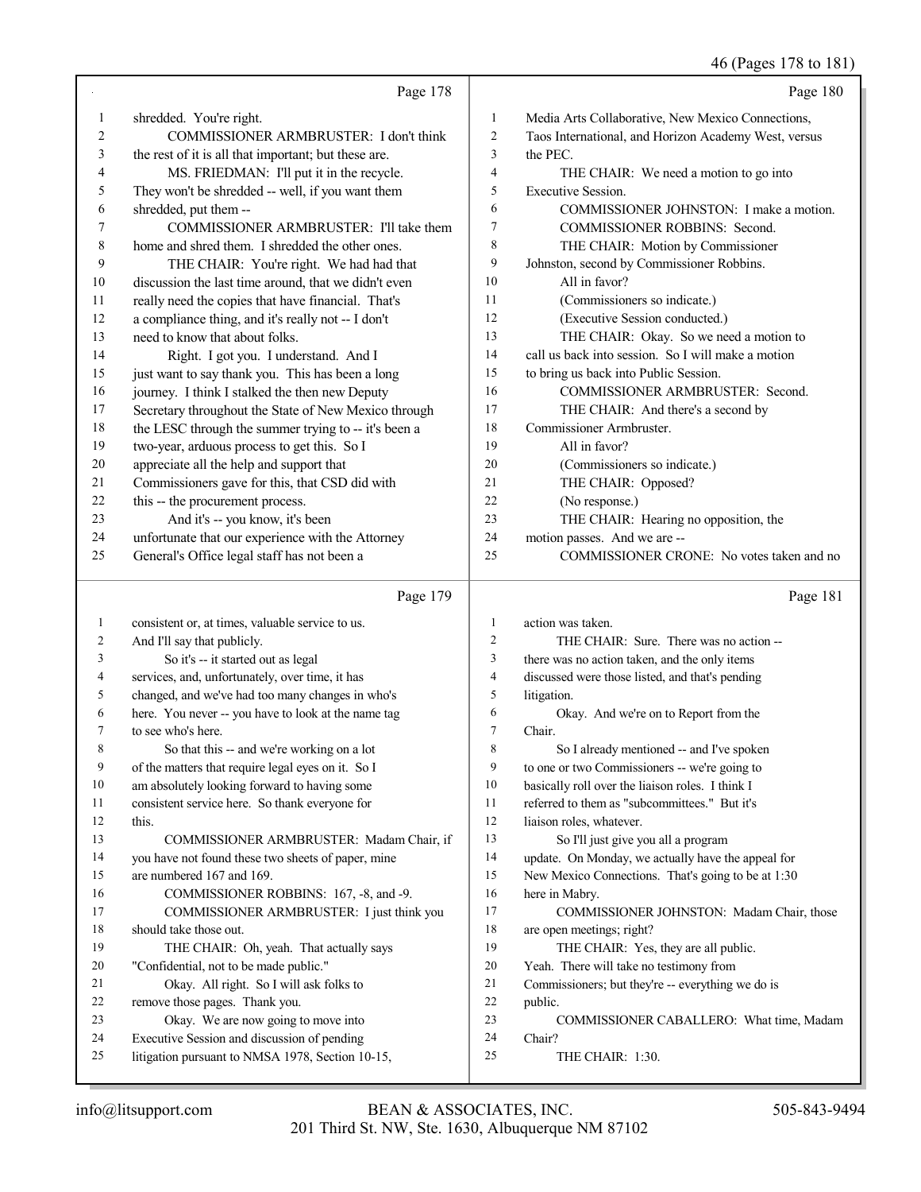Page 178

1 shredded. You're right.
2 COMMISSIONER ARMBRUSTER: I don't think
3 the rest of it is all that important; but these are.
4 MS. FRIEDMAN: I'll put it in the recycle.
5 They won't be shredded -- well, if you want them
6 shredded, put them --
7 COMMISSIONER ARMBRUSTER: I'll take them
8 home and shred them. I shredded the other ones.
9 THE CHAIR: You're right. We had had that
10 discussion the last time around, that we didn't even
11 really need the copies that have financial. That's
12 a compliance thing, and it's really not -- I don't
13 need to know that about folks.
14 Right. I got you. I understand. And I
15 just want to say thank you. This has been a long
16 journey. I think I stalked the then new Deputy
17 Secretary throughout the State of New Mexico through
18 the LESC through the summer trying to -- it's been a
19 two-year, arduous process to get this. So I
20 appreciate all the help and support that
21 Commissioners gave for this, that CSD did with
22 this -- the procurement process.
23 And it's -- you know, it's been
24 unfortunate that our experience with the Attorney
25 General's Office legal staff has not been a

Page 179

1 consistent or, at times, valuable service to us.
2 And I'll say that publicly.
3 So it's -- it started out as legal
4 services, and, unfortunately, over time, it has
5 changed, and we've had too many changes in who's
6 here. You never -- you have to look at the name tag
7 to see who's here.
8 So that this -- and we're working on a lot
9 of the matters that require legal eyes on it. So I
10 am absolutely looking forward to having some
11 consistent service here. So thank everyone for
12 this.
13 COMMISSIONER ARMBRUSTER: Madam Chair, if
14 you have not found these two sheets of paper, mine
15 are numbered 167 and 169.
16 COMMISSIONER ROBBINS: 167, -8, and -9.
17 COMMISSIONER ARMBRUSTER: I just think you
18 should take those out.
19 THE CHAIR: Oh, yeah. That actually says
20 "Confidential, not to be made public."
21 Okay. All right. So I will ask folks to
22 remove those pages. Thank you.
23 Okay. We are now going to move into
24 Executive Session and discussion of pending
25 litigation pursuant to NMSA 1978, Section 10-15,

Page 180

1 Media Arts Collaborative, New Mexico Connections,
2 Taos International, and Horizon Academy West, versus
3 the PEC.
4 THE CHAIR: We need a motion to go into
5 Executive Session.
6 COMMISSIONER JOHNSTON: I make a motion.
7 COMMISSIONER ROBBINS: Second.
8 THE CHAIR: Motion by Commissioner
9 Johnston, second by Commissioner Robbins.
10 All in favor?
11 (Commissioners so indicate.)
12 (Executive Session conducted.)
13 THE CHAIR: Okay. So we need a motion to
14 call us back into session. So I will make a motion
15 to bring us back into Public Session.
16 COMMISSIONER ARMBRUSTER: Second.
17 THE CHAIR: And there's a second by
18 Commissioner Armbruster.
19 All in favor?
20 (Commissioners so indicate.)
21 THE CHAIR: Opposed?
22 (No response.)
23 THE CHAIR: Hearing no opposition, the
24 motion passes. And we are --
25 COMMISSIONER CRONE: No votes taken and no

Page 181

1 action was taken.
2 THE CHAIR: Sure. There was no action --
3 there was no action taken, and the only items
4 discussed were those listed, and that's pending
5 litigation.
6 Okay. And we're on to Report from the
7 Chair.
8 So I already mentioned -- and I've spoken
9 to one or two Commissioners -- we're going to
10 basically roll over the liaison roles. I think I
11 referred to them as "subcommittees." But it's
12 liaison roles, whatever.
13 So I'll just give you all a program
14 update. On Monday, we actually have the appeal for
15 New Mexico Connections. That's going to be at 1:30
16 here in Mabry.
17 COMMISSIONER JOHNSTON: Madam Chair, those
18 are open meetings; right?
19 THE CHAIR: Yes, they are all public.
20 Yeah. There will take no testimony from
21 Commissioners; but they're -- everything we do is
22 public.
23 COMMISSIONER CABALLERO: What time, Madam
24 Chair?
25 THE CHAIR: 1:30.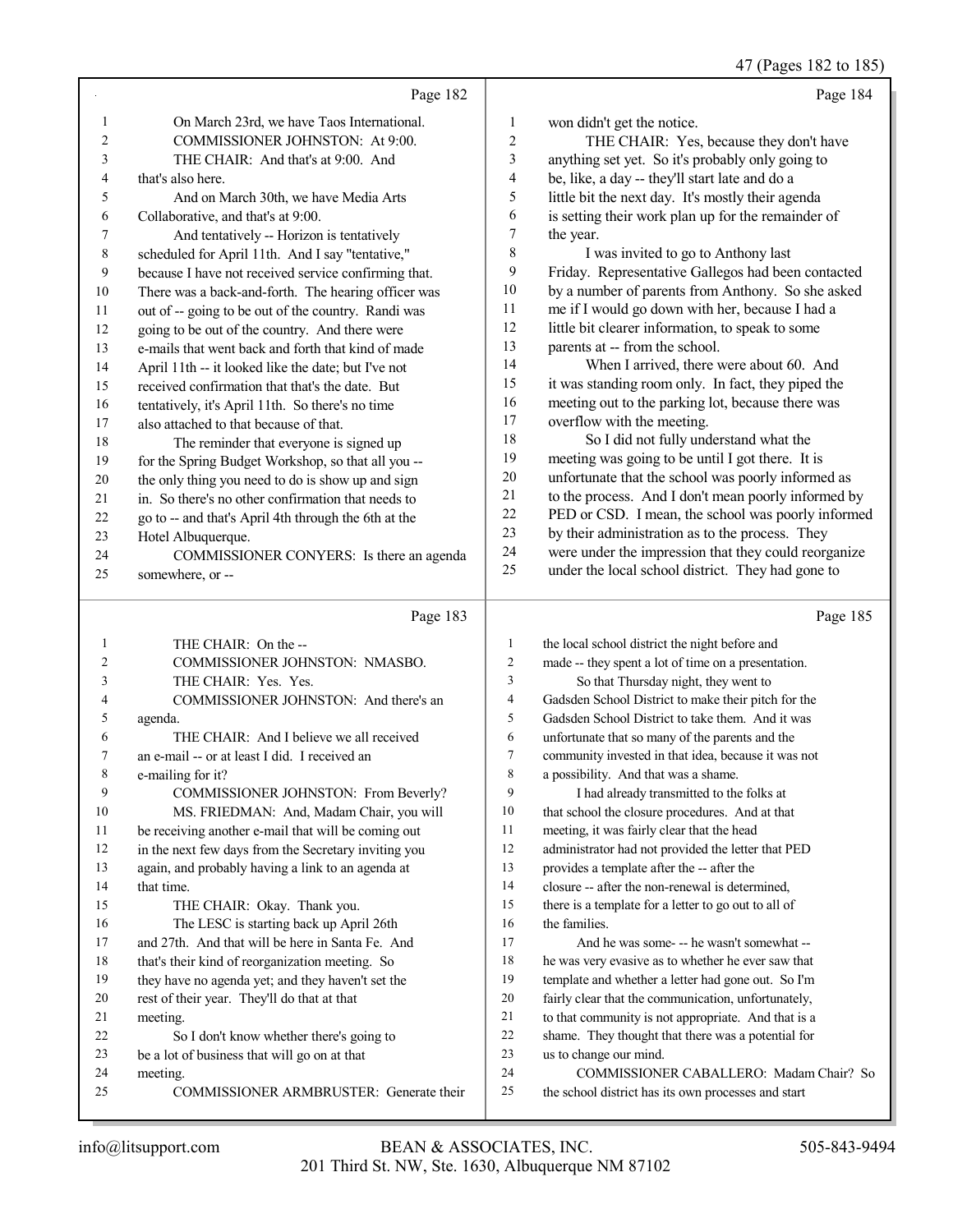Page 182

1 On March 23rd, we have Taos International.
2 COMMISSIONER JOHNSTON: At 9:00.
3 THE CHAIR: And that's at 9:00. And
4 that's also here.
5 And on March 30th, we have Media Arts
6 Collaborative, and that's at 9:00.
7 And tentatively -- Horizon is tentatively
8 scheduled for April 11th. And I say "tentative,"
9 because I have not received service confirming that.
10 There was a back-and-forth. The hearing officer was
11 out of -- going to be out of the country. Randi was
12 going to be out of the country. And there were
13 e-mails that went back and forth that kind of made
14 April 11th -- it looked like the date; but I've not
15 received confirmation that that's the date. But
16 tentatively, it's April 11th. So there's no time
17 also attached to that because of that.
18 The reminder that everyone is signed up
19 for the Spring Budget Workshop, so that all you --
20 the only thing you need to do is show up and sign
21 in. So there's no other confirmation that needs to
22 go to -- and that's April 4th through the 6th at the
23 Hotel Albuquerque.
24 COMMISSIONER CONYERS: Is there an agenda
25 somewhere, or --

Page 183

1 THE CHAIR: On the --
2 COMMISSIONER JOHNSTON: NMASBO.
3 THE CHAIR: Yes. Yes.
4 COMMISSIONER JOHNSTON: And there's an
5 agenda.
6 THE CHAIR: And I believe we all received
7 an e-mail -- or at least I did. I received an
8 e-mailing for it?
9 COMMISSIONER JOHNSTON: From Beverly?
10 MS. FRIEDMAN: And, Madam Chair, you will
11 be receiving another e-mail that will be coming out
12 in the next few days from the Secretary inviting you
13 again, and probably having a link to an agenda at
14 that time.
15 THE CHAIR: Okay. Thank you.
16 The LESC is starting back up April 26th
17 and 27th. And that will be here in Santa Fe. And
18 that's their kind of reorganization meeting. So
19 they have no agenda yet; and they haven't set the
20 rest of their year. They'll do that at that
21 meeting.
22 So I don't know whether there's going to
23 be a lot of business that will go on at that
24 meeting.
25 COMMISSIONER ARMBRUSTER: Generate their

Page 184

1 won didn't get the notice.
2 THE CHAIR: Yes, because they don't have
3 anything set yet. So it's probably only going to
4 be, like, a day -- they'll start late and do a
5 little bit the next day. It's mostly their agenda
6 is setting their work plan up for the remainder of
7 the year.
8 I was invited to go to Anthony last
9 Friday. Representative Gallegos had been contacted
10 by a number of parents from Anthony. So she asked
11 me if I would go down with her, because I had a
12 little bit clearer information, to speak to some
13 parents at -- from the school.
14 When I arrived, there were about 60. And
15 it was standing room only. In fact, they piped the
16 meeting out to the parking lot, because there was
17 overflow with the meeting.
18 So I did not fully understand what the
19 meeting was going to be until I got there. It is
20 unfortunate that the school was poorly informed as
21 to the process. And I don't mean poorly informed by
22 PED or CSD. I mean, the school was poorly informed
23 by their administration as to the process. They
24 were under the impression that they could reorganize
25 under the local school district. They had gone to

Page 185

1 the local school district the night before and
2 made -- they spent a lot of time on a presentation.
3 So that Thursday night, they went to
4 Gadsden School District to make their pitch for the
5 Gadsden School District to take them. And it was
6 unfortunate that so many of the parents and the
7 community invested in that idea, because it was not
8 a possibility. And that was a shame.
9 I had already transmitted to the folks at
10 that school the closure procedures. And at that
11 meeting, it was fairly clear that the head
12 administrator had not provided the letter that PED
13 provides a template after the -- after the
14 closure -- after the non-renewal is determined,
15 there is a template for a letter to go out to all of
16 the families.
17 And he was some- -- he wasn't somewhat --
18 he was very evasive as to whether he ever saw that
19 template and whether a letter had gone out. So I'm
20 fairly clear that the communication, unfortunately,
21 to that community is not appropriate. And that is a
22 shame. They thought that there was a potential for
23 us to change our mind.
24 COMMISSIONER CABALLERO: Madam Chair? So
25 the school district has its own processes and start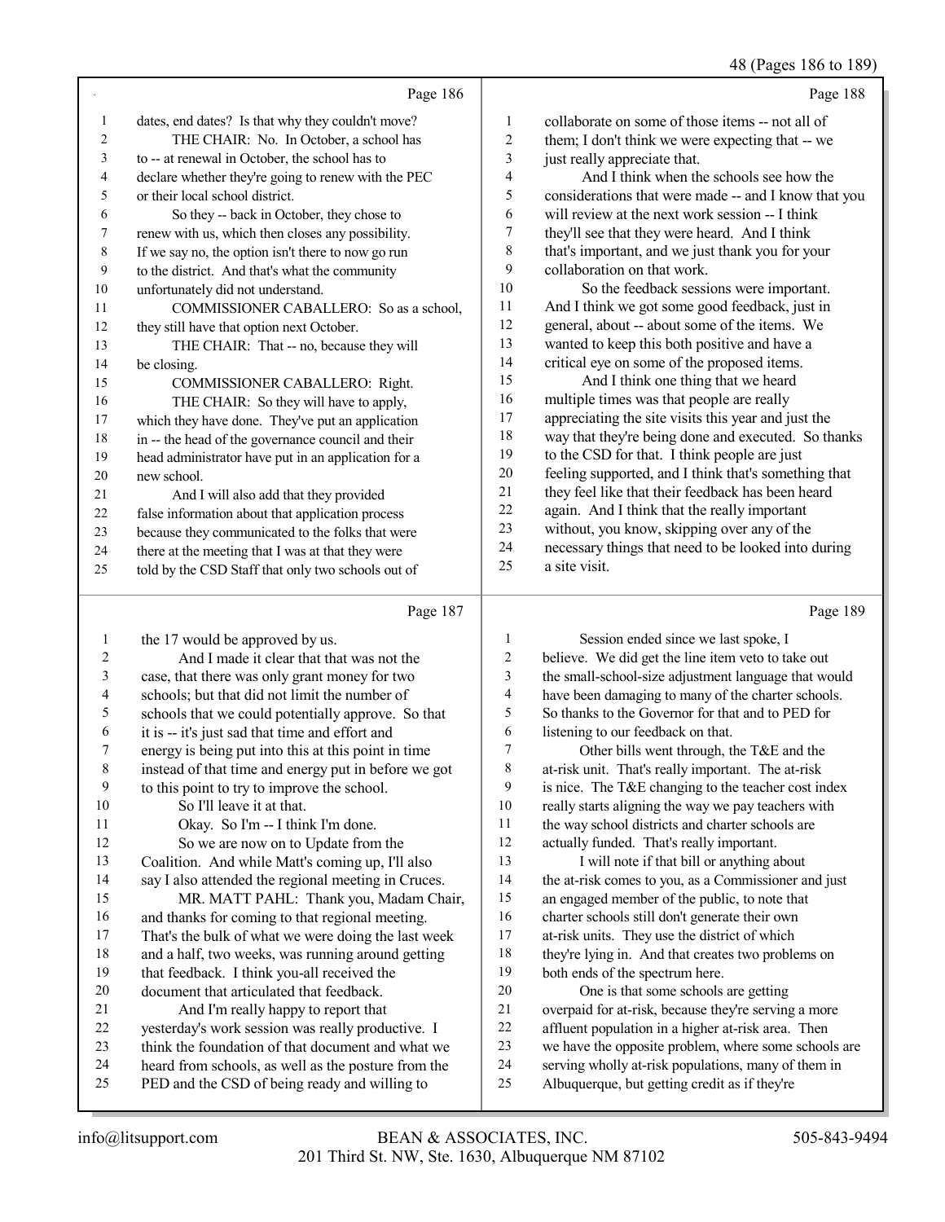48 (Pages 186 to 189)

Page 186

1 dates, end dates? Is that why they couldn't move?
2 THE CHAIR: No. In October, a school has
3 to -- at renewal in October, the school has to
4 declare whether they're going to renew with the PEC
5 or their local school district.
6 So they -- back in October, they chose to
7 renew with us, which then closes any possibility.
8 If we say no, the option isn't there to now go run
9 to the district. And that's what the community
10 unfortunately did not understand.
11 COMMISSIONER CABALLERO: So as a school,
12 they still have that option next October.
13 THE CHAIR: That -- no, because they will
14 be closing.
15 COMMISSIONER CABALLERO: Right.
16 THE CHAIR: So they will have to apply,
17 which they have done. They've put an application
18 in -- the head of the governance council and their
19 head administrator have put in an application for a
20 new school.
21 And I will also add that they provided
22 false information about that application process
23 because they communicated to the folks that were
24 there at the meeting that I was at that they were
25 told by the CSD Staff that only two schools out of

Page 187

1 the 17 would be approved by us.
2 And I made it clear that that was not the
3 case, that there was only grant money for two
4 schools; but that did not limit the number of
5 schools that we could potentially approve. So that
6 it is -- it's just sad that time and effort and
7 energy is being put into this at this point in time
8 instead of that time and energy put in before we got
9 to this point to try to improve the school.
10 So I'll leave it at that.
11 Okay. So I'm -- I think I'm done.
12 So we are now on to Update from the
13 Coalition. And while Matt's coming up, I'll also
14 say I also attended the regional meeting in Cruces.
15 MR. MATT PAHL: Thank you, Madam Chair,
16 and thanks for coming to that regional meeting.
17 That's the bulk of what we were doing the last week
18 and a half, two weeks, was running around getting
19 that feedback. I think you-all received the
20 document that articulated that feedback.
21 And I'm really happy to report that
22 yesterday's work session was really productive. I
23 think the foundation of that document and what we
24 heard from schools, as well as the posture from the
25 PED and the CSD of being ready and willing to

Page 188

1 collaborate on some of those items -- not all of
2 them; I don't think we were expecting that -- we
3 just really appreciate that.
4 And I think when the schools see how the
5 considerations that were made -- and I know that you
6 will review at the next work session -- I think
7 they'll see that they were heard. And I think
8 that's important, and we just thank you for your
9 collaboration on that work.
10 So the feedback sessions were important.
11 And I think we got some good feedback, just in
12 general, about -- about some of the items. We
13 wanted to keep this both positive and have a
14 critical eye on some of the proposed items.
15 And I think one thing that we heard
16 multiple times was that people are really
17 appreciating the site visits this year and just the
18 way that they're being done and executed. So thanks
19 to the CSD for that. I think people are just
20 feeling supported, and I think that's something that
21 they feel like that their feedback has been heard
22 again. And I think that the really important
23 without, you know, skipping over any of the
24 necessary things that need to be looked into during
25 a site visit.

Page 189

1 Session ended since we last spoke, I
2 believe. We did get the line item veto to take out
3 the small-school-size adjustment language that would
4 have been damaging to many of the charter schools.
5 So thanks to the Governor for that and to PED for
6 listening to our feedback on that.
7 Other bills went through, the T&E and the
8 at-risk unit. That's really important. The at-risk
9 is nice. The T&E changing to the teacher cost index
10 really starts aligning the way we pay teachers with
11 the way school districts and charter schools are
12 actually funded. That's really important.
13 I will note if that bill or anything about
14 the at-risk comes to you, as a Commissioner and just
15 an engaged member of the public, to note that
16 charter schools still don't generate their own
17 at-risk units. They use the district of which
18 they're lying in. And that creates two problems on
19 both ends of the spectrum here.
20 One is that some schools are getting
21 overpaid for at-risk, because they're serving a more
22 affluent population in a higher at-risk area. Then
23 we have the opposite problem, where some schools are
24 serving wholly at-risk populations, many of them in
25 Albuquerque, but getting credit as if they're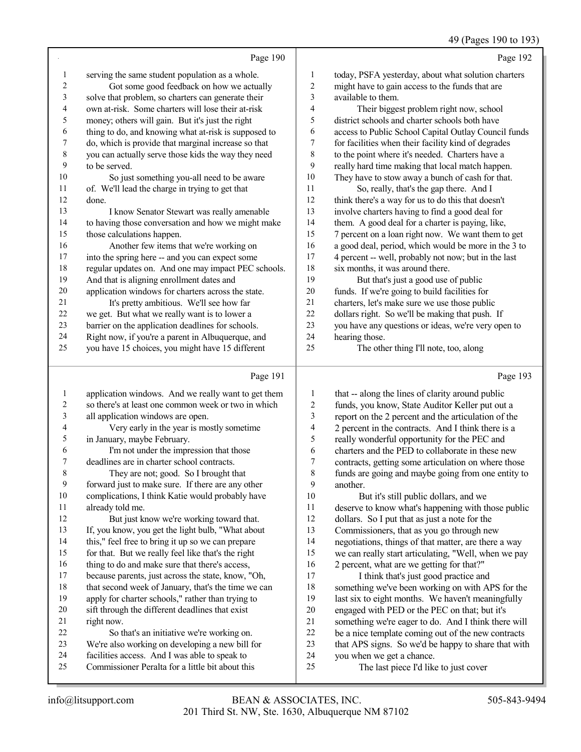Page 190

1 serving the same student population as a whole.
2 Got some good feedback on how we actually
3 solve that problem, so charters can generate their
4 own at-risk. Some charters will lose their at-risk
5 money; others will gain. But it's just the right
6 thing to do, and knowing what at-risk is supposed to
7 do, which is provide that marginal increase so that
8 you can actually serve those kids the way they need
9 to be served.
10 So just something you-all need to be aware
11 of. We'll lead the charge in trying to get that
12 done.
13 I know Senator Stewart was really amenable
14 to having those conversation and how we might make
15 those calculations happen.
16 Another few items that we're working on
17 into the spring here -- and you can expect some
18 regular updates on. And one may impact PEC schools.
19 And that is aligning enrollment dates and
20 application windows for charters across the state.
21 It's pretty ambitious. We'll see how far
22 we get. But what we really want is to lower a
23 barrier on the application deadlines for schools.
24 Right now, if you're a parent in Albuquerque, and
25 you have 15 choices, you might have 15 different

Page 191

1 application windows. And we really want to get them
2 so there's at least one common week or two in which
3 all application windows are open.
4 Very early in the year is mostly sometime
5 in January, maybe February.
6 I'm not under the impression that those
7 deadlines are in charter school contracts.
8 They are not; good. So I brought that
9 forward just to make sure. If there are any other
10 complications, I think Katie would probably have
11 already told me.
12 But just know we're working toward that.
13 If, you know, you get the light bulb, "What about
14 this," feel free to bring it up so we can prepare
15 for that. But we really feel like that's the right
16 thing to do and make sure that there's access,
17 because parents, just across the state, know, "Oh,
18 that second week of January, that's the time we can
19 apply for charter schools," rather than trying to
20 sift through the different deadlines that exist
21 right now.
22 So that's an initiative we're working on.
23 We're also working on developing a new bill for
24 facilities access. And I was able to speak to
25 Commissioner Peralta for a little bit about this

Page 192

1 today, PSFA yesterday, about what solution charters
2 might have to gain access to the funds that are
3 available to them.
4 Their biggest problem right now, school
5 district schools and charter schools both have
6 access to Public School Capital Outlay Council funds
7 for facilities when their facility kind of degrades
8 to the point where it's needed. Charters have a
9 really hard time making that local match happen.
10 They have to stow away a bunch of cash for that.
11 So, really, that's the gap there. And I
12 think there's a way for us to do this that doesn't
13 involve charters having to find a good deal for
14 them. A good deal for a charter is paying, like,
15 7 percent on a loan right now. We want them to get
16 a good deal, period, which would be more in the 3 to
17 4 percent -- well, probably not now; but in the last
18 six months, it was around there.
19 But that's just a good use of public
20 funds. If we're going to build facilities for
21 charters, let's make sure we use those public
22 dollars right. So we'll be making that push. If
23 you have any questions or ideas, we're very open to
24 hearing those.
25 The other thing I'll note, too, along

Page 193

1 that -- along the lines of clarity around public
2 funds, you know, State Auditor Keller put out a
3 report on the 2 percent and the articulation of the
4 2 percent in the contracts. And I think there is a
5 really wonderful opportunity for the PEC and
6 charters and the PED to collaborate in these new
7 contracts, getting some articulation on where those
8 funds are going and maybe going from one entity to
9 another.
10 But it's still public dollars, and we
11 deserve to know what's happening with those public
12 dollars. So I put that as just a note for the
13 Commissioners, that as you go through new
14 negotiations, things of that matter, are there a way
15 we can really start articulating, "Well, when we pay
16 2 percent, what are we getting for that?"
17 I think that's just good practice and
18 something we've been working on with APS for the
19 last six to eight months. We haven't meaningfully
20 engaged with PED or the PEC on that; but it's
21 something we're eager to do. And I think there will
22 be a nice template coming out of the new contracts
23 that APS signs. So we'd be happy to share that with
24 you when we get a chance.
25 The last piece I'd like to just cover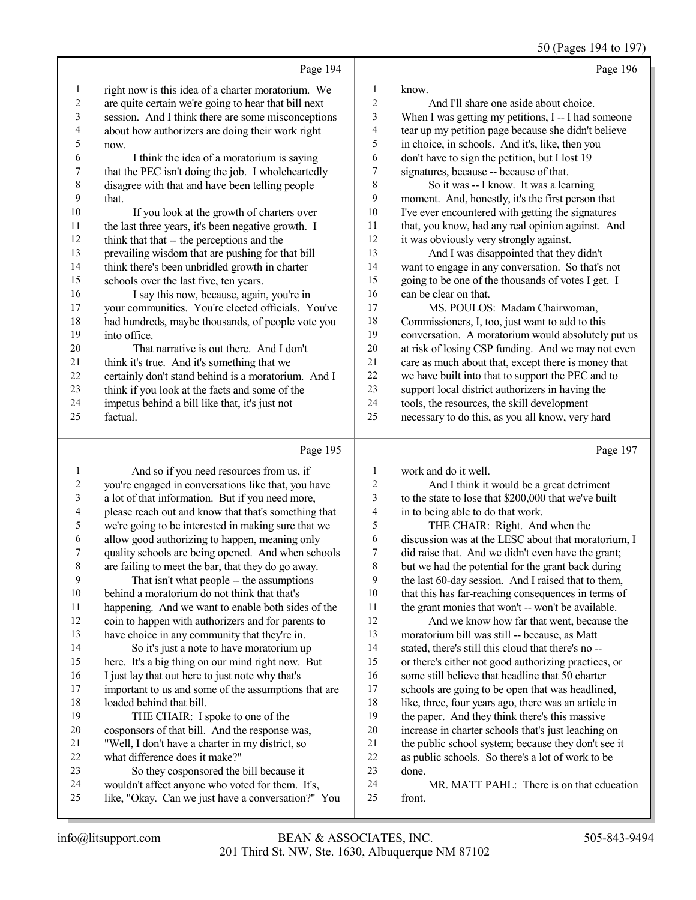Page 194

1 right now is this idea of a charter moratorium. We
2 are quite certain we're going to hear that bill next
3 session. And I think there are some misconceptions
4 about how authorizers are doing their work right
5 now.
6 I think the idea of a moratorium is saying
7 that the PEC isn't doing the job. I wholeheartedly
8 disagree with that and have been telling people
9 that.
10 If you look at the growth of charters over
11 the last three years, it's been negative growth. I
12 think that that -- the perceptions and the
13 prevailing wisdom that are pushing for that bill
14 think there's been unbridled growth in charter
15 schools over the last five, ten years.
16 I say this now, because, again, you're in
17 your communities. You're elected officials. You've
18 had hundreds, maybe thousands, of people vote you
19 into office.
20 That narrative is out there. And I don't
21 think it's true. And it's something that we
22 certainly don't stand behind is a moratorium. And I
23 think if you look at the facts and some of the
24 impetus behind a bill like that, it's just not
25 factual.

Page 195

1 And so if you need resources from us, if
2 you're engaged in conversations like that, you have
3 a lot of that information. But if you need more,
4 please reach out and know that that's something that
5 we're going to be interested in making sure that we
6 allow good authorizing to happen, meaning only
7 quality schools are being opened. And when schools
8 are failing to meet the bar, that they do go away.
9 That isn't what people -- the assumptions
10 behind a moratorium do not think that that's
11 happening. And we want to enable both sides of the
12 coin to happen with authorizers and for parents to
13 have choice in any community that they're in.
14 So it's just a note to have moratorium up
15 here. It's a big thing on our mind right now. But
16 I just lay that out here to just note why that's
17 important to us and some of the assumptions that are
18 loaded behind that bill.
19 THE CHAIR: I spoke to one of the
20 cosponsors of that bill. And the response was,
21 "Well, I don't have a charter in my district, so
22 what difference does it make?"
23 So they cosponsored the bill because it
24 wouldn't affect anyone who voted for them. It's,
25 like, "Okay. Can we just have a conversation?" You

Page 196

1 know.
2 And I'll share one aside about choice.
3 When I was getting my petitions, I -- I had someone
4 tear up my petition page because she didn't believe
5 in choice, in schools. And it's, like, then you
6 don't have to sign the petition, but I lost 19
7 signatures, because -- because of that.
8 So it was -- I know. It was a learning
9 moment. And, honestly, it's the first person that
10 I've ever encountered with getting the signatures
11 that, you know, had any real opinion against. And
12 it was obviously very strongly against.
13 And I was disappointed that they didn't
14 want to engage in any conversation. So that's not
15 going to be one of the thousands of votes I get. I
16 can be clear on that.
17 MS. POULOS: Madam Chairwoman,
18 Commissioners, I, too, just want to add to this
19 conversation. A moratorium would absolutely put us
20 at risk of losing CSP funding. And we may not even
21 care as much about that, except there is money that
22 we have built into that to support the PEC and to
23 support local district authorizers in having the
24 tools, the resources, the skill development
25 necessary to do this, as you all know, very hard

Page 197

1 work and do it well.
2 And I think it would be a great detriment
3 to the state to lose that $200,000 that we've built
4 in to being able to do that work.
5 THE CHAIR: Right. And when the
6 discussion was at the LESC about that moratorium, I
7 did raise that. And we didn't even have the grant;
8 but we had the potential for the grant back during
9 the last 60-day session. And I raised that to them,
10 that this has far-reaching consequences in terms of
11 the grant monies that won't -- won't be available.
12 And we know how far that went, because the
13 moratorium bill was still -- because, as Matt
14 stated, there's still this cloud that there's no --
15 or there's either not good authorizing practices, or
16 some still believe that headline that 50 charter
17 schools are going to be open that was headlined,
18 like, three, four years ago, there was an article in
19 the paper. And they think there's this massive
20 increase in charter schools that's just leaching on
21 the public school system; because they don't see it
22 as public schools. So there's a lot of work to be
23 done.
24 MR. MATT PAHL: There is on that education
25 front.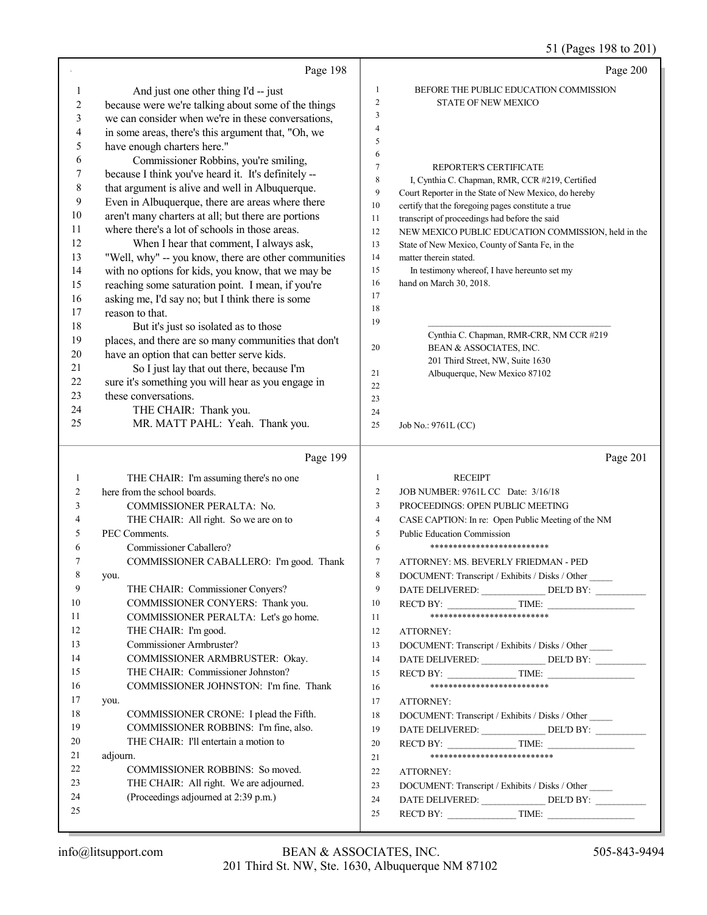Page 198

1 And just one other thing I'd -- just
2 because were we're talking about some of the things
3 we can consider when we're in these conversations,
4 in some areas, there's this argument that, "Oh, we
5 have enough charters here."
6 Commissioner Robbins, you're smiling,
7 because I think you've heard it. It's definitely --
8 that argument is alive and well in Albuquerque.
9 Even in Albuquerque, there are areas where there
10 aren't many charters at all; but there are portions
11 where there's a lot of schools in those areas.
12 When I hear that comment, I always ask,
13 "Well, why" -- you know, there are other communities
14 with no options for kids, you know, that we may be
15 reaching some saturation point. I mean, if you're
16 asking me, I'd say no; but I think there is some
17 reason to that.
18 But it's just so isolated as to those
19 places, and there are so many communities that don't
20 have an option that can better serve kids.
21 So I just lay that out there, because I'm
22 sure it's something you will hear as you engage in
23 these conversations.
24 THE CHAIR: Thank you.
25 MR. MATT PAHL: Yeah. Thank you.

Page 199

1 THE CHAIR: I'm assuming there's no one
2 here from the school boards.
3 COMMISSIONER PERALTA: No.
4 THE CHAIR: All right. So we are on to
5 PEC Comments.
6 Commissioner Caballero?
7 COMMISSIONER CABALLERO: I'm good. Thank
8 you.
9 THE CHAIR: Commissioner Conyers?
10 COMMISSIONER CONYERS: Thank you.
11 COMMISSIONER PERALTA: Let's go home.
12 THE CHAIR: I'm good.
13 Commissioner Armbruster?
14 COMMISSIONER ARMBRUSTER: Okay.
15 THE CHAIR: Commissioner Johnston?
16 COMMISSIONER JOHNSTON: I'm fine. Thank
17 you.
18 COMMISSIONER CRONE: I plead the Fifth.
19 COMMISSIONER ROBBINS: I'm fine, also.
20 THE CHAIR: I'll entertain a motion to
21 adjourn.
22 COMMISSIONER ROBBINS: So moved.
23 THE CHAIR: All right. We are adjourned.
24 (Proceedings adjourned at 2:39 p.m.)
25

Page 200

1 BEFORE THE PUBLIC EDUCATION COMMISSION
2 STATE OF NEW MEXICO
3
4
5
6
7 REPORTER'S CERTIFICATE
8 I, Cynthia C. Chapman, RMR, CCR #219, Certified
9 Court Reporter in the State of New Mexico, do hereby
10 certify that the foregoing pages constitute a true
11 transcript of proceedings had before the said
12 NEW MEXICO PUBLIC EDUCATION COMMISSION, held in the
13 State of New Mexico, County of Santa Fe, in the
14 matter therein stated.
15 In testimony whereof, I have hereunto set my
16 hand on March 30, 2018.
17
18
19 \_\_\_\_\_\_\_\_\_\_\_\_\_\_\_\_\_\_\_\_\_\_\_\_\_\_\_\_\_\_\_\_\_\_\_\_\_\_\_\_
Cynthia C. Chapman, RMR-CRR, NM CCR #219
20 BEAN & ASSOCIATES, INC.
201 Third Street, NW, Suite 1630
21 Albuquerque, New Mexico 87102
22
23
24
25 Job No.: 9761L (CC)

Page 201

1 RECEIPT
2 JOB NUMBER: 9761L CC Date: 3/16/18
3 PROCEEDINGS: OPEN PUBLIC MEETING
4 CASE CAPTION: In re: Open Public Meeting of the NM
5 Public Education Commission
6 **************************
7 ATTORNEY: MS. BEVERLY FRIEDMAN - PED
8 DOCUMENT: Transcript / Exhibits / Disks / Other \_\_\_\_\_
9 DATE DELIVERED: \_\_\_\_\_\_\_\_\_\_\_\_\_\_ DEL'D BY: \_\_\_\_\_\_\_\_\_\_\_
10 REC'D BY: \_\_\_\_\_\_\_\_\_\_\_\_\_\_\_ TIME: \_\_\_\_\_\_\_\_\_\_\_\_\_\_\_\_\_\_\_
11 **************************
12 ATTORNEY:
13 DOCUMENT: Transcript / Exhibits / Disks / Other \_\_\_\_\_
14 DATE DELIVERED: \_\_\_\_\_\_\_\_\_\_\_\_\_\_ DEL'D BY: \_\_\_\_\_\_\_\_\_\_\_
15 REC'D BY: \_\_\_\_\_\_\_\_\_\_\_\_\_\_\_ TIME: \_\_\_\_\_\_\_\_\_\_\_\_\_\_\_\_\_\_\_
16 **************************
17 ATTORNEY:
18 DOCUMENT: Transcript / Exhibits / Disks / Other \_\_\_\_\_
19 DATE DELIVERED: \_\_\_\_\_\_\_\_\_\_\_\_\_\_ DEL'D BY: \_\_\_\_\_\_\_\_\_\_\_
20 REC'D BY: \_\_\_\_\_\_\_\_\_\_\_\_\_\_\_ TIME: \_\_\_\_\_\_\_\_\_\_\_\_\_\_\_\_\_\_\_
21 ****************************
22 ATTORNEY:
23 DOCUMENT: Transcript / Exhibits / Disks / Other \_\_\_\_\_
24 DATE DELIVERED: \_\_\_\_\_\_\_\_\_\_\_\_\_\_ DEL'D BY: \_\_\_\_\_\_\_\_\_\_\_
25 REC'D BY: \_\_\_\_\_\_\_\_\_\_\_\_\_\_\_ TIME: \_\_\_\_\_\_\_\_\_\_\_\_\_\_\_\_\_\_\_